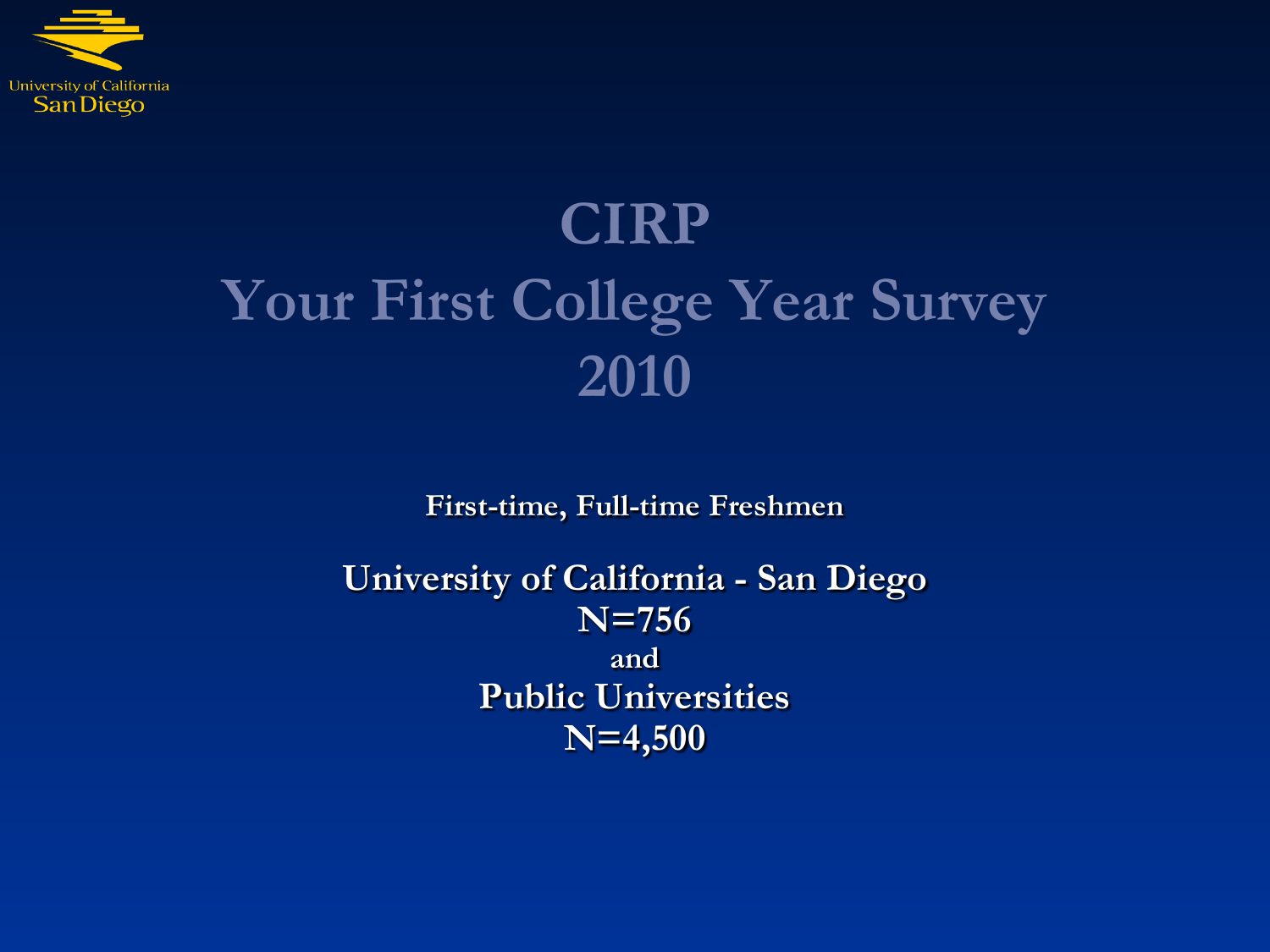# CIRP
# Your First College Year Survey
# 2010

**First-time, Full-time Freshmen**

**University of California - San Diego**
**N=756**
**and**
**Public Universities**
**N=4,500**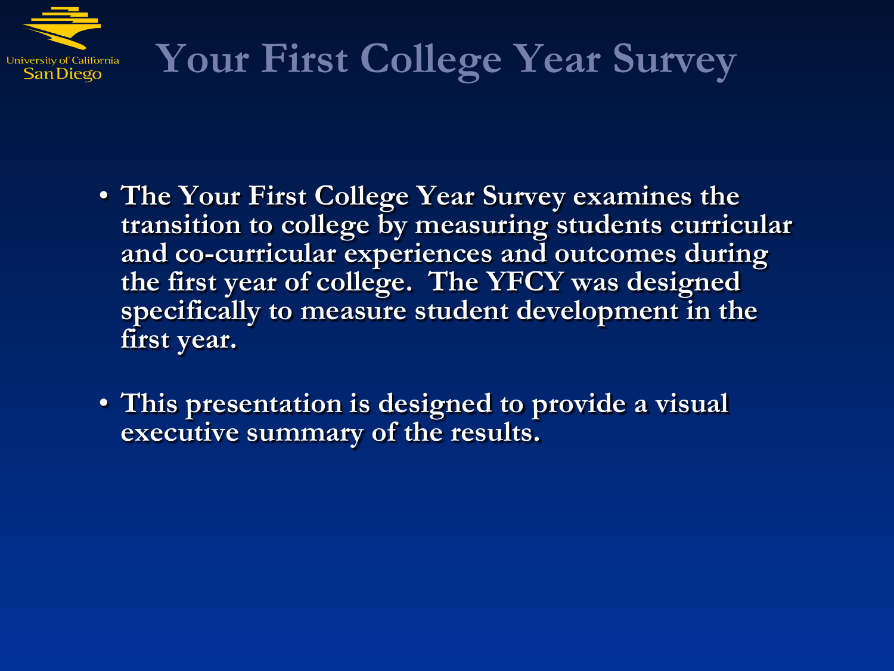# Your First College Year Survey

- The Your First College Year Survey examines the transition to college by measuring students curricular and co-curricular experiences and outcomes during the first year of college. The YFCY was designed specifically to measure student development in the first year.

- This presentation is designed to provide a visual executive summary of the results.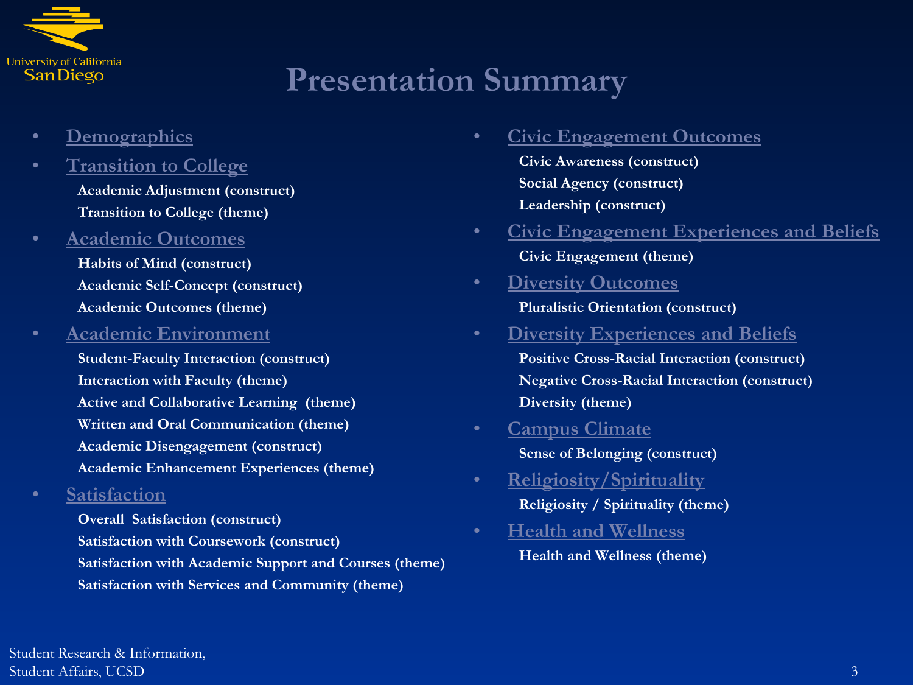# Presentation Summary

- Demographics
- Transition to College
  - Academic Adjustment (construct)
  - Transition to College (theme)
- Academic Outcomes
  - Habits of Mind (construct)
  - Academic Self-Concept (construct)
  - Academic Outcomes (theme)
- Academic Environment
  - Student-Faculty Interaction (construct)
  - Interaction with Faculty (theme)
  - Active and Collaborative Learning (theme)
  - Written and Oral Communication (theme)
  - Academic Disengagement (construct)
  - Academic Enhancement Experiences (theme)
- Satisfaction
  - Overall Satisfaction (construct)
  - Satisfaction with Coursework (construct)
  - Satisfaction with Academic Support and Courses (theme)
  - Satisfaction with Services and Community (theme)
- Civic Engagement Outcomes
  - Civic Awareness (construct)
  - Social Agency (construct)
  - Leadership (construct)
- Civic Engagement Experiences and Beliefs
  - Civic Engagement (theme)
- Diversity Outcomes
  - Pluralistic Orientation (construct)
- Diversity Experiences and Beliefs
  - Positive Cross-Racial Interaction (construct)
  - Negative Cross-Racial Interaction (construct)
  - Diversity (theme)
- Campus Climate
  - Sense of Belonging (construct)
- Religiosity/Spirituality
  - Religiosity / Spirituality (theme)
- Health and Wellness
  - Health and Wellness (theme)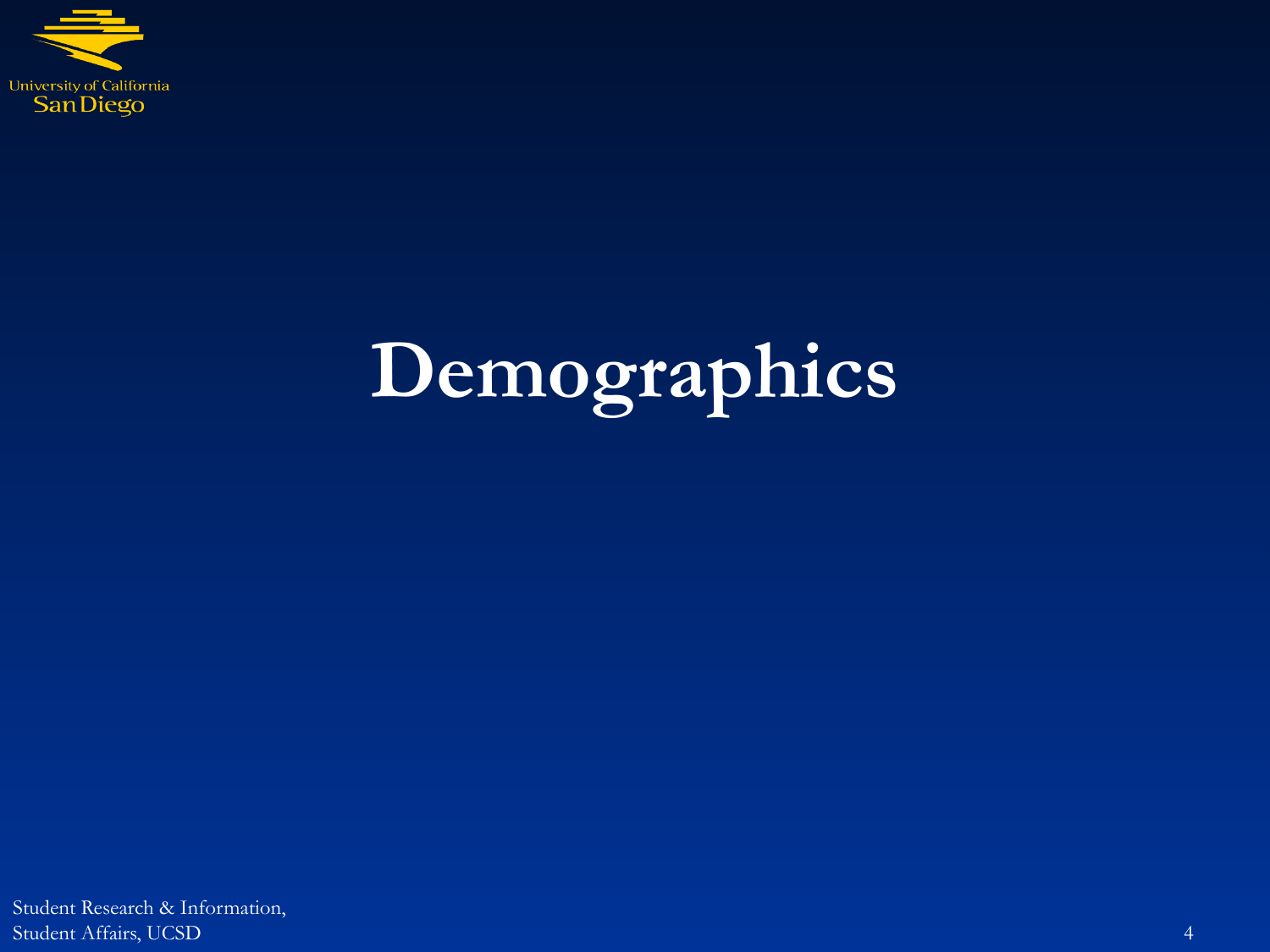# Demographics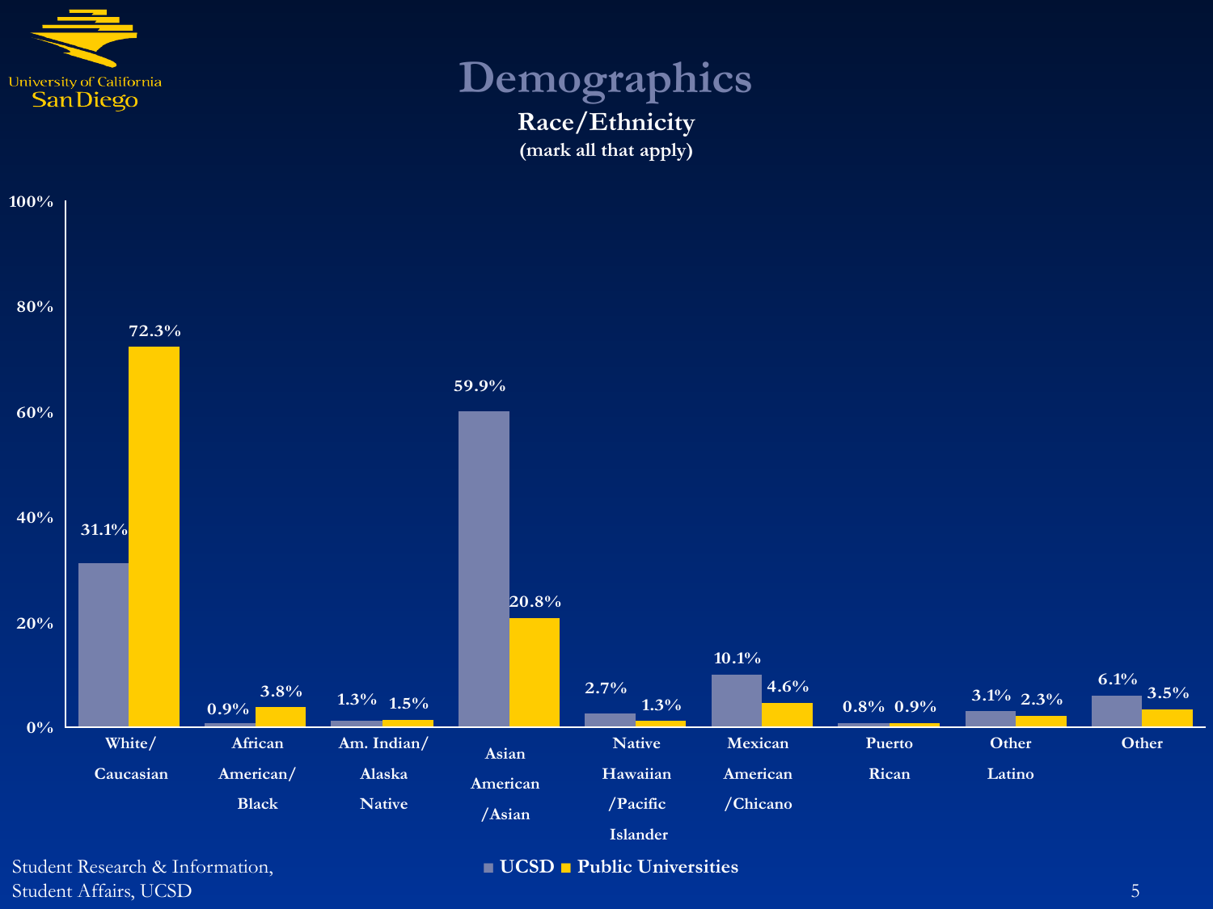# Demographics

## Race/Ethnicity

**(mark all that apply)**

| Race/Ethnicity | UCSD | Public Universities |
|---|---|---|
| White/ Caucasian | 31.1% | 72.3% |
| African American/ Black | 0.9% | 3.8% |
| Am. Indian/ Alaska Native | 1.3% | 1.5% |
| Asian American /Asian | 59.9% | 20.8% |
| Native Hawaiian /Pacific Islander | 2.7% | 1.3% |
| Mexican American /Chicano | 10.1% | 4.6% |
| Puerto Rican | 0.8% | 0.9% |
| Other Latino | 3.1% | 2.3% |
| Other | 6.1% | 3.5% |

Student Research & Information, Student Affairs, UCSD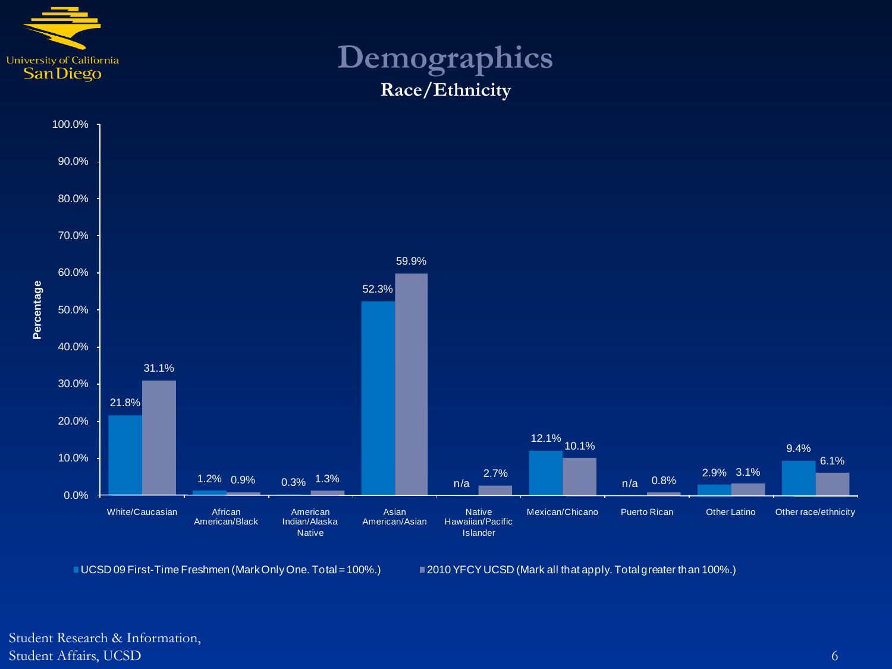# Demographics

## Race/Ethnicity

| Race/Ethnicity | UCSD 09 First-Time Freshmen (Mark Only One. Total = 100%.) | 2010 YFCY UCSD (Mark all that apply. Total greater than 100%.) |
| --- | --- | --- |
| White/Caucasian | 21.8% | 31.1% |
| African American/Black | 1.2% | 0.9% |
| American Indian/Alaska Native | 0.3% | 1.3% |
| Asian American/Asian | 52.3% | 59.9% |
| Native Hawaiian/Pacific Islander | n/a | 2.7% |
| Mexican/Chicano | 12.1% | 10.1% |
| Puerto Rican | n/a | 0.8% |
| Other Latino | 2.9% | 3.1% |
| Other race/ethnicity | 9.4% | 6.1% |

Student Research & Information,
Student Affairs, UCSD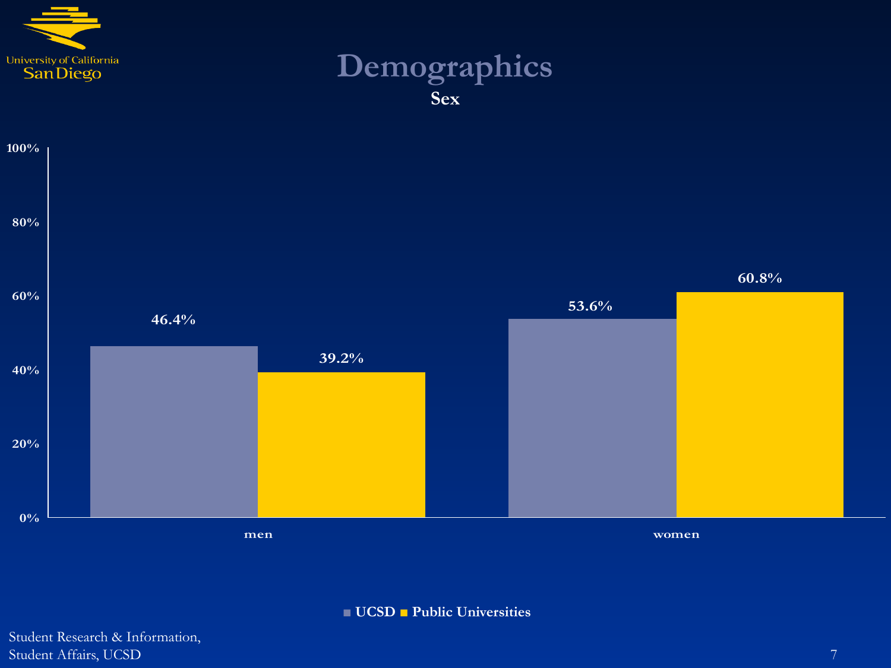# Demographics

## Sex

| | UCSD | Public Universities |
|---|---|---|
| men | 46.4% | 39.2% |
| women | 53.6% | 60.8% |

Student Research & Information,
Student Affairs, UCSD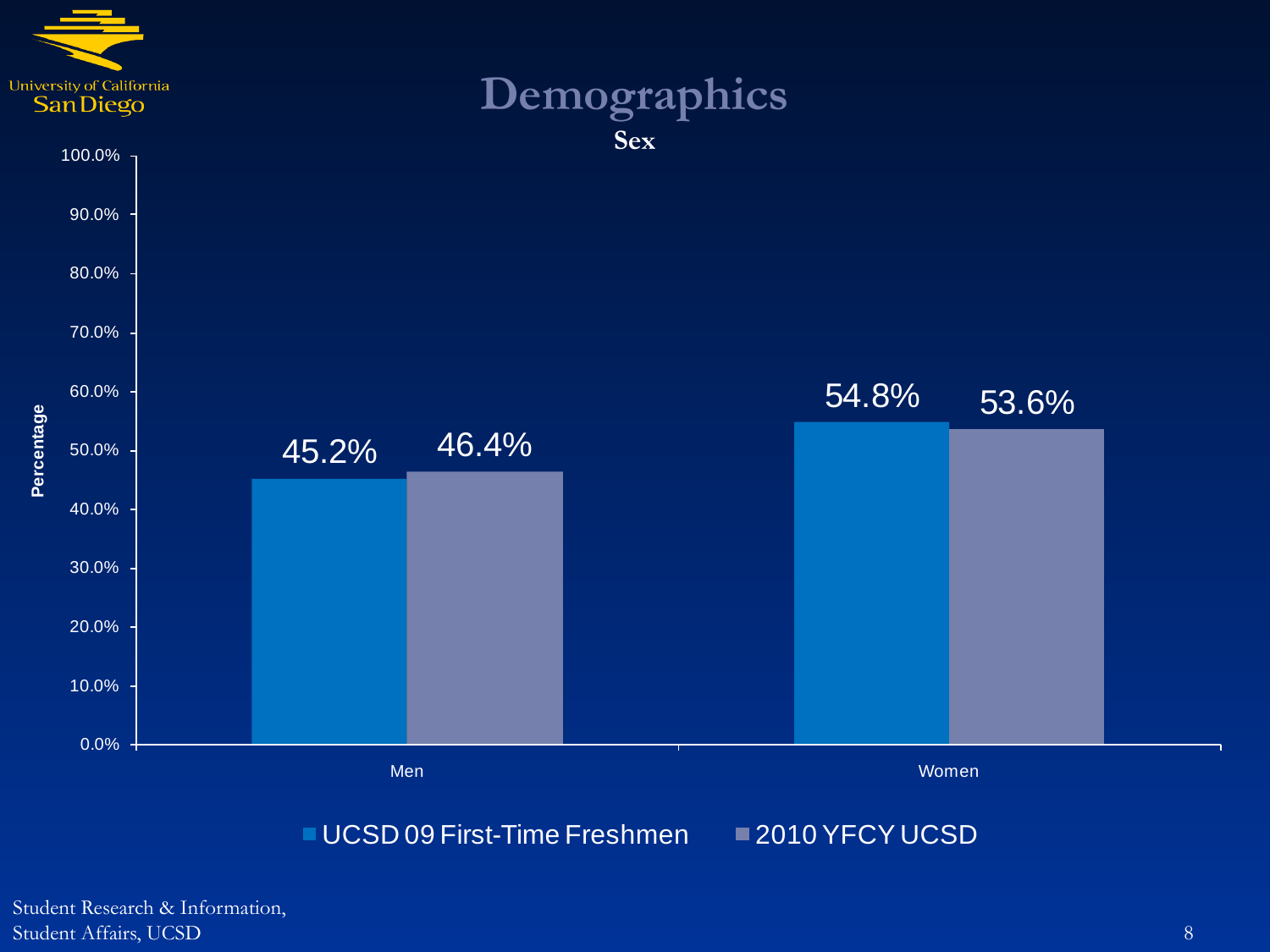# Demographics

**Sex**

| | UCSD 09 First-Time Freshmen | 2010 YFCY UCSD |
|---|---|---|
| Men | 45.2% | 46.4% |
| Women | 54.8% | 53.6% |

Student Research & Information,
Student Affairs, UCSD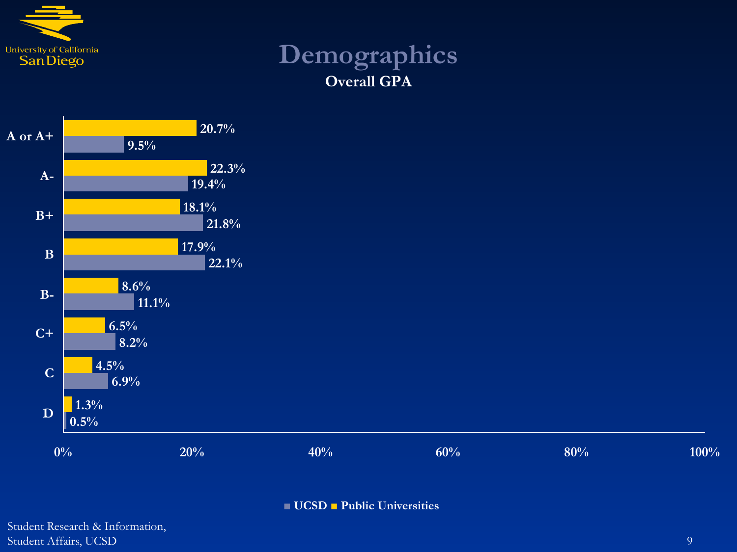# Demographics

## Overall GPA

| GPA | Public Universities | UCSD |
|---|---|---|
| A or A+ | 20.7% | 9.5% |
| A- | 22.3% | 19.4% |
| B+ | 18.1% | 21.8% |
| B | 17.9% | 22.1% |
| B- | 8.6% | 11.1% |
| C+ | 6.5% | 8.2% |
| C | 4.5% | 6.9% |
| D | 1.3% | 0.5% |

Student Research & Information, Student Affairs, UCSD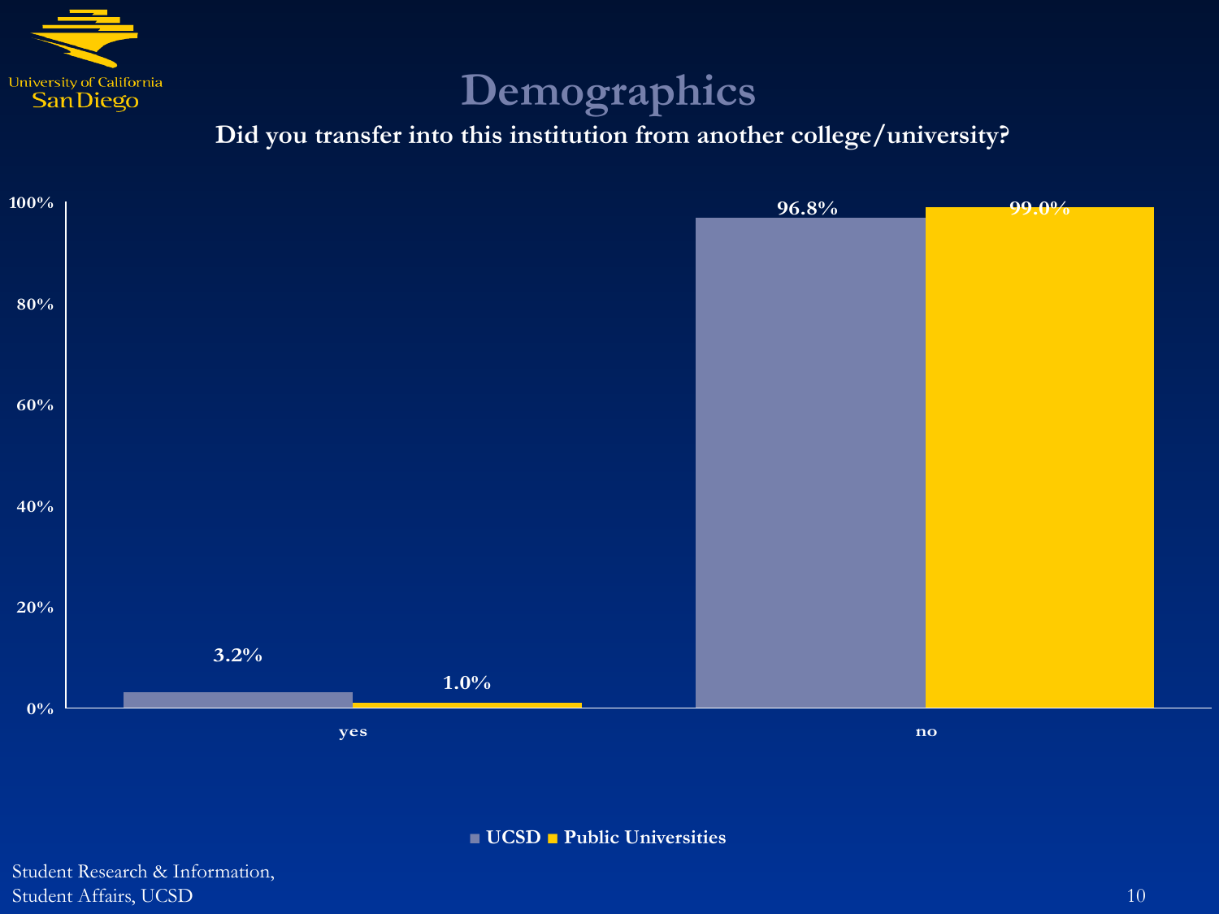# Demographics

**Did you transfer into this institution from another college/university?**

| | UCSD | Public Universities |
|---|---|---|
| yes | 3.2% | 1.0% |
| no | 96.8% | 99.0% |

Student Research & Information,
Student Affairs, UCSD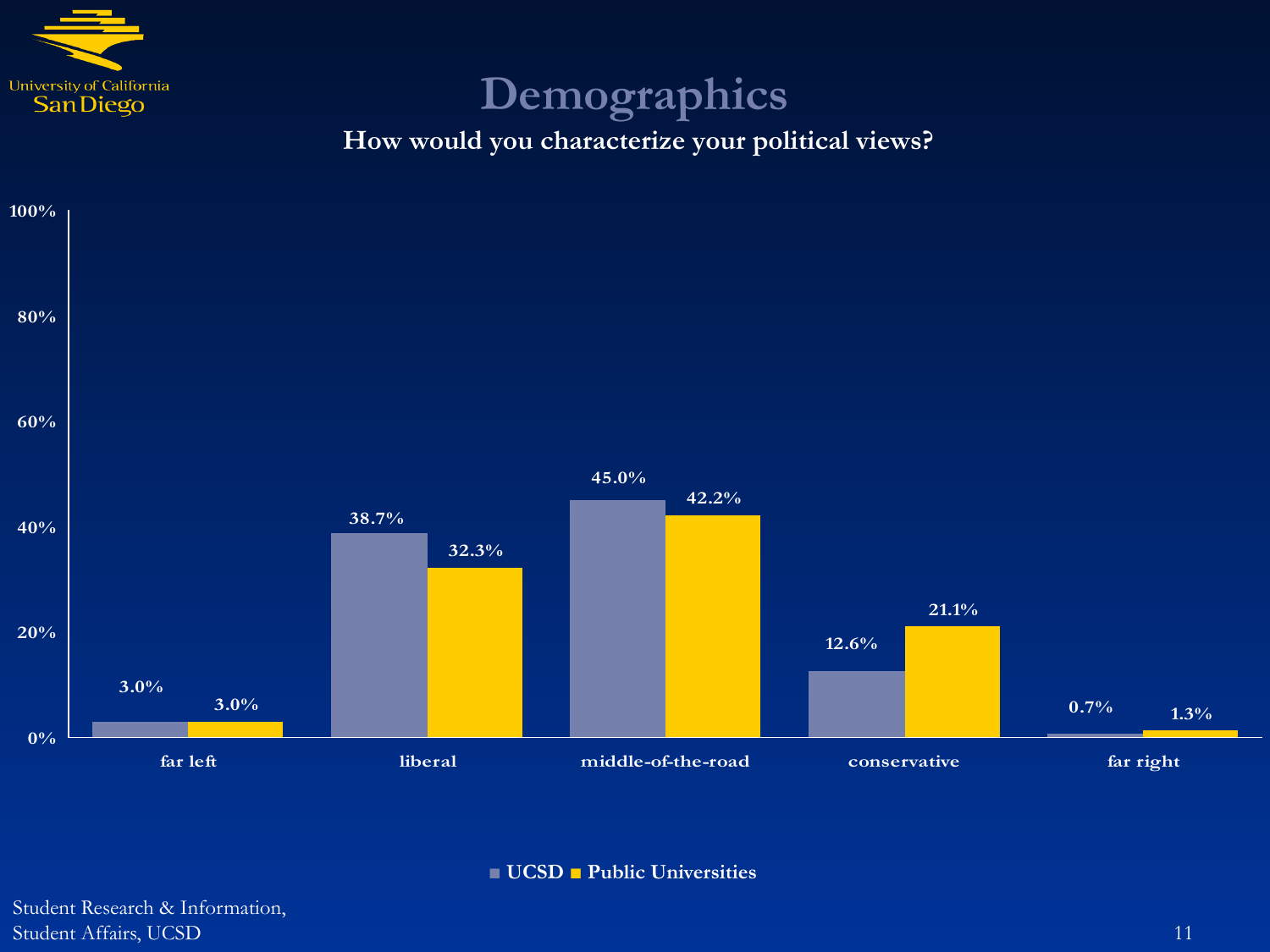# Demographics

**How would you characterize your political views?**

| | UCSD | Public Universities |
|---|---|---|
| far left | 3.0% | 3.0% |
| liberal | 38.7% | 32.3% |
| middle-of-the-road | 45.0% | 42.2% |
| conservative | 12.6% | 21.1% |
| far right | 0.7% | 1.3% |

Student Research & Information,
Student Affairs, UCSD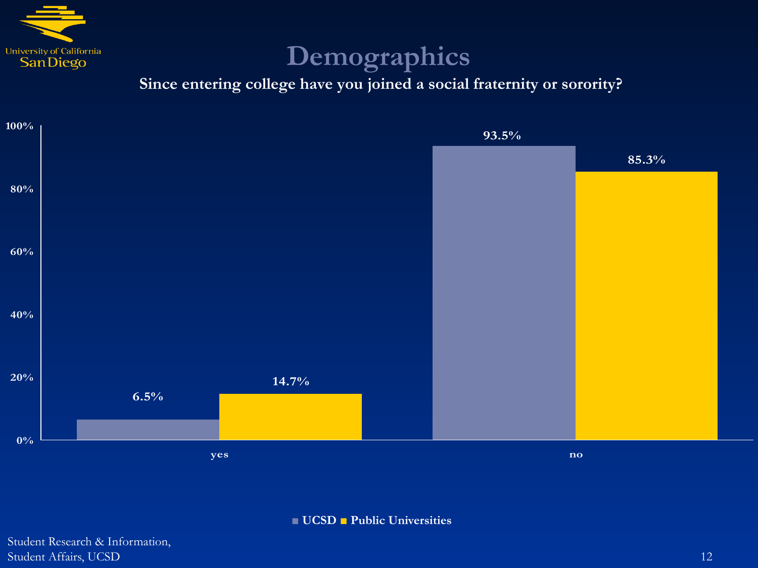# Demographics

**Since entering college have you joined a social fraternity or sorority?**

| | UCSD | Public Universities |
|---|---|---|
| yes | 6.5% | 14.7% |
| no | 93.5% | 85.3% |

Student Research & Information,
Student Affairs, UCSD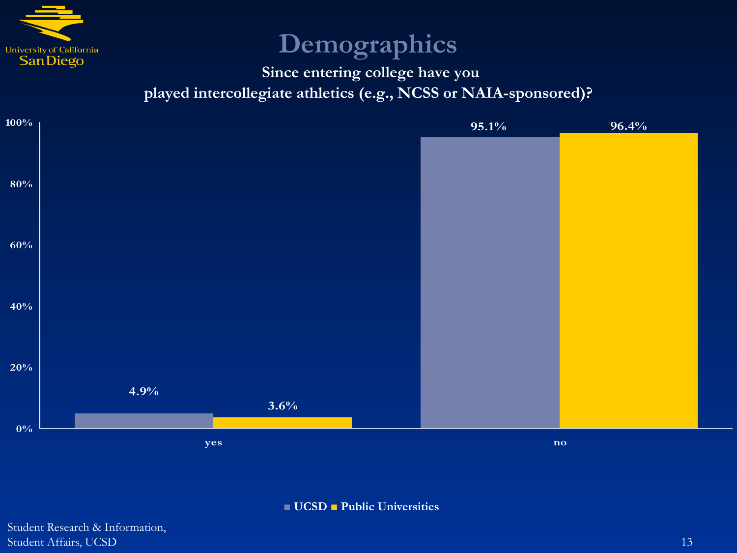# Demographics

## Since entering college have you played intercollegiate athletics (e.g., NCSS or NAIA-sponsored)?

| | UCSD | Public Universities |
|---|---|---|
| yes | 4.9% | 3.6% |
| no | 95.1% | 96.4% |

Student Research & Information, Student Affairs, UCSD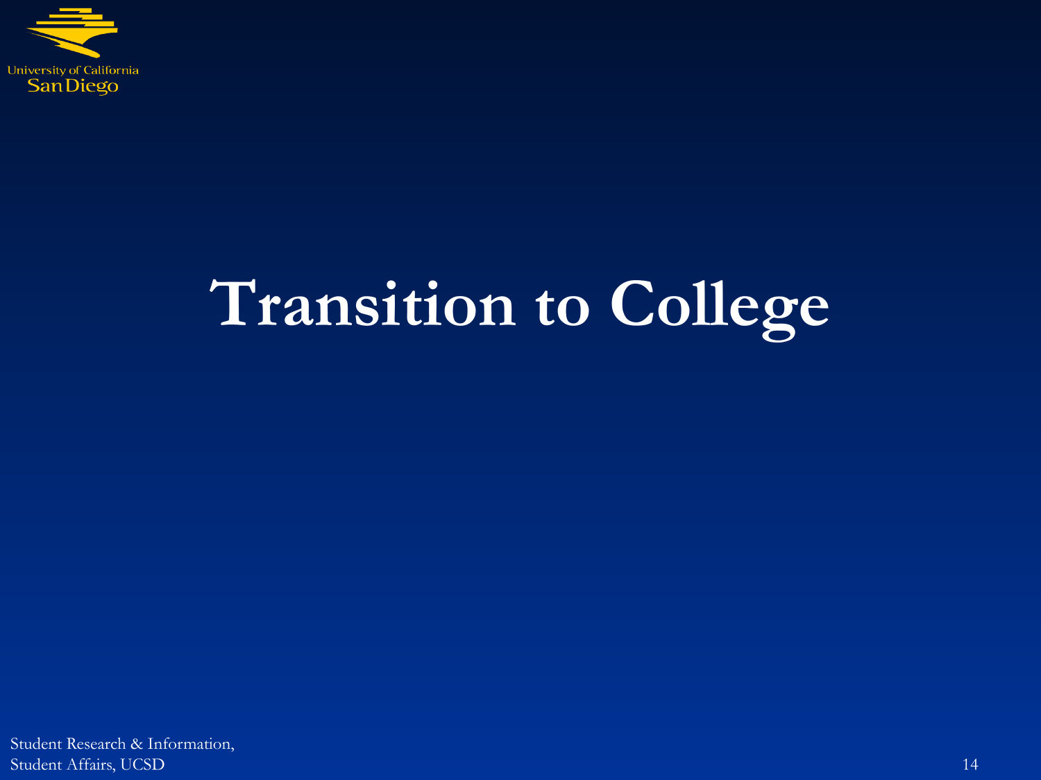# Transition to College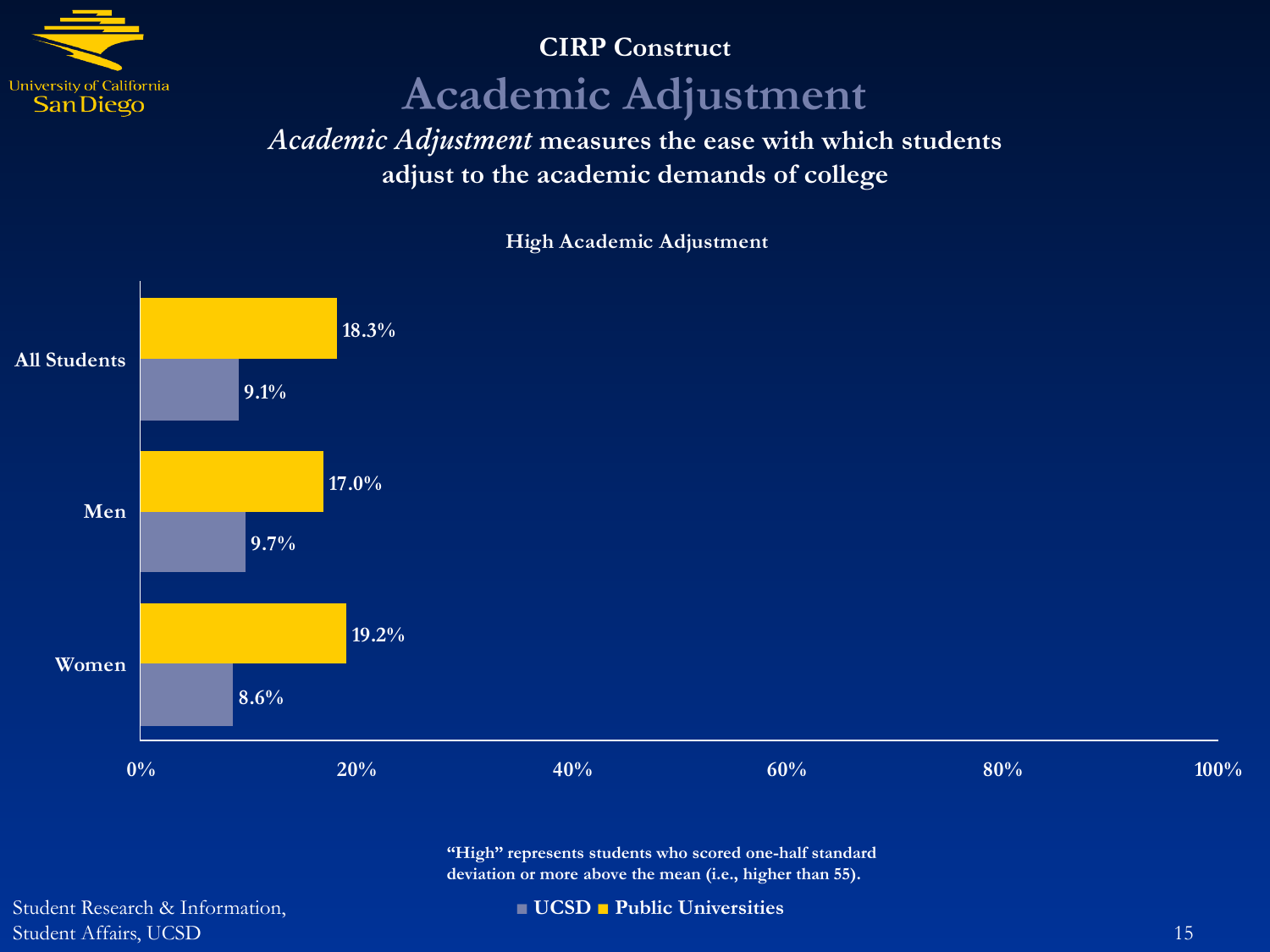## CIRP Construct

# Academic Adjustment

***Academic Adjustment*** **measures the ease with which students adjust to the academic demands of college**

### High Academic Adjustment

| | UCSD | Public Universities |
|---|---|---|
| All Students | 9.1% | 18.3% |
| Men | 9.7% | 17.0% |
| Women | 8.6% | 19.2% |

**"High" represents students who scored one-half standard deviation or more above the mean (i.e., higher than 55).**

Student Research & Information, Student Affairs, UCSD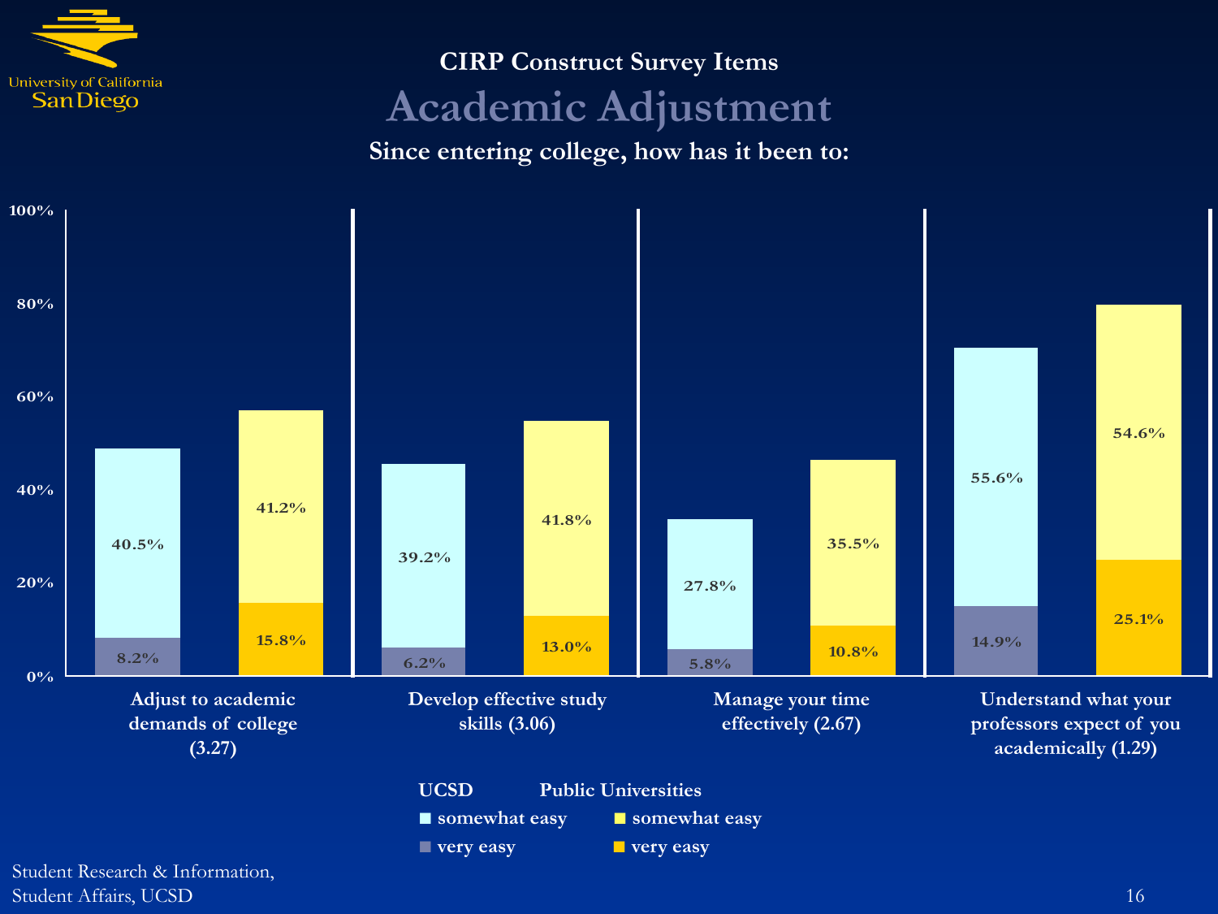CIRP Construct Survey Items

# Academic Adjustment

**Since entering college, how has it been to:**

| Item | UCSD somewhat easy | UCSD very easy | Public Universities somewhat easy | Public Universities very easy |
|---|---|---|---|---|
| Adjust to academic demands of college (3.27) | 40.5% | 8.2% | 41.2% | 15.8% |
| Develop effective study skills (3.06) | 39.2% | 6.2% | 41.8% | 13.0% |
| Manage your time effectively (2.67) | 27.8% | 5.8% | 35.5% | 10.8% |
| Understand what your professors expect of you academically (1.29) | 55.6% | 14.9% | 54.6% | 25.1% |

Student Research & Information, Student Affairs, UCSD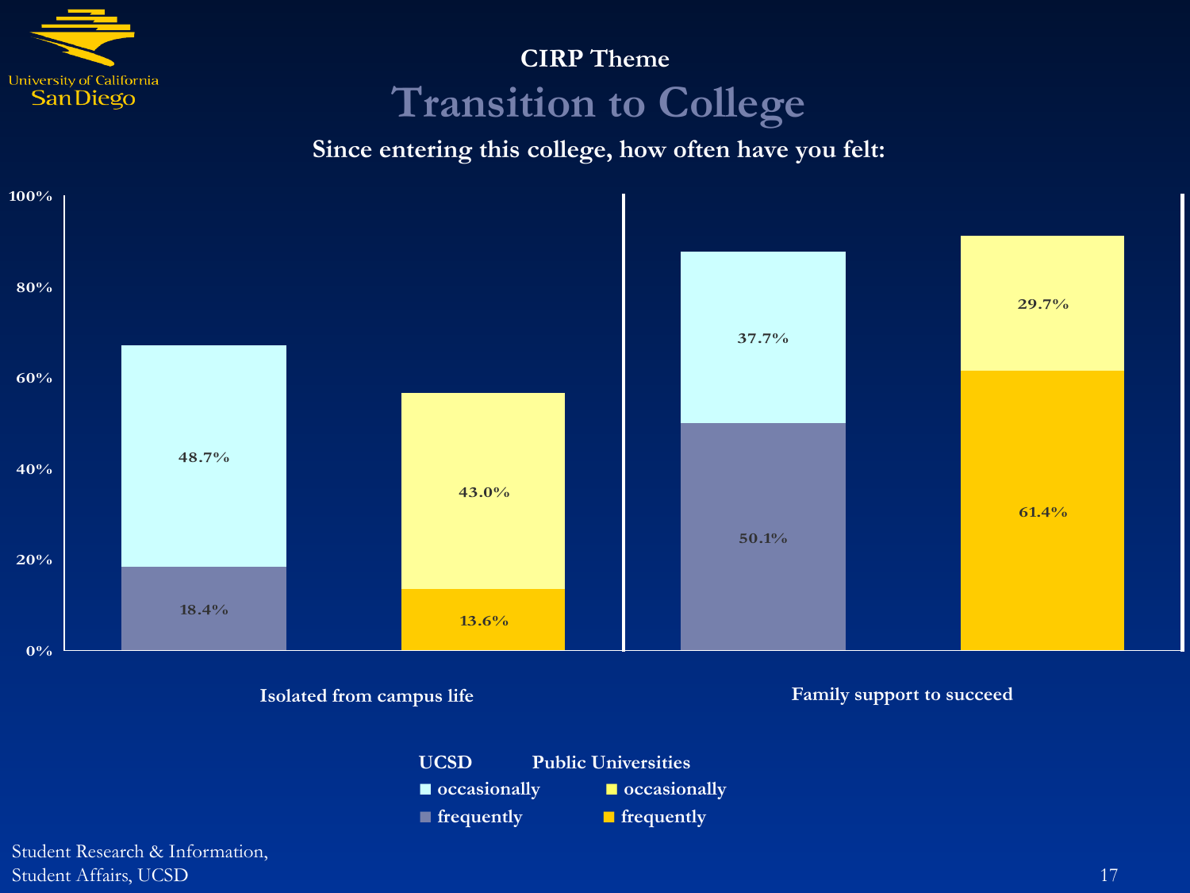CIRP Theme

# Transition to College

### Since entering this college, how often have you felt:

| | UCSD occasionally | UCSD frequently | Public Universities occasionally | Public Universities frequently |
|---|---|---|---|---|
| Isolated from campus life | 48.7% | 18.4% | 43.0% | 13.6% |
| Family support to succeed | 37.7% | 50.1% | 29.7% | 61.4% |

Student Research & Information, Student Affairs, UCSD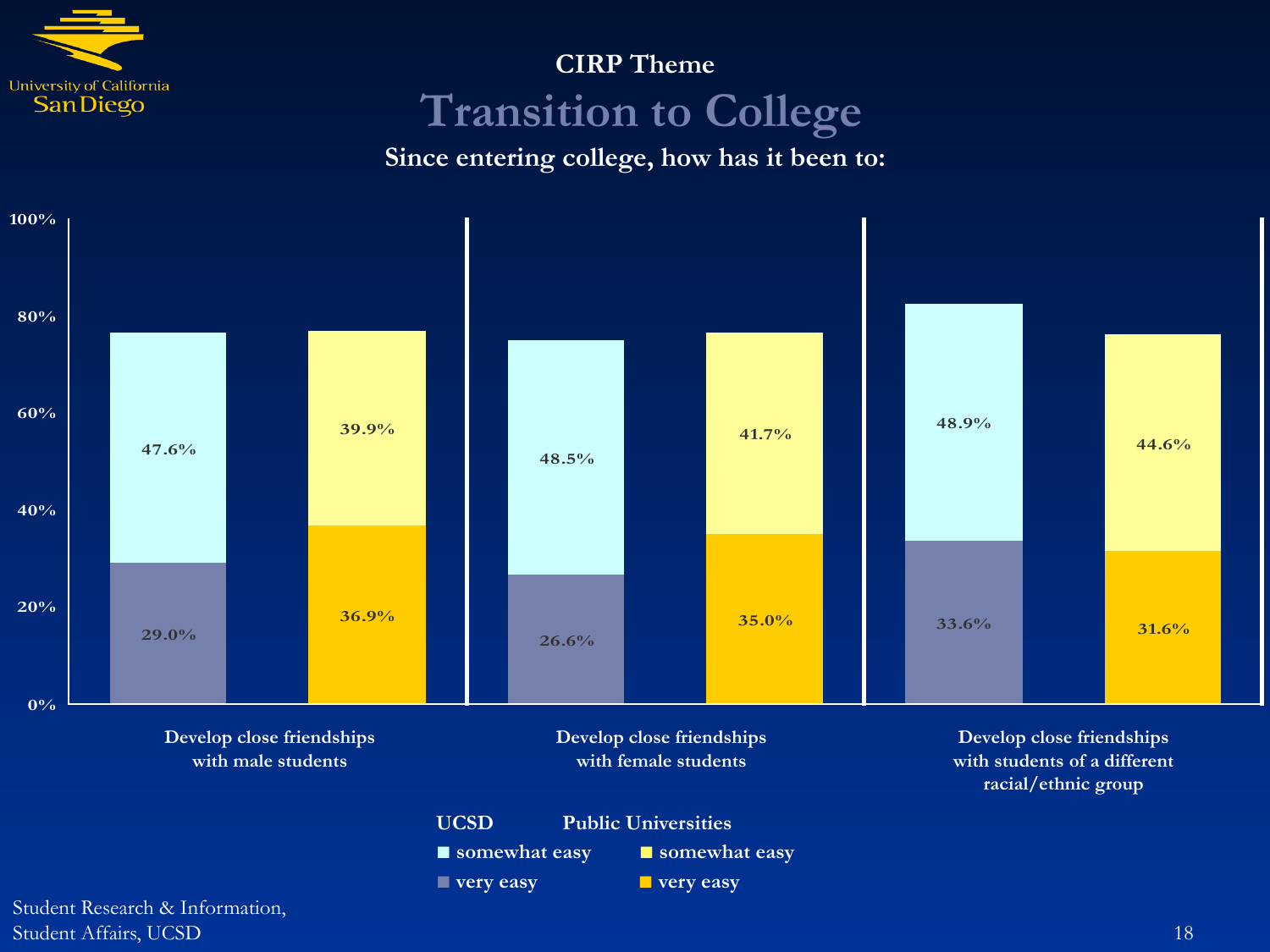## CIRP Theme

# Transition to College

### Since entering college, how has it been to:

| | UCSD somewhat easy | UCSD very easy | Public Universities somewhat easy | Public Universities very easy |
|---|---|---|---|---|
| Develop close friendships with male students | 47.6% | 29.0% | 39.9% | 36.9% |
| Develop close friendships with female students | 48.5% | 26.6% | 41.7% | 35.0% |
| Develop close friendships with students of a different racial/ethnic group | 48.9% | 33.6% | 44.6% | 31.6% |

Student Research & Information,
Student Affairs, UCSD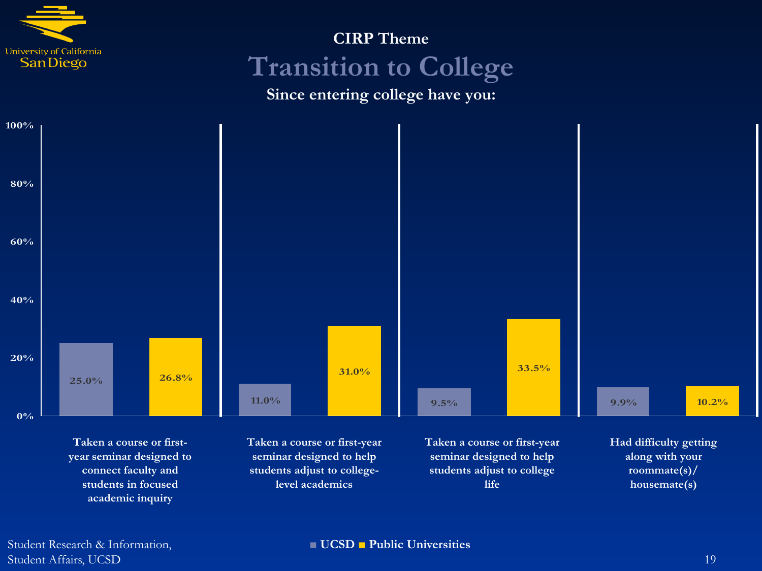## CIRP Theme

# Transition to College

### Since entering college have you:

| | UCSD | Public Universities |
|---|---|---|
| Taken a course or first-year seminar designed to connect faculty and students in focused academic inquiry | 25.0% | 26.8% |
| Taken a course or first-year seminar designed to help students adjust to college-level academics | 11.0% | 31.0% |
| Taken a course or first-year seminar designed to help students adjust to college life | 9.5% | 33.5% |
| Had difficulty getting along with your roommate(s)/ housemate(s) | 9.9% | 10.2% |

Student Research & Information, Student Affairs, UCSD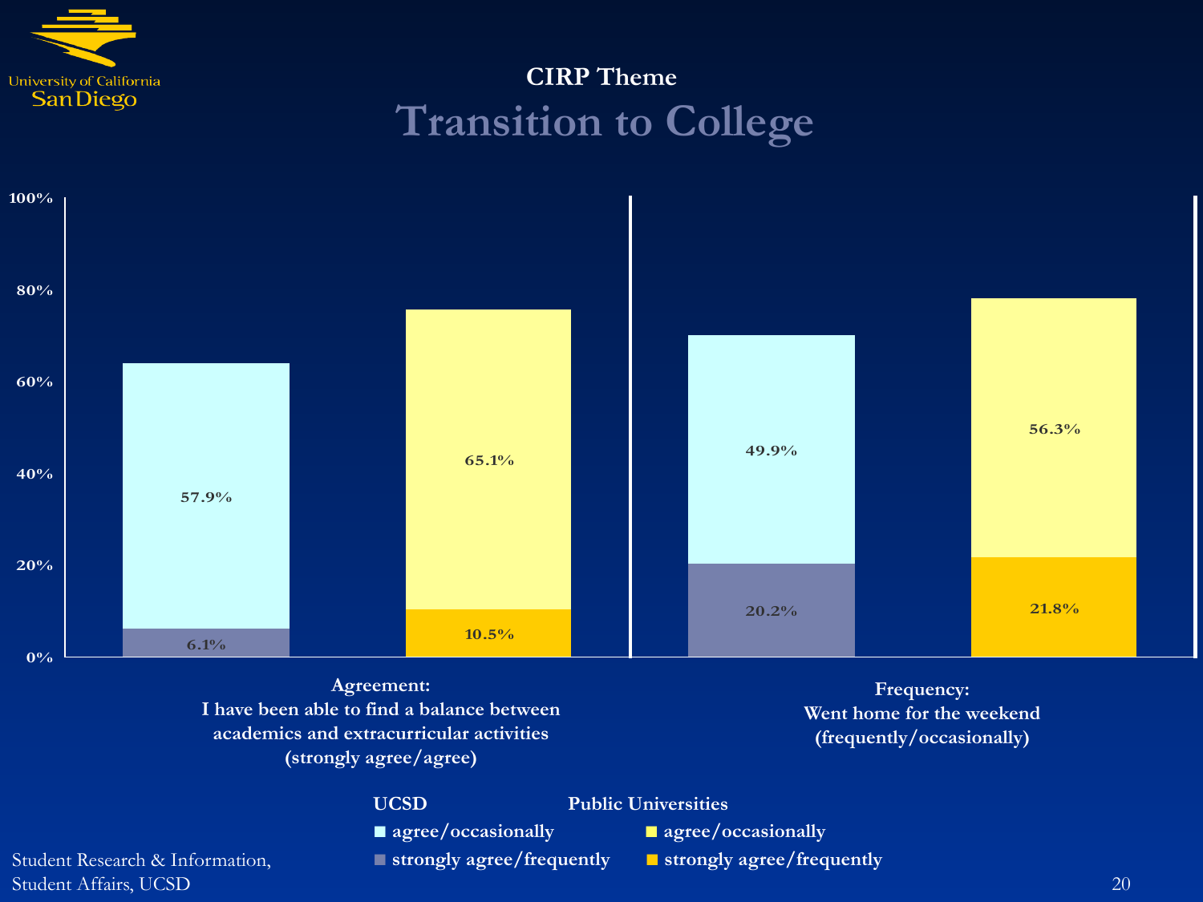CIRP Theme

# Transition to College

| | UCSD agree/occasionally | UCSD strongly agree/frequently | Public Universities agree/occasionally | Public Universities strongly agree/frequently |
|---|---|---|---|---|
| Agreement: I have been able to find a balance between academics and extracurricular activities (strongly agree/agree) | 57.9% | 6.1% | 65.1% | 10.5% |
| Frequency: Went home for the weekend (frequently/occasionally) | 49.9% | 20.2% | 56.3% | 21.8% |

Student Research & Information, Student Affairs, UCSD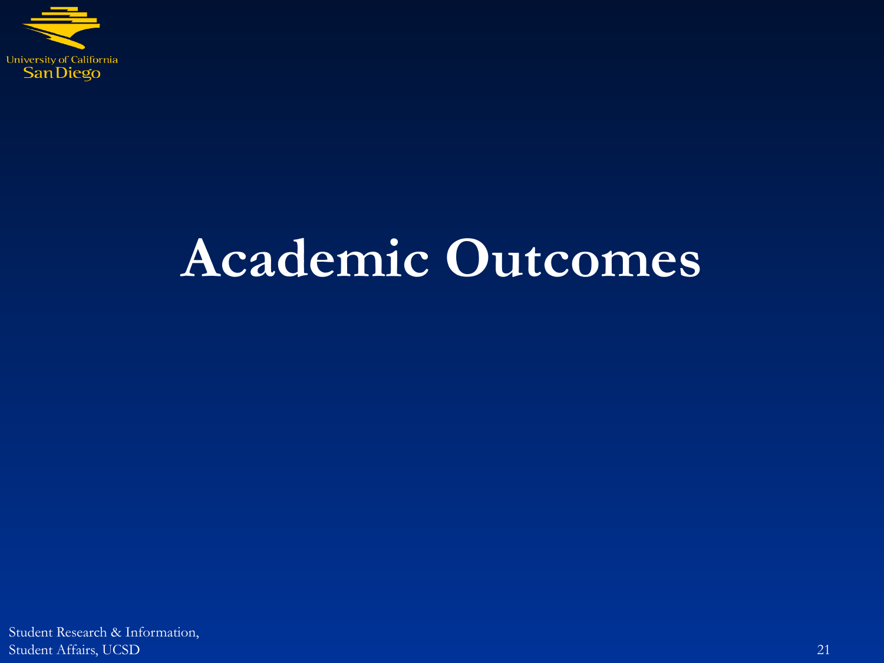# Academic Outcomes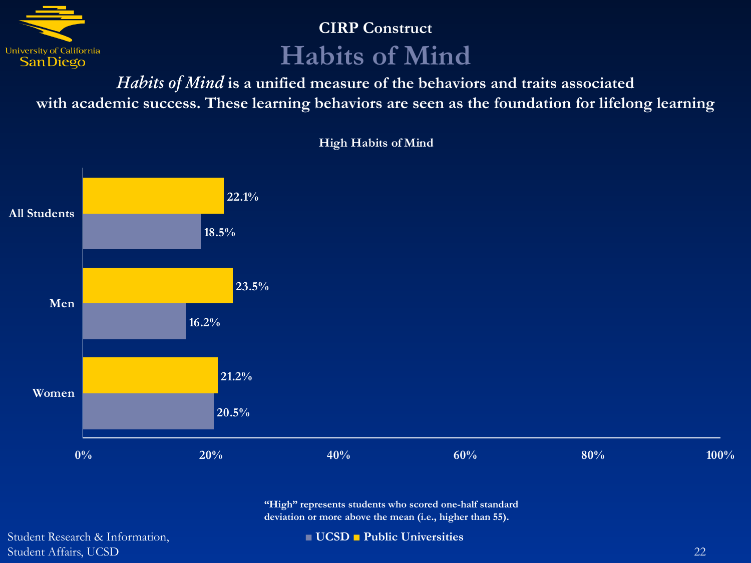CIRP Construct

# Habits of Mind

***Habits of Mind*** **is a unified measure of the behaviors and traits associated with academic success. These learning behaviors are seen as the foundation for lifelong learning**

**High Habits of Mind**

| | UCSD | Public Universities |
|---|---|---|
| All Students | 18.5% | 22.1% |
| Men | 16.2% | 23.5% |
| Women | 20.5% | 21.2% |

**"High" represents students who scored one-half standard deviation or more above the mean (i.e., higher than 55).**

Student Research & Information, Student Affairs, UCSD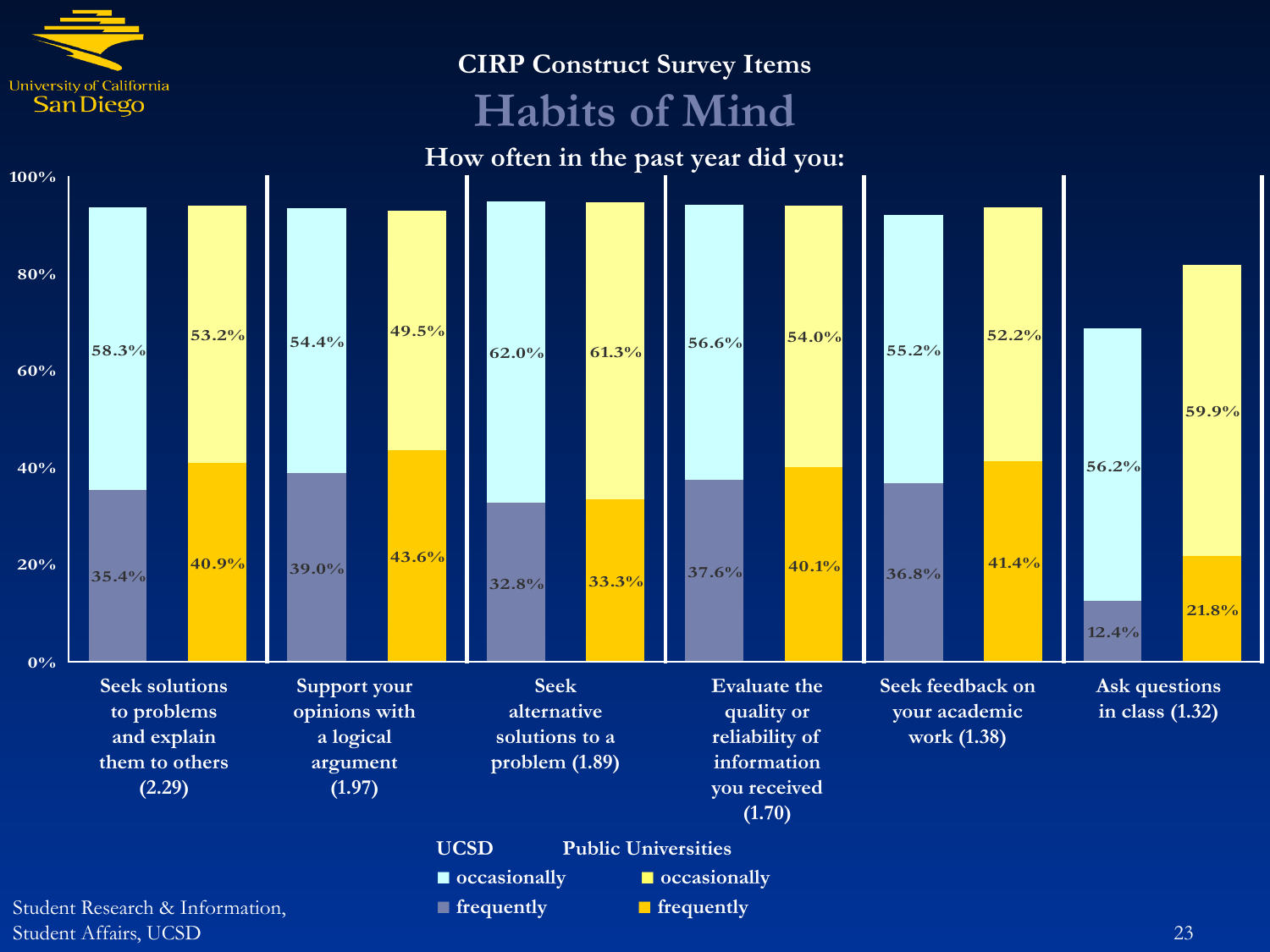CIRP Construct Survey Items

# Habits of Mind

**How often in the past year did you:**

| Item | UCSD occasionally | UCSD frequently | Public Universities occasionally | Public Universities frequently |
|---|---|---|---|---|
| Seek solutions to problems and explain them to others (2.29) | 58.3% | 35.4% | 53.2% | 40.9% |
| Support your opinions with a logical argument (1.97) | 54.4% | 39.0% | 49.5% | 43.6% |
| Seek alternative solutions to a problem (1.89) | 62.0% | 32.8% | 61.3% | 33.3% |
| Evaluate the quality or reliability of information you received (1.70) | 56.6% | 37.6% | 54.0% | 40.1% |
| Seek feedback on your academic work (1.38) | 55.2% | 36.8% | 52.2% | 41.4% |
| Ask questions in class (1.32) | 56.2% | 12.4% | 59.9% | 21.8% |

Student Research & Information, Student Affairs, UCSD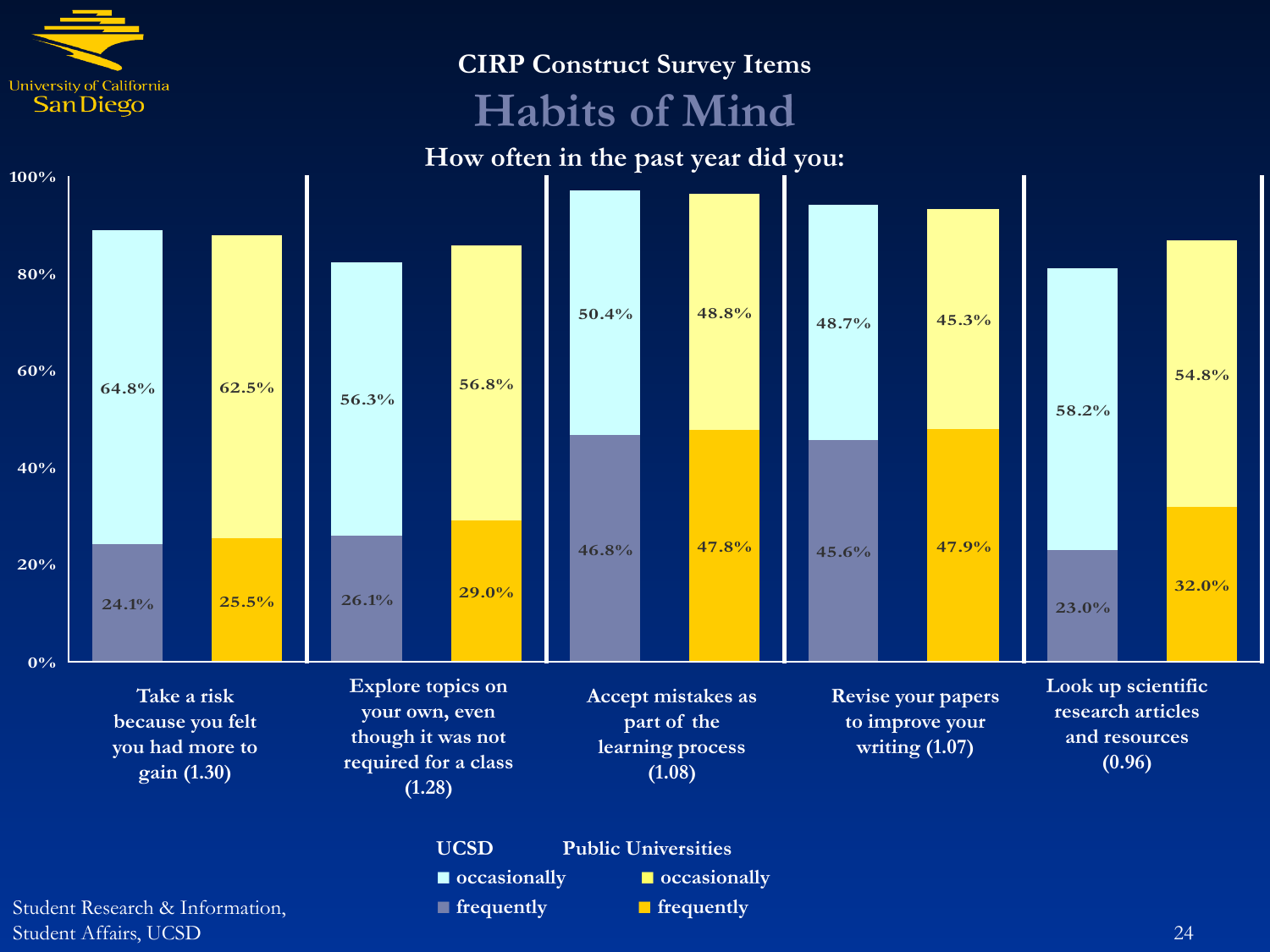## CIRP Construct Survey Items

# Habits of Mind

**How often in the past year did you:**

| Item | UCSD occasionally | UCSD frequently | Public Universities occasionally | Public Universities frequently |
|---|---|---|---|---|
| Take a risk because you felt you had more to gain (1.30) | 64.8% | 24.1% | 62.5% | 25.5% |
| Explore topics on your own, even though it was not required for a class (1.28) | 56.3% | 26.1% | 56.8% | 29.0% |
| Accept mistakes as part of the learning process (1.08) | 50.4% | 46.8% | 48.8% | 47.8% |
| Revise your papers to improve your writing (1.07) | 48.7% | 45.6% | 45.3% | 47.9% |
| Look up scientific research articles and resources (0.96) | 58.2% | 23.0% | 54.8% | 32.0% |

Student Research & Information, Student Affairs, UCSD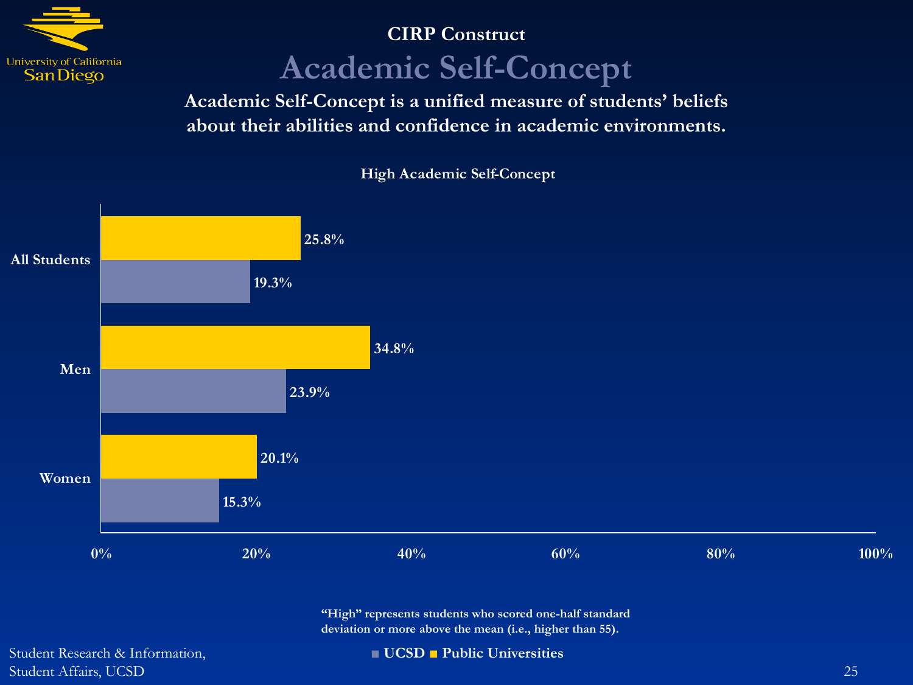## CIRP Construct

# Academic Self-Concept

**Academic Self-Concept is a unified measure of students' beliefs about their abilities and confidence in academic environments.**

**High Academic Self-Concept**

| | UCSD | Public Universities |
|---|---|---|
| All Students | 19.3% | 25.8% |
| Men | 23.9% | 34.8% |
| Women | 15.3% | 20.1% |

**"High" represents students who scored one-half standard deviation or more above the mean (i.e., higher than 55).**

Student Research & Information, Student Affairs, UCSD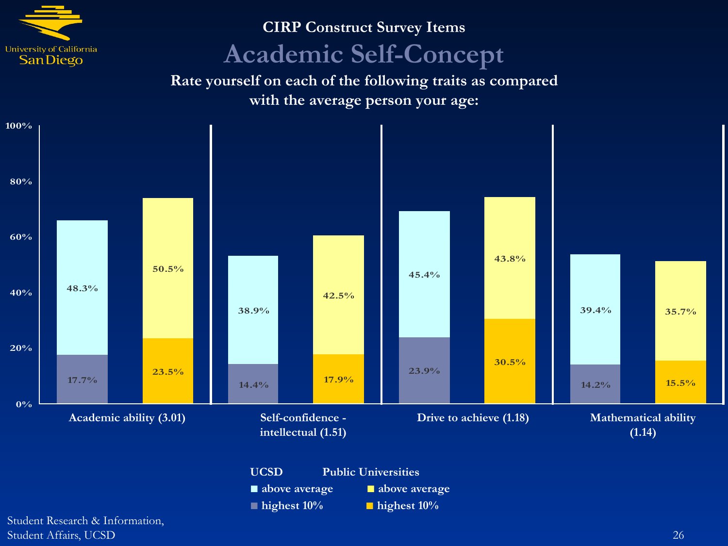## CIRP Construct Survey Items

# Academic Self-Concept

**Rate yourself on each of the following traits as compared with the average person your age:**

| Trait | UCSD above average | UCSD highest 10% | Public Universities above average | Public Universities highest 10% |
|---|---|---|---|---|
| Academic ability (3.01) | 48.3% | 17.7% | 50.5% | 23.5% |
| Self-confidence - intellectual (1.51) | 38.9% | 14.4% | 42.5% | 17.9% |
| Drive to achieve (1.18) | 45.4% | 23.9% | 43.8% | 30.5% |
| Mathematical ability (1.14) | 39.4% | 14.2% | 35.7% | 15.5% |

Student Research & Information, Student Affairs, UCSD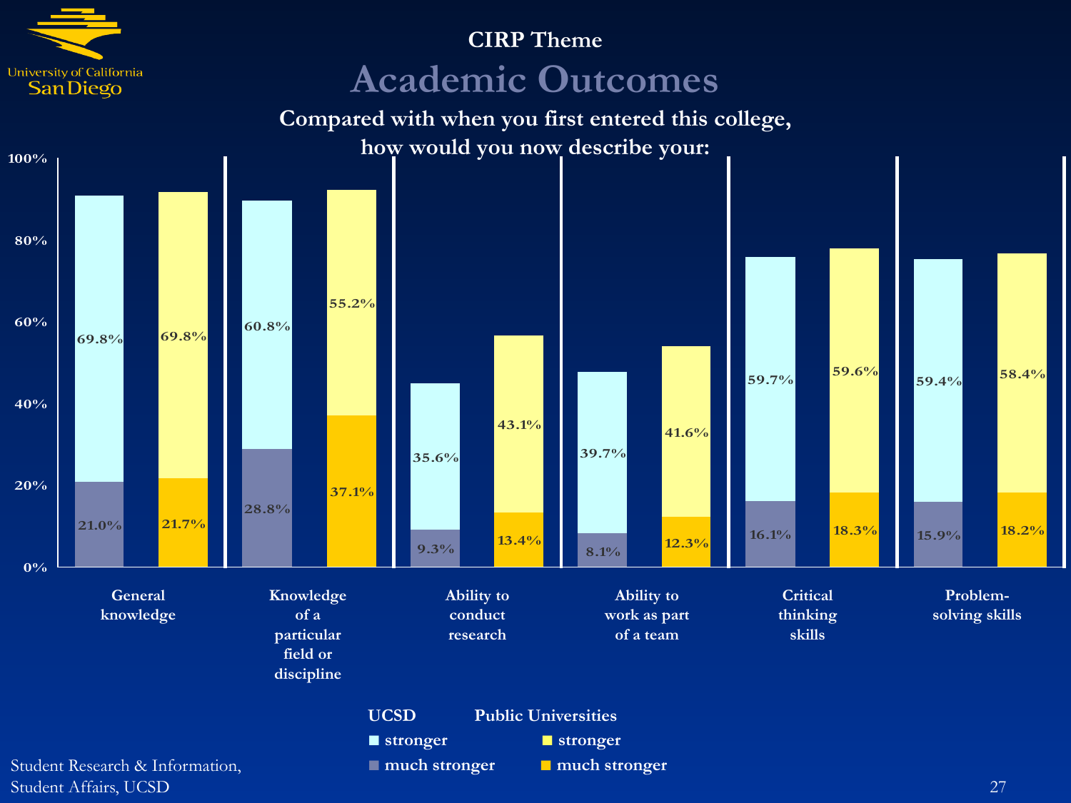CIRP Theme

# Academic Outcomes

**Compared with when you first entered this college, how would you now describe your:**

| | UCSD much stronger | UCSD stronger | Public Universities much stronger | Public Universities stronger |
|---|---|---|---|---|
| General knowledge | 21.0% | 69.8% | 21.7% | 69.8% |
| Knowledge of a particular field or discipline | 28.8% | 60.8% | 37.1% | 55.2% |
| Ability to conduct research | 9.3% | 35.6% | 13.4% | 43.1% |
| Ability to work as part of a team | 8.1% | 39.7% | 12.3% | 41.6% |
| Critical thinking skills | 16.1% | 59.7% | 18.3% | 59.6% |
| Problem-solving skills | 15.9% | 59.4% | 18.2% | 58.4% |

Student Research & Information, Student Affairs, UCSD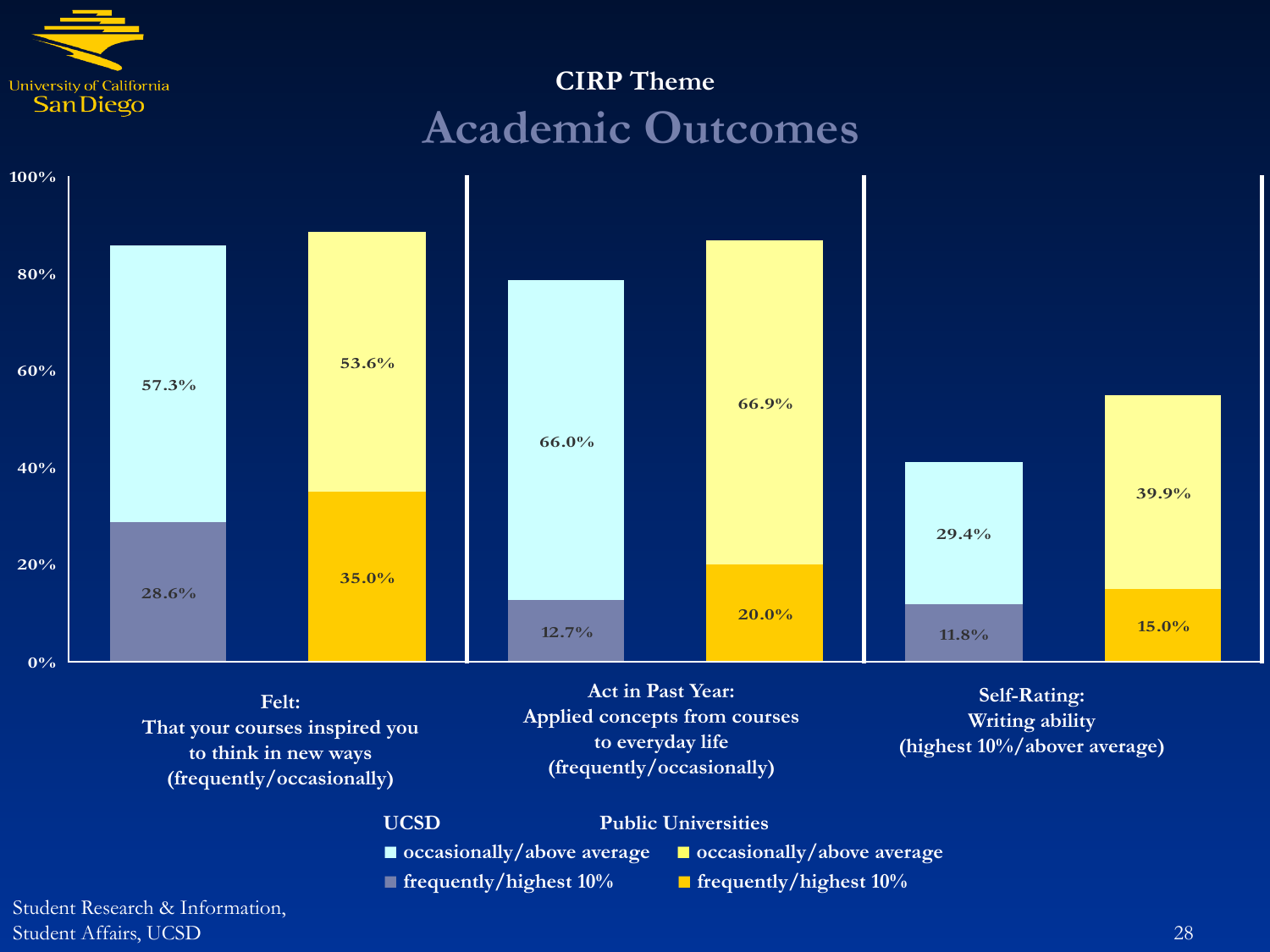CIRP Theme

# Academic Outcomes

| | UCSD occasionally/above average | UCSD frequently/highest 10% | Public Universities occasionally/above average | Public Universities frequently/highest 10% |
|---|---|---|---|---|
| Felt: That your courses inspired you to think in new ways (frequently/occasionally) | 57.3% | 28.6% | 53.6% | 35.0% |
| Act in Past Year: Applied concepts from courses to everyday life (frequently/occasionally) | 66.0% | 12.7% | 66.9% | 20.0% |
| Self-Rating: Writing ability (highest 10%/abover average) | 29.4% | 11.8% | 39.9% | 15.0% |

Student Research & Information, Student Affairs, UCSD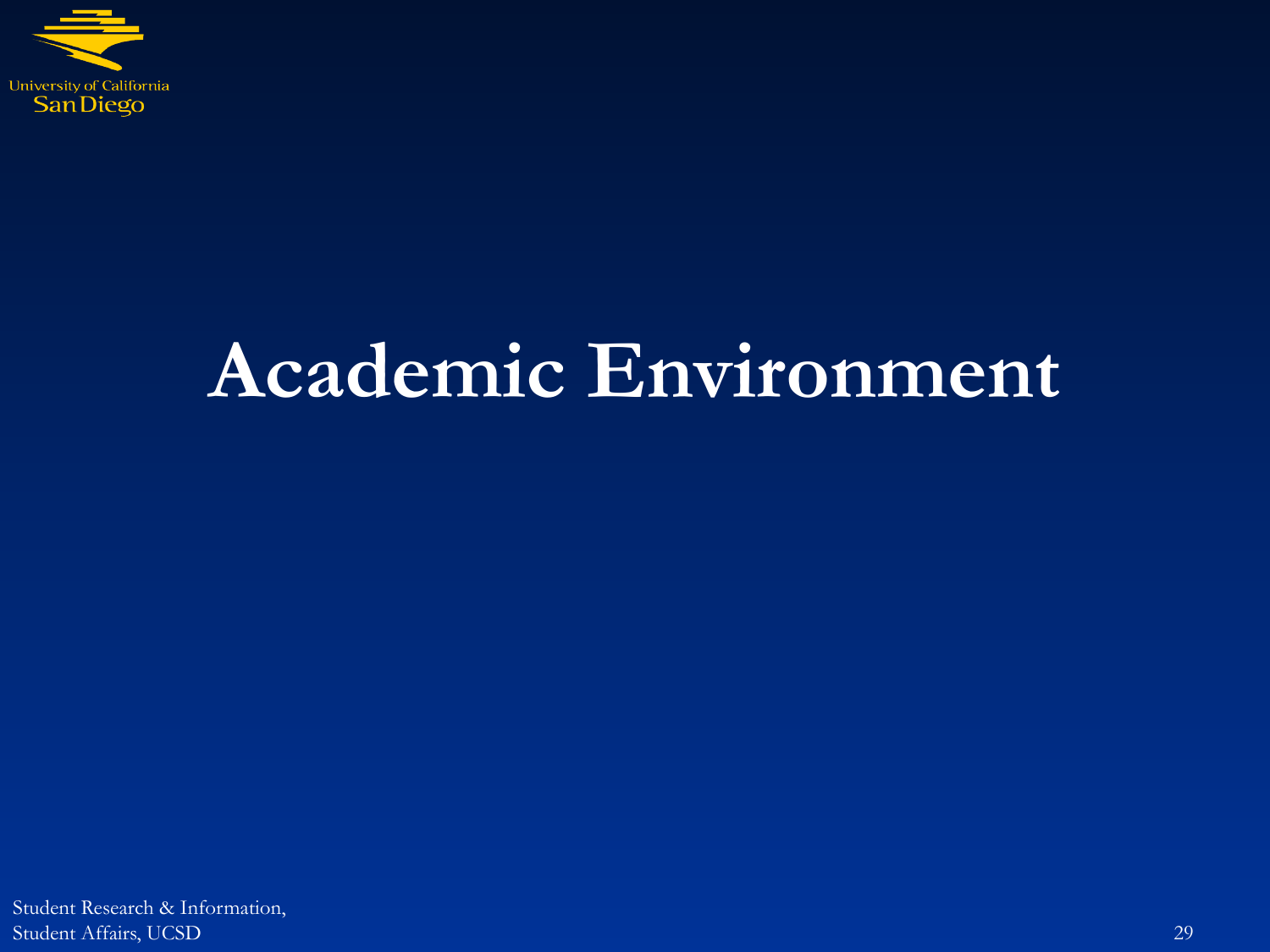# Academic Environment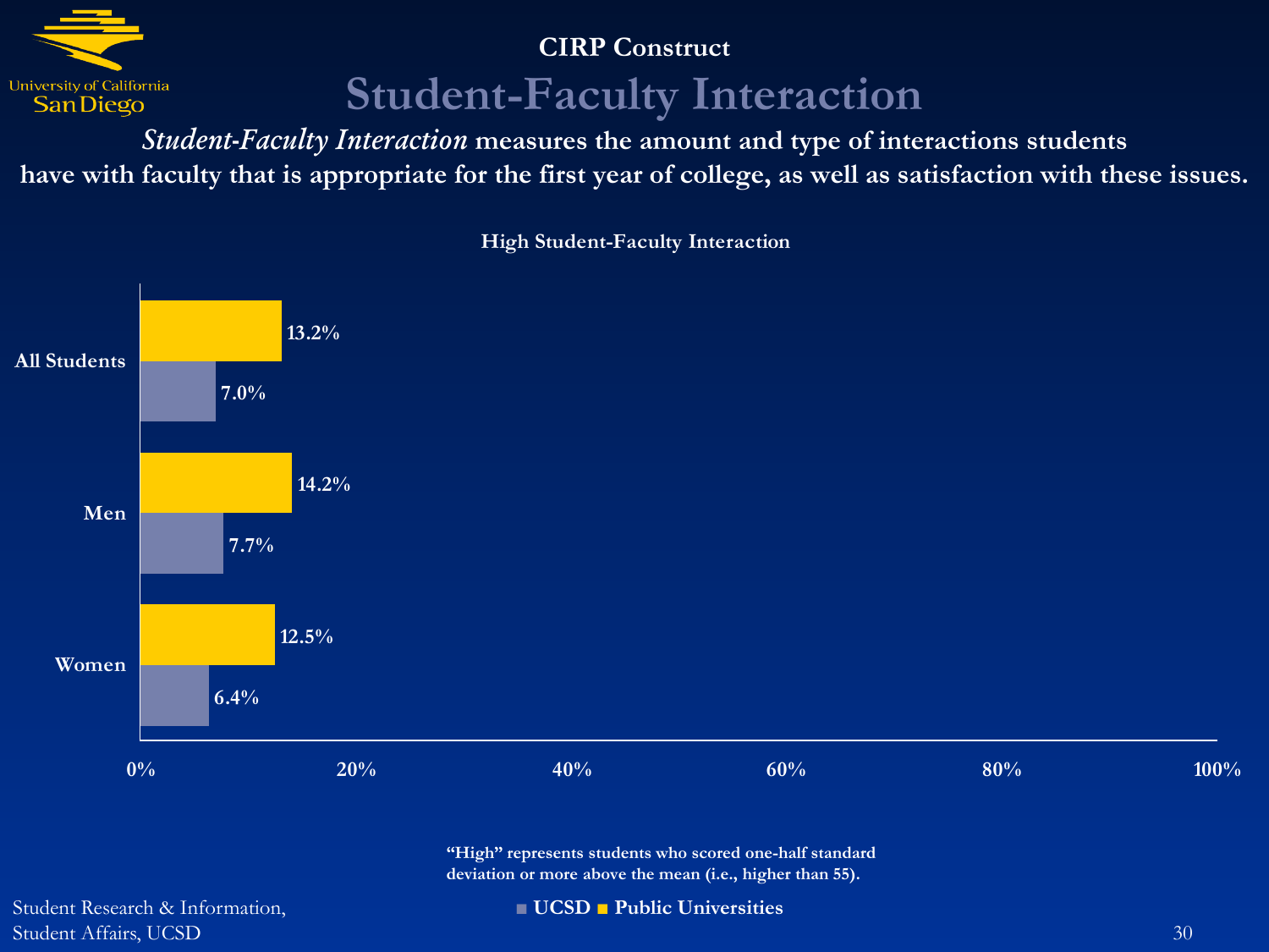CIRP Construct

# Student-Faculty Interaction

***Student-Faculty Interaction*** **measures the amount and type of interactions students have with faculty that is appropriate for the first year of college, as well as satisfaction with these issues.**

**High Student-Faculty Interaction**

| | UCSD | Public Universities |
|---|---|---|
| All Students | 7.0% | 13.2% |
| Men | 7.7% | 14.2% |
| Women | 6.4% | 12.5% |

"High" represents students who scored one-half standard deviation or more above the mean (i.e., higher than 55).

Student Research & Information, Student Affairs, UCSD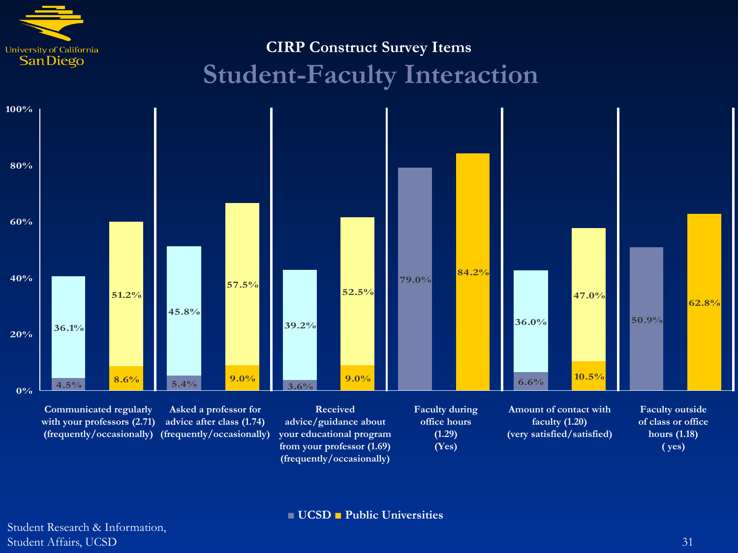## CIRP Construct Survey Items

# Student-Faculty Interaction

| Item | UCSD (frequently / very satisfied) | UCSD (occasionally / satisfied / yes) | Public Universities (frequently / very satisfied) | Public Universities (occasionally / satisfied / yes) |
|---|---|---|---|---|
| Communicated regularly with your professors (2.71) (frequently/occasionally) | 4.5% | 36.1% | 8.6% | 51.2% |
| Asked a professor for advice after class (1.74) (frequently/occasionally) | 5.4% | 45.8% | 9.0% | 57.5% |
| Received advice/guidance about your educational program from your professor (1.69) (frequently/occasionally) | 3.6% | 39.2% | 9.0% | 52.5% |
| Faculty during office hours (1.29) (Yes) | | 79.0% | | 84.2% |
| Amount of contact with faculty (1.20) (very satisfied/satisfied) | 6.6% | 36.0% | 10.5% | 47.0% |
| Faculty outside of class or office hours (1.18) ( yes) | | 50.9% | | 62.8% |

■ UCSD ■ Public Universities

Student Research & Information,
Student Affairs, UCSD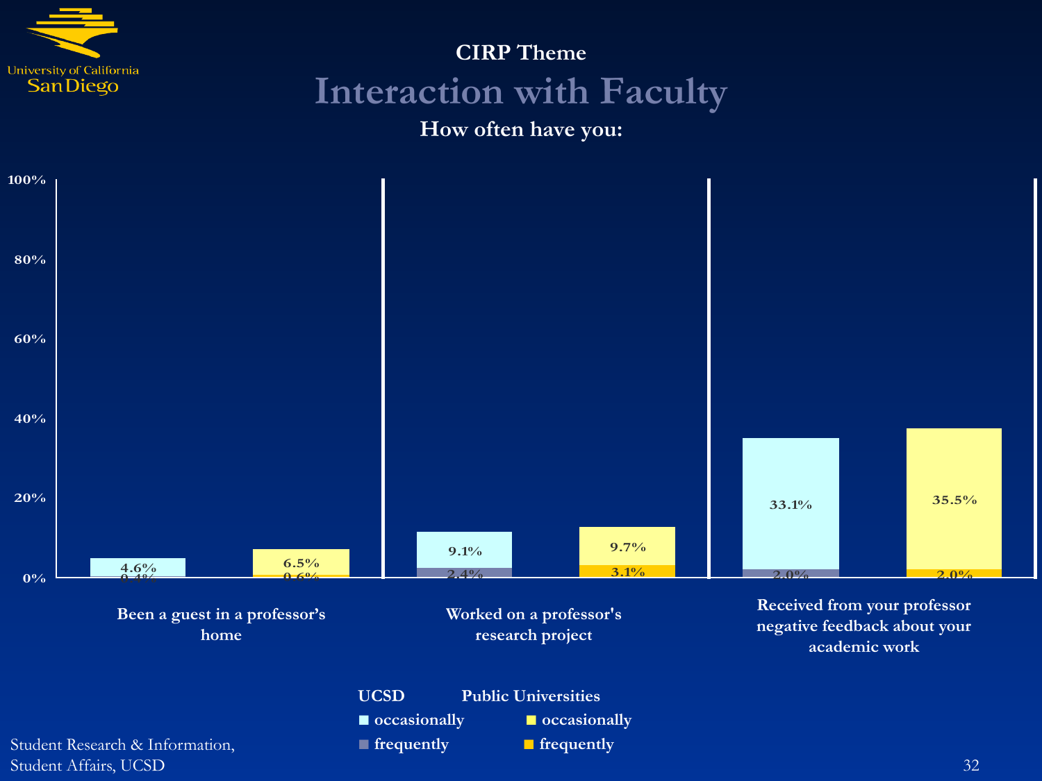## CIRP Theme

# Interaction with Faculty

### How often have you:

| | UCSD occasionally | UCSD frequently | Public Universities occasionally | Public Universities frequently |
|---|---|---|---|---|
| Been a guest in a professor's home | 4.6% | 0.4% | 6.5% | 0.6% |
| Worked on a professor's research project | 9.1% | 2.4% | 9.7% | 3.1% |
| Received from your professor negative feedback about your academic work | 33.1% | 2.0% | 35.5% | 2.0% |

Student Research & Information, Student Affairs, UCSD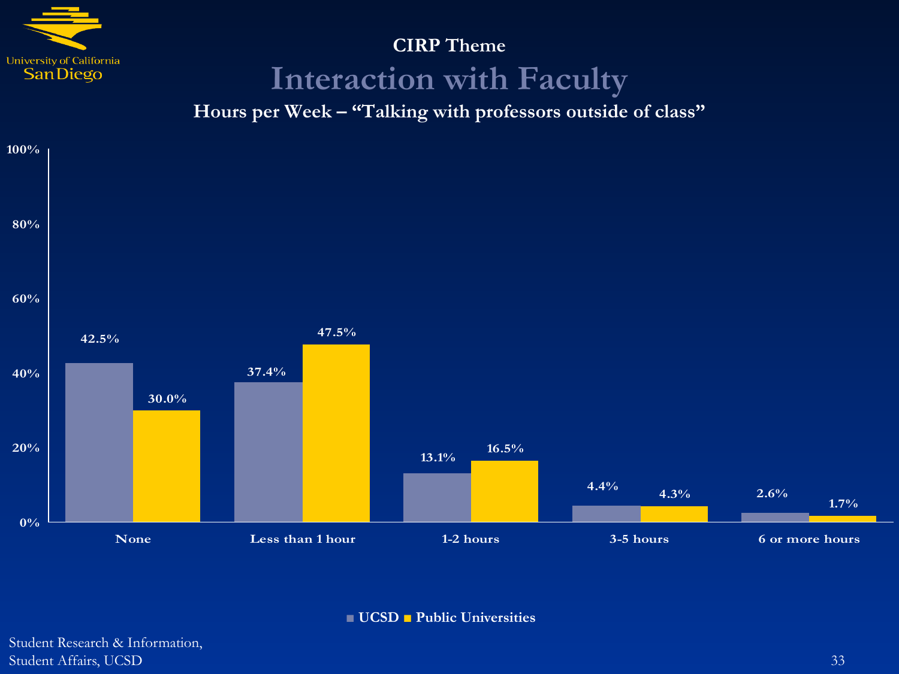CIRP Theme

# Interaction with Faculty

## Hours per Week – "Talking with professors outside of class"

| | UCSD | Public Universities |
|---|---|---|
| None | 42.5% | 30.0% |
| Less than 1 hour | 37.4% | 47.5% |
| 1-2 hours | 13.1% | 16.5% |
| 3-5 hours | 4.4% | 4.3% |
| 6 or more hours | 2.6% | 1.7% |

Student Research & Information,
Student Affairs, UCSD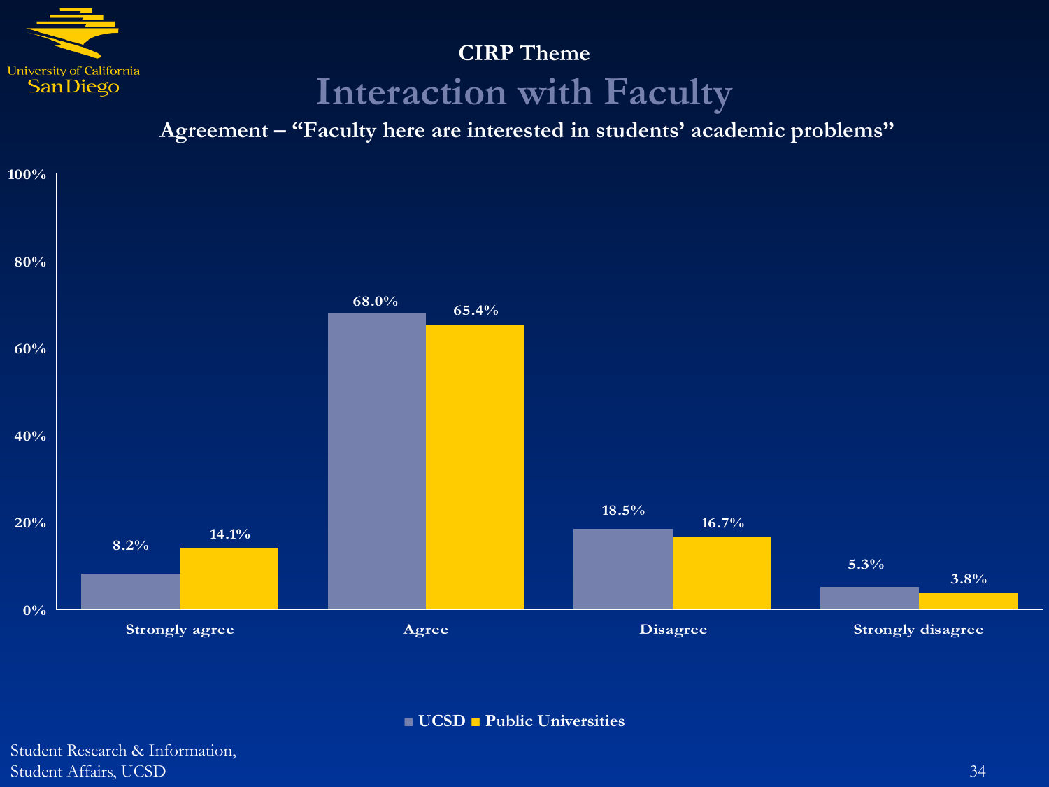CIRP Theme

# Interaction with Faculty

## Agreement – "Faculty here are interested in students' academic problems"

| | UCSD | Public Universities |
|---|---|---|
| Strongly agree | 8.2% | 14.1% |
| Agree | 68.0% | 65.4% |
| Disagree | 18.5% | 16.7% |
| Strongly disagree | 5.3% | 3.8% |

Student Research & Information,
Student Affairs, UCSD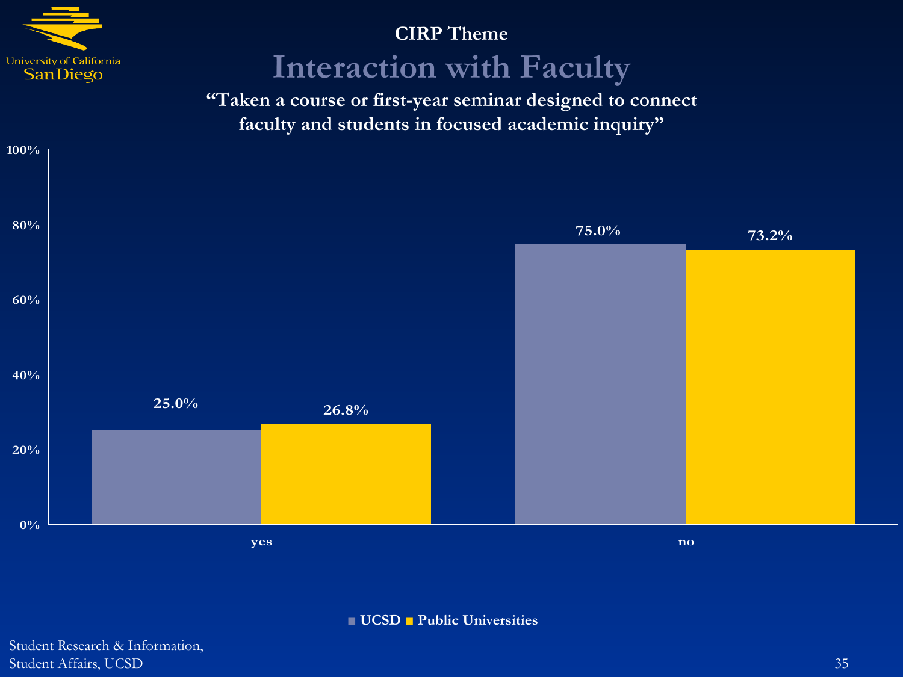## CIRP Theme

# Interaction with Faculty

**"Taken a course or first-year seminar designed to connect faculty and students in focused academic inquiry"**

| | UCSD | Public Universities |
|---|---|---|
| yes | 25.0% | 26.8% |
| no | 75.0% | 73.2% |

Student Research & Information,
Student Affairs, UCSD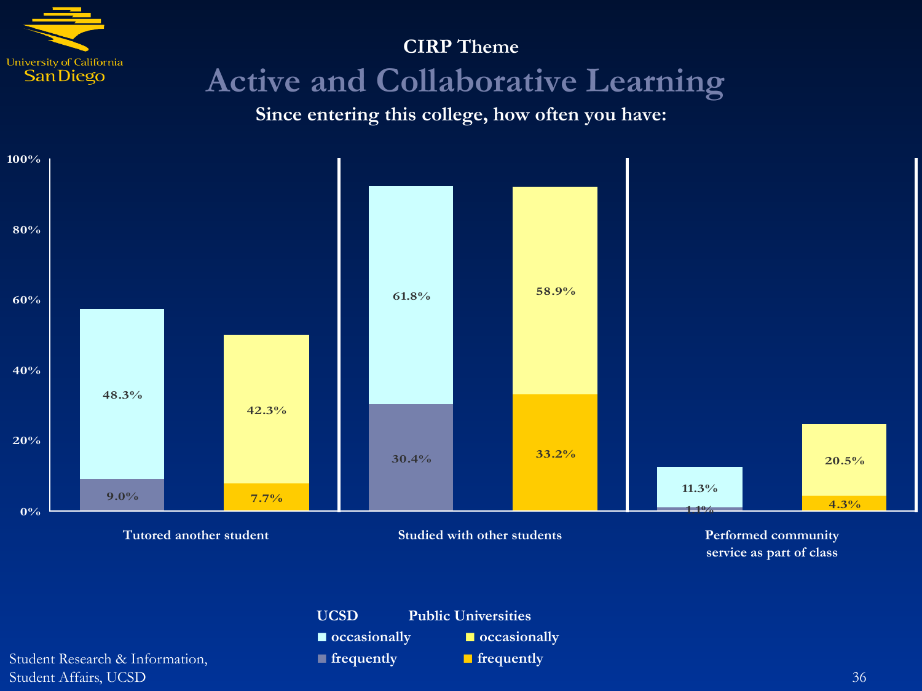CIRP Theme

# Active and Collaborative Learning

**Since entering this college, how often you have:**

| | UCSD occasionally | UCSD frequently | Public Universities occasionally | Public Universities frequently |
|---|---|---|---|---|
| Tutored another student | 48.3% | 9.0% | 42.3% | 7.7% |
| Studied with other students | 61.8% | 30.4% | 58.9% | 33.2% |
| Performed community service as part of class | 11.3% | 1.1% | 20.5% | 4.3% |

Student Research & Information, Student Affairs, UCSD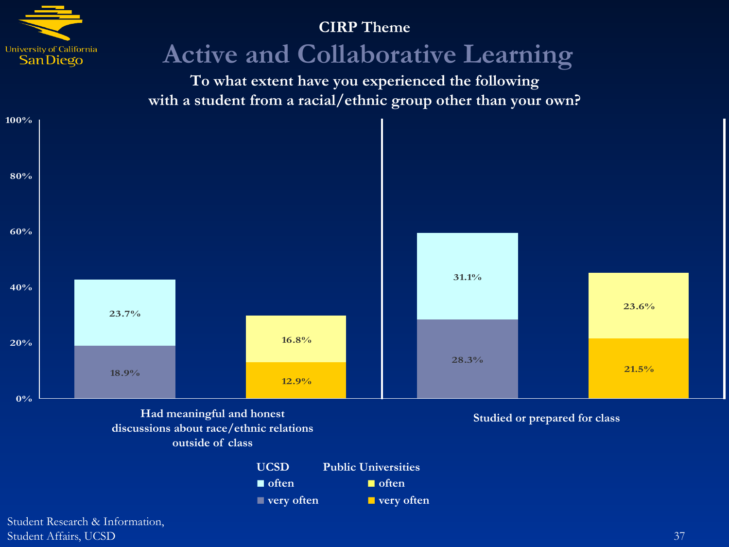### CIRP Theme

# Active and Collaborative Learning

**To what extent have you experienced the following with a student from a racial/ethnic group other than your own?**

| | UCSD often | UCSD very often | Public Universities often | Public Universities very often |
|---|---|---|---|---|
| Had meaningful and honest discussions about race/ethnic relations outside of class | 23.7% | 18.9% | 16.8% | 12.9% |
| Studied or prepared for class | 31.1% | 28.3% | 23.6% | 21.5% |

Student Research & Information, Student Affairs, UCSD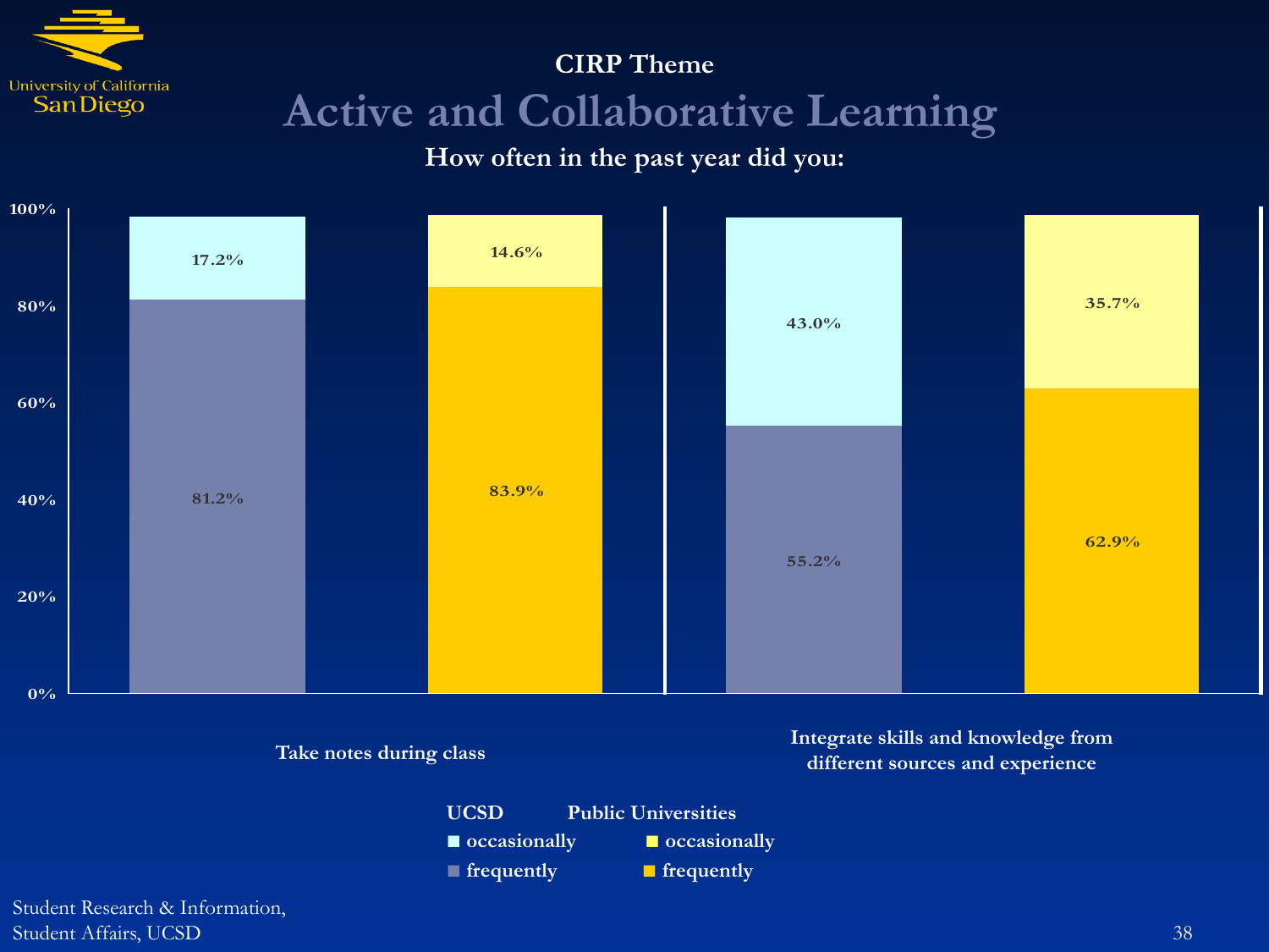CIRP Theme

# Active and Collaborative Learning

**How often in the past year did you:**

| | UCSD occasionally | UCSD frequently | Public Universities occasionally | Public Universities frequently |
|---|---|---|---|---|
| Take notes during class | 17.2% | 81.2% | 14.6% | 83.9% |
| Integrate skills and knowledge from different sources and experience | 43.0% | 55.2% | 35.7% | 62.9% |

Student Research & Information, Student Affairs, UCSD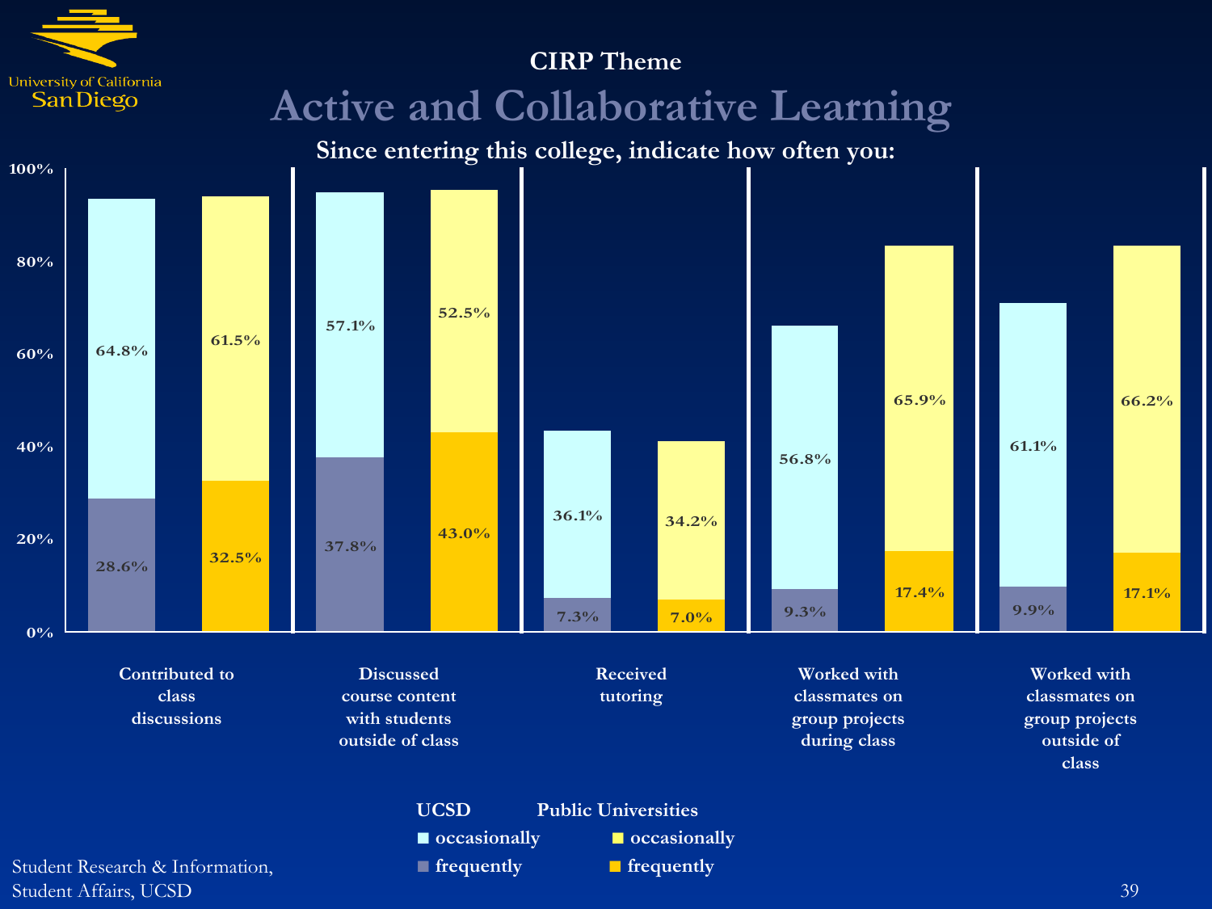## CIRP Theme

# Active and Collaborative Learning

**Since entering this college, indicate how often you:**

| | UCSD occasionally | UCSD frequently | Public Universities occasionally | Public Universities frequently |
|---|---|---|---|---|
| Contributed to class discussions | 64.8% | 28.6% | 61.5% | 32.5% |
| Discussed course content with students outside of class | 57.1% | 37.8% | 52.5% | 43.0% |
| Received tutoring | 36.1% | 7.3% | 34.2% | 7.0% |
| Worked with classmates on group projects during class | 56.8% | 9.3% | 65.9% | 17.4% |
| Worked with classmates on group projects outside of class | 61.1% | 9.9% | 66.2% | 17.1% |

Student Research & Information, Student Affairs, UCSD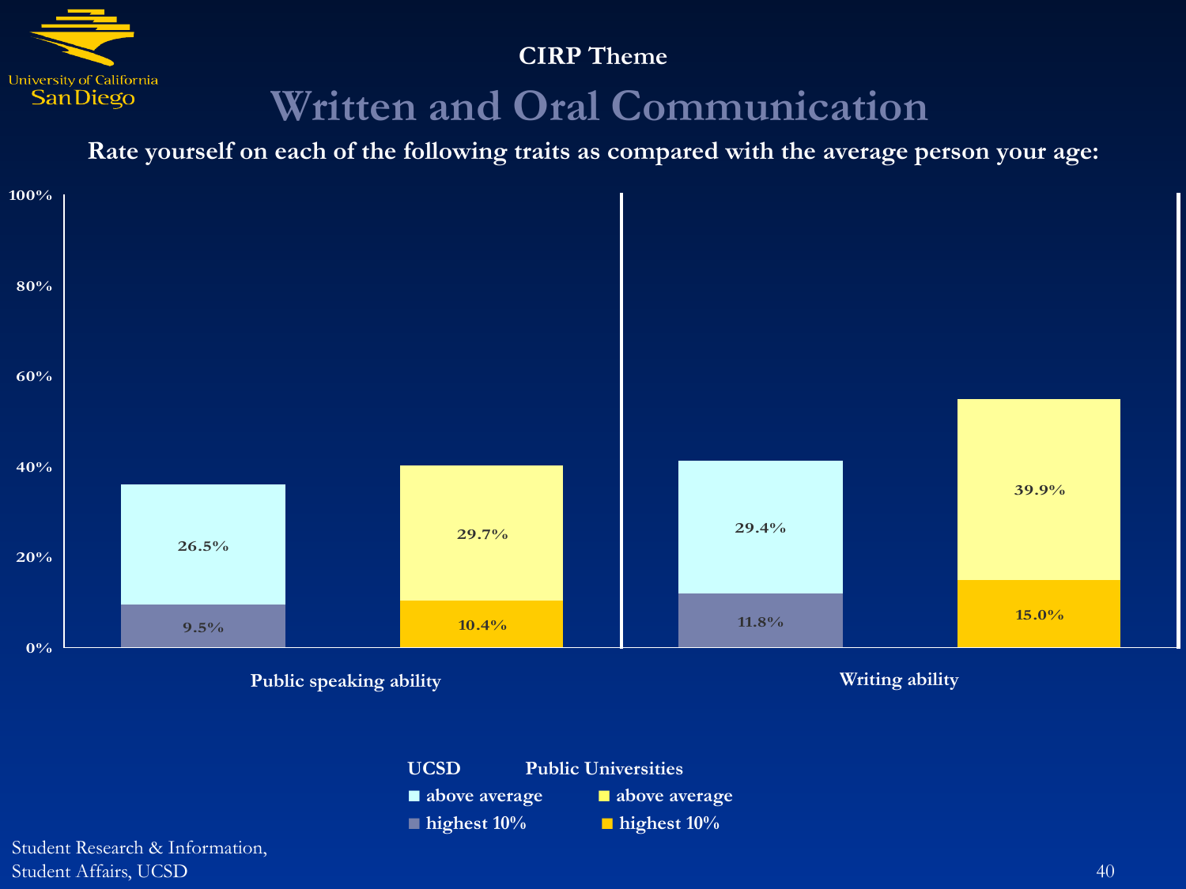CIRP Theme

# Written and Oral Communication

**Rate yourself on each of the following traits as compared with the average person your age:**

| | UCSD above average | UCSD highest 10% | Public Universities above average | Public Universities highest 10% |
|---|---|---|---|---|
| Public speaking ability | 26.5% | 9.5% | 29.7% | 10.4% |
| Writing ability | 29.4% | 11.8% | 39.9% | 15.0% |

Student Research & Information,
Student Affairs, UCSD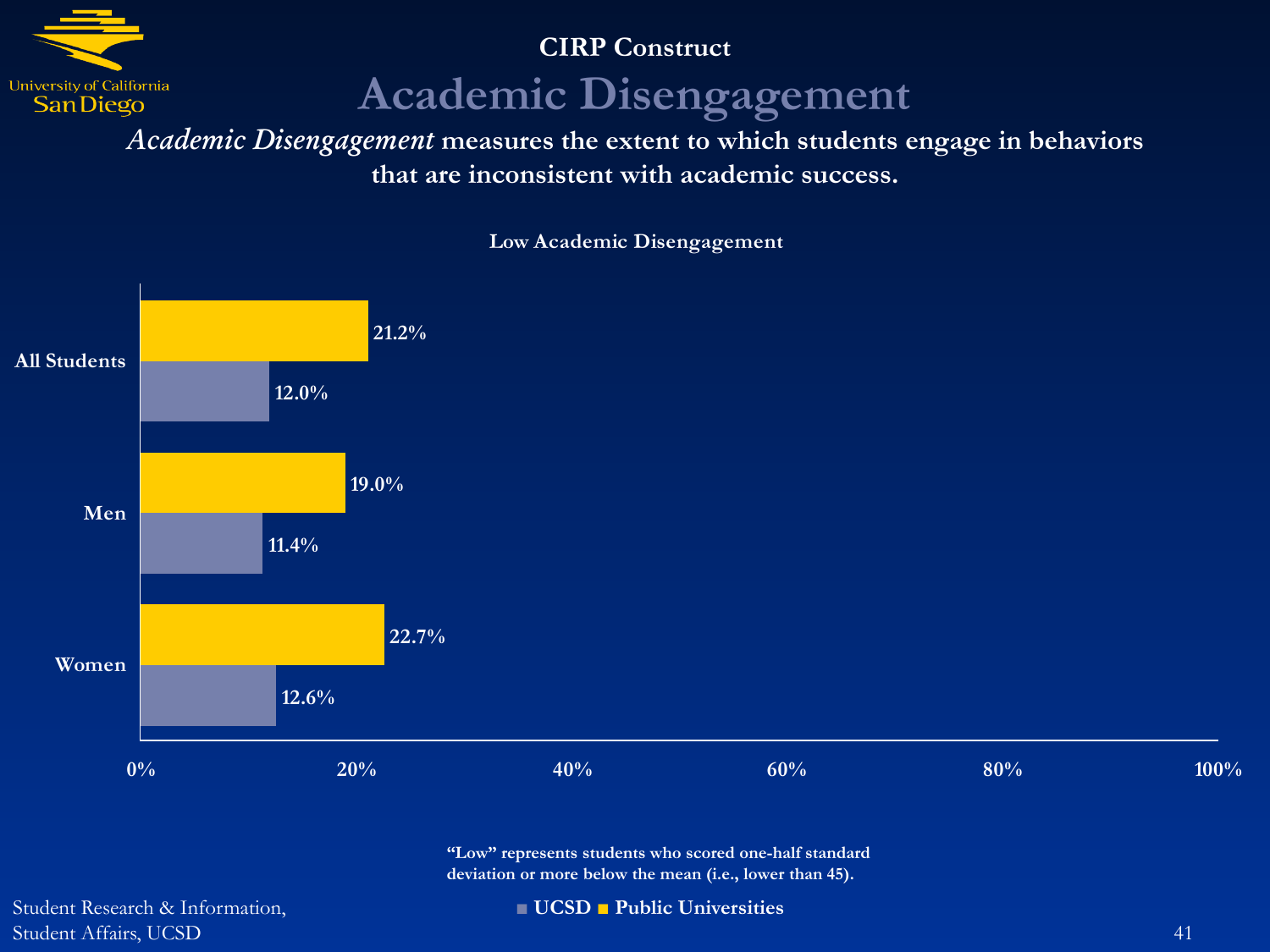CIRP Construct

# Academic Disengagement

***Academic Disengagement*** **measures the extent to which students engage in behaviors that are inconsistent with academic success.**

**Low Academic Disengagement**

| | UCSD | Public Universities |
|---|---|---|
| All Students | 12.0% | 21.2% |
| Men | 11.4% | 19.0% |
| Women | 12.6% | 22.7% |

**"Low" represents students who scored one-half standard deviation or more below the mean (i.e., lower than 45).**

Student Research & Information, Student Affairs, UCSD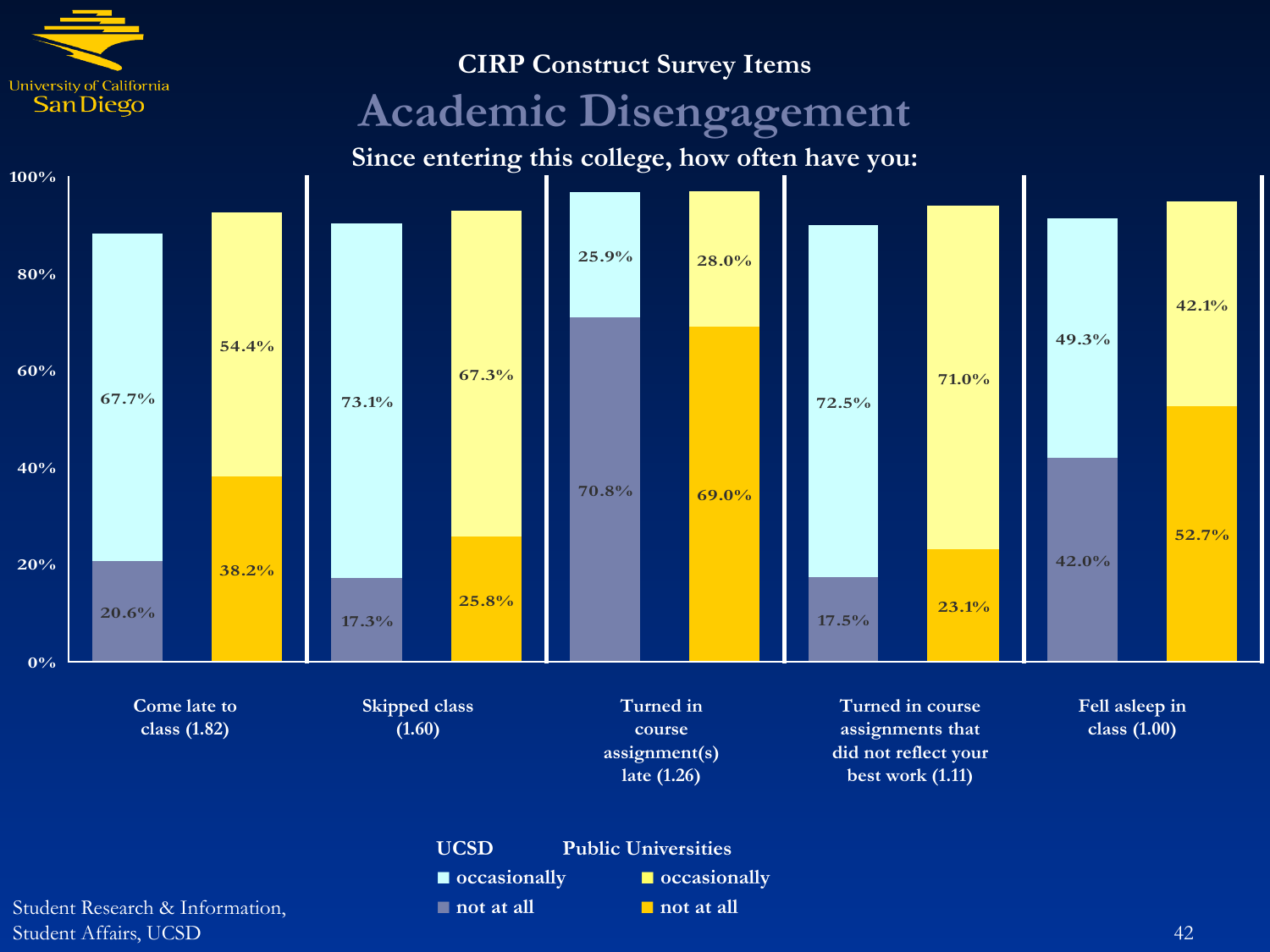CIRP Construct Survey Items

# Academic Disengagement

## Since entering this college, how often have you:

| Item | UCSD occasionally | UCSD not at all | Public Universities occasionally | Public Universities not at all |
|---|---|---|---|---|
| Come late to class (1.82) | 67.7% | 20.6% | 54.4% | 38.2% |
| Skipped class (1.60) | 73.1% | 17.3% | 67.3% | 25.8% |
| Turned in course assignment(s) late (1.26) | 25.9% | 70.8% | 28.0% | 69.0% |
| Turned in course assignments that did not reflect your best work (1.11) | 72.5% | 17.5% | 71.0% | 23.1% |
| Fell asleep in class (1.00) | 49.3% | 42.0% | 42.1% | 52.7% |

Student Research & Information, Student Affairs, UCSD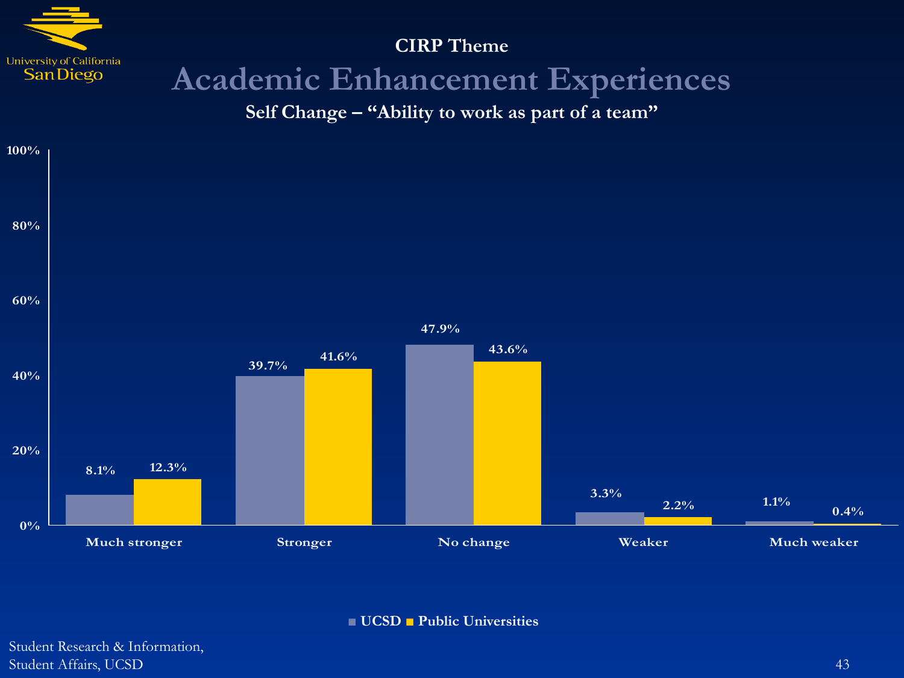CIRP Theme

# Academic Enhancement Experiences

## Self Change – "Ability to work as part of a team"

| | UCSD | Public Universities |
|---|---|---|
| Much stronger | 8.1% | 12.3% |
| Stronger | 39.7% | 41.6% |
| No change | 47.9% | 43.6% |
| Weaker | 3.3% | 2.2% |
| Much weaker | 1.1% | 0.4% |

Student Research & Information,
Student Affairs, UCSD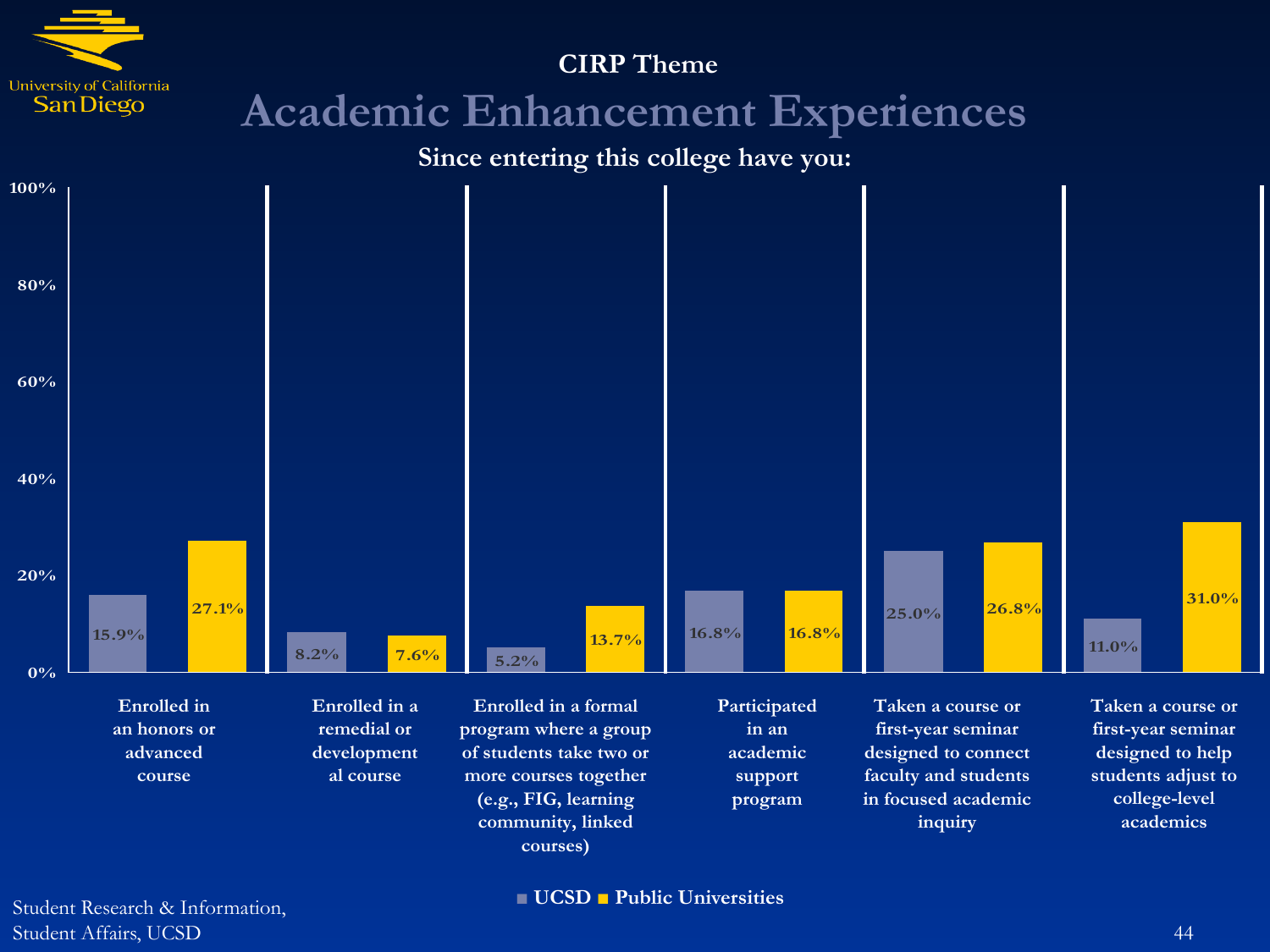CIRP Theme

# Academic Enhancement Experiences

## Since entering this college have you:

| | UCSD | Public Universities |
|---|---|---|
| Enrolled in an honors or advanced course | 15.9% | 27.1% |
| Enrolled in a remedial or developmental course | 8.2% | 7.6% |
| Enrolled in a formal program where a group of students take two or more courses together (e.g., FIG, learning community, linked courses) | 5.2% | 13.7% |
| Participated in an academic support program | 16.8% | 16.8% |
| Taken a course or first-year seminar designed to connect faculty and students in focused academic inquiry | 25.0% | 26.8% |
| Taken a course or first-year seminar designed to help students adjust to college-level academics | 11.0% | 31.0% |

Student Research & Information, Student Affairs, UCSD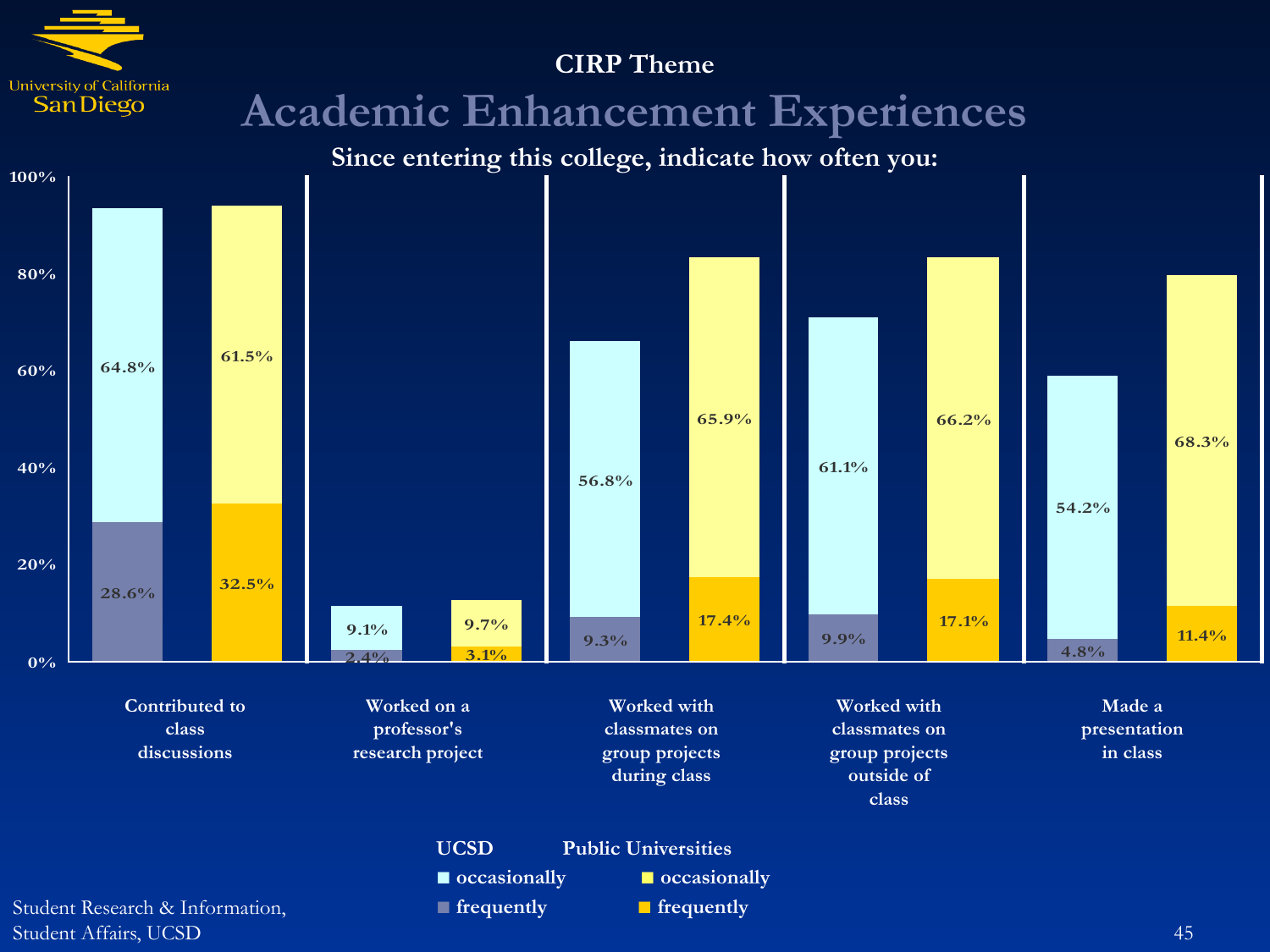CIRP Theme

# Academic Enhancement Experiences

## Since entering this college, indicate how often you:

| | UCSD occasionally | UCSD frequently | Public Universities occasionally | Public Universities frequently |
|---|---|---|---|---|
| Contributed to class discussions | 64.8% | 28.6% | 61.5% | 32.5% |
| Worked on a professor's research project | 9.1% | 2.4% | 9.7% | 3.1% |
| Worked with classmates on group projects during class | 56.8% | 9.3% | 65.9% | 17.4% |
| Worked with classmates on group projects outside of class | 61.1% | 9.9% | 66.2% | 17.1% |
| Made a presentation in class | 54.2% | 4.8% | 68.3% | 11.4% |

Student Research & Information, Student Affairs, UCSD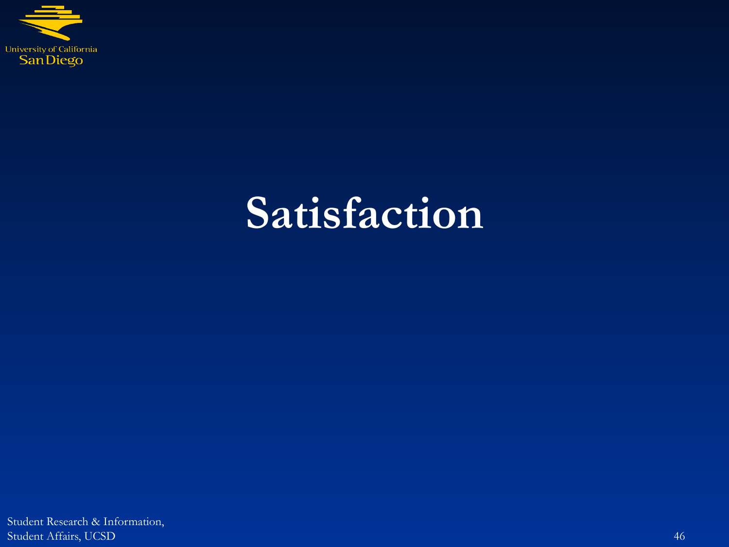# Satisfaction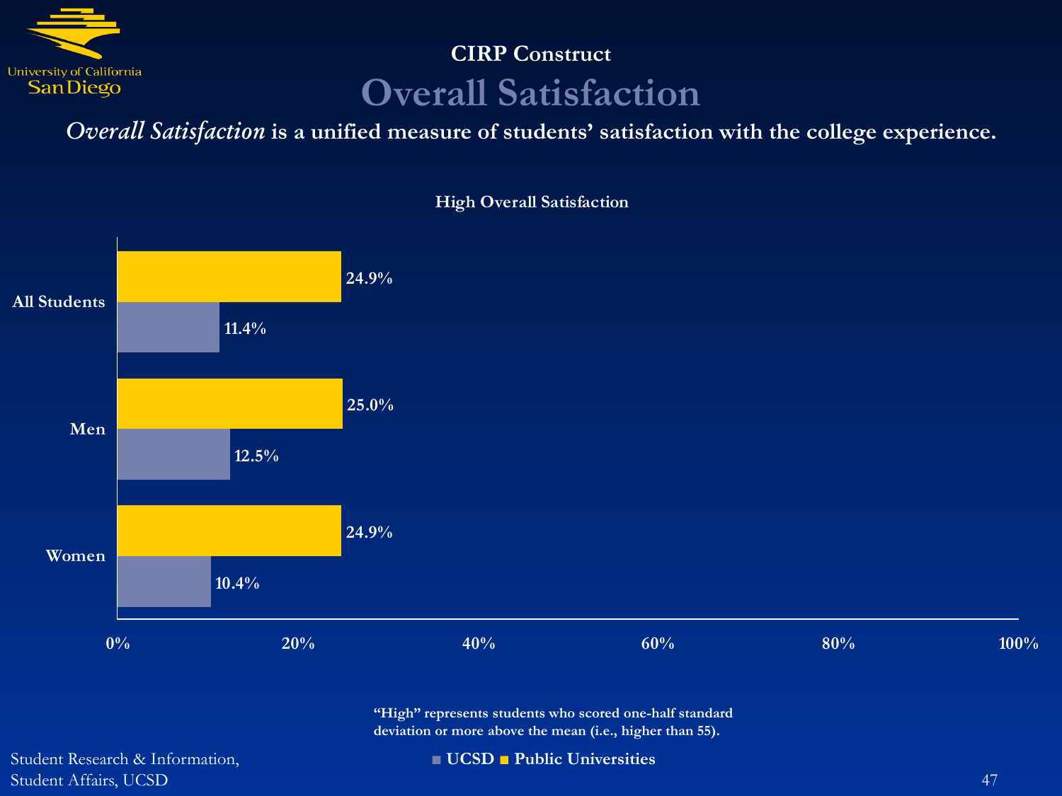## CIRP Construct

# Overall Satisfaction

***Overall Satisfaction*** **is a unified measure of students' satisfaction with the college experience.**

**High Overall Satisfaction**

| | UCSD | Public Universities |
| --- | --- | --- |
| All Students | 11.4% | 24.9% |
| Men | 12.5% | 25.0% |
| Women | 10.4% | 24.9% |

**"High" represents students who scored one-half standard deviation or more above the mean (i.e., higher than 55).**

Student Research & Information, Student Affairs, UCSD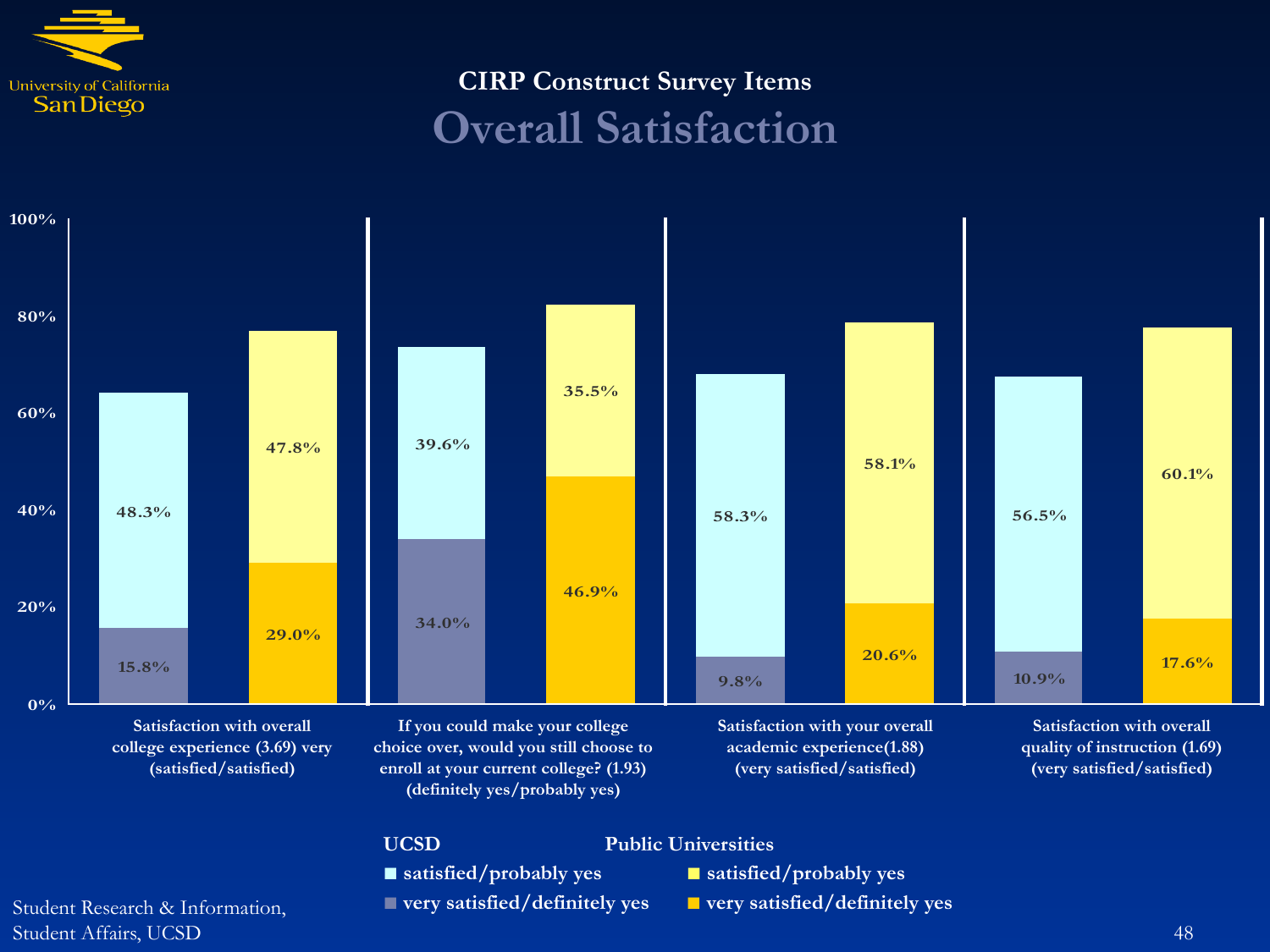## CIRP Construct Survey Items

# Overall Satisfaction

| Survey Item | UCSD very satisfied/definitely yes | UCSD satisfied/probably yes | Public Universities very satisfied/definitely yes | Public Universities satisfied/probably yes |
|---|---|---|---|---|
| Satisfaction with overall college experience (3.69) very (satisfied/satisfied) | 15.8% | 48.3% | 29.0% | 47.8% |
| If you could make your college choice over, would you still choose to enroll at your current college? (1.93) (definitely yes/probably yes) | 34.0% | 39.6% | 46.9% | 35.5% |
| Satisfaction with your overall academic experience(1.88) (very satisfied/satisfied) | 9.8% | 58.3% | 20.6% | 58.1% |
| Satisfaction with overall quality of instruction (1.69) (very satisfied/satisfied) | 10.9% | 56.5% | 17.6% | 60.1% |

Student Research & Information, Student Affairs, UCSD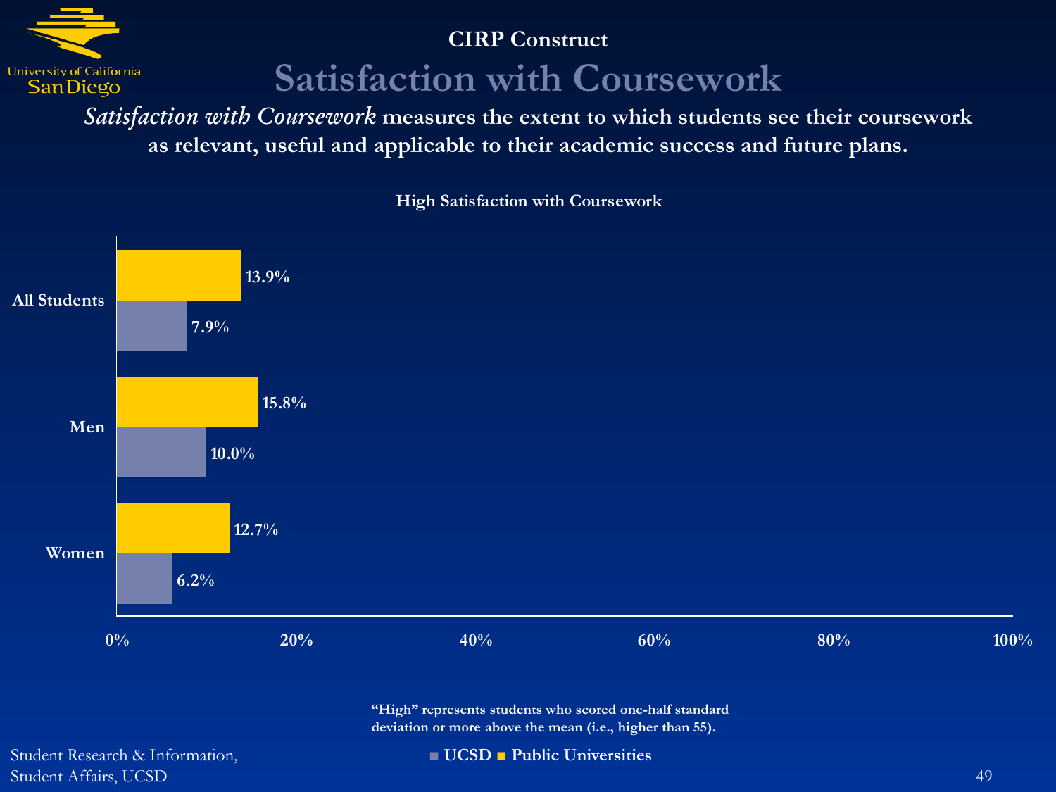CIRP Construct

# Satisfaction with Coursework

***Satisfaction with Coursework*** **measures the extent to which students see their coursework as relevant, useful and applicable to their academic success and future plans.**

**High Satisfaction with Coursework**

| | UCSD | Public Universities |
|---|---|---|
| All Students | 7.9% | 13.9% |
| Men | 10.0% | 15.8% |
| Women | 6.2% | 12.7% |

**"High" represents students who scored one-half standard deviation or more above the mean (i.e., higher than 55).**

Student Research & Information, Student Affairs, UCSD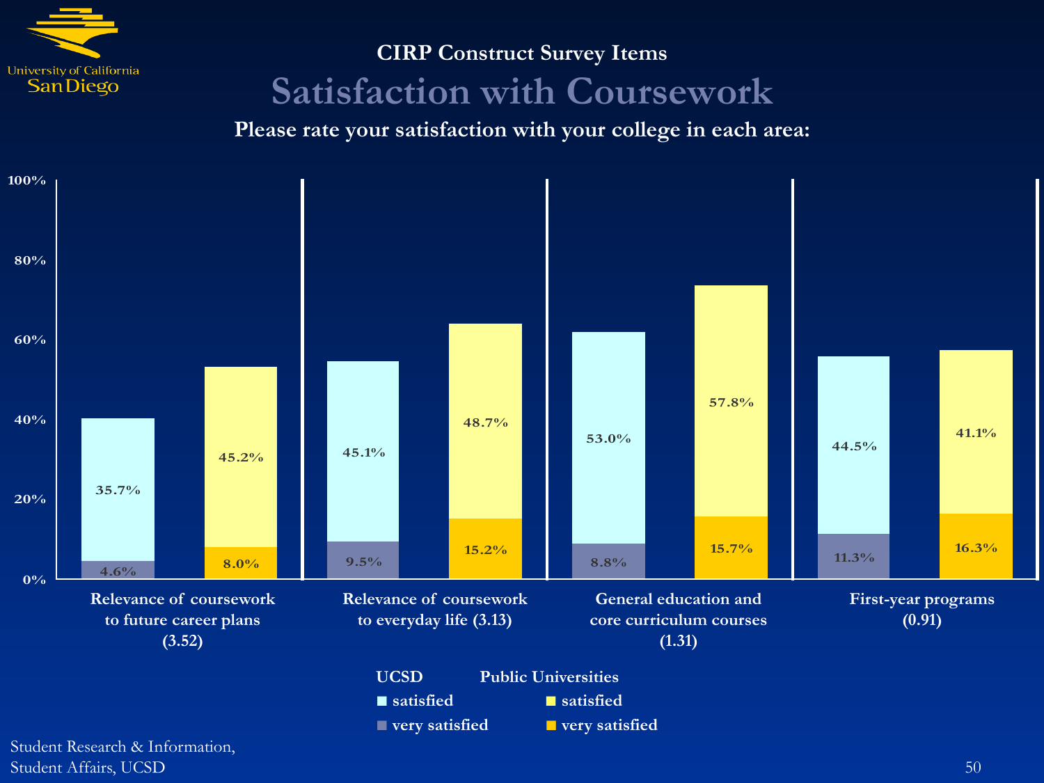## CIRP Construct Survey Items

# Satisfaction with Coursework

**Please rate your satisfaction with your college in each area:**

| Item | UCSD satisfied | UCSD very satisfied | Public Universities satisfied | Public Universities very satisfied |
|---|---|---|---|---|
| Relevance of coursework to future career plans (3.52) | 35.7% | 4.6% | 45.2% | 8.0% |
| Relevance of coursework to everyday life (3.13) | 45.1% | 9.5% | 48.7% | 15.2% |
| General education and core curriculum courses (1.31) | 53.0% | 8.8% | 57.8% | 15.7% |
| First-year programs (0.91) | 44.5% | 11.3% | 41.1% | 16.3% |

Student Research & Information, Student Affairs, UCSD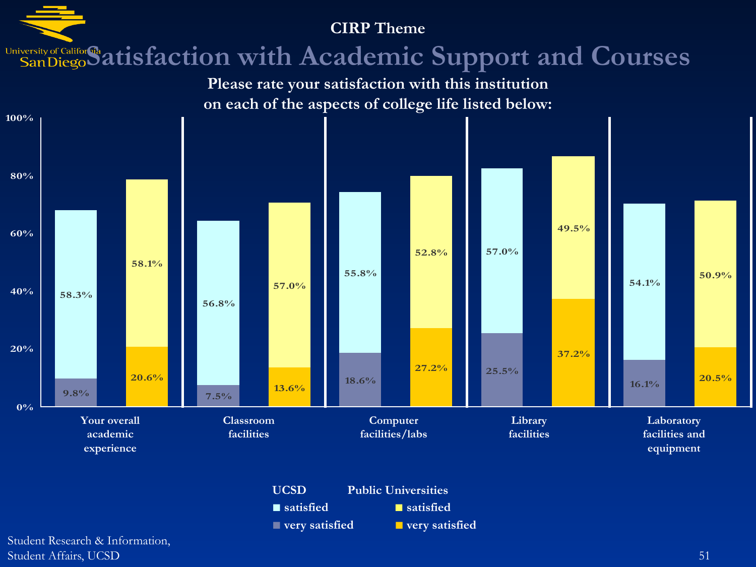CIRP Theme

# Satisfaction with Academic Support and Courses

**Please rate your satisfaction with this institution on each of the aspects of college life listed below:**

| Aspect | UCSD satisfied | UCSD very satisfied | Public Universities satisfied | Public Universities very satisfied |
| --- | --- | --- | --- | --- |
| Your overall academic experience | 58.3% | 9.8% | 58.1% | 20.6% |
| Classroom facilities | 56.8% | 7.5% | 57.0% | 13.6% |
| Computer facilities/labs | 55.8% | 18.6% | 52.8% | 27.2% |
| Library facilities | 57.0% | 25.5% | 49.5% | 37.2% |
| Laboratory facilities and equipment | 54.1% | 16.1% | 50.9% | 20.5% |

Student Research & Information, Student Affairs, UCSD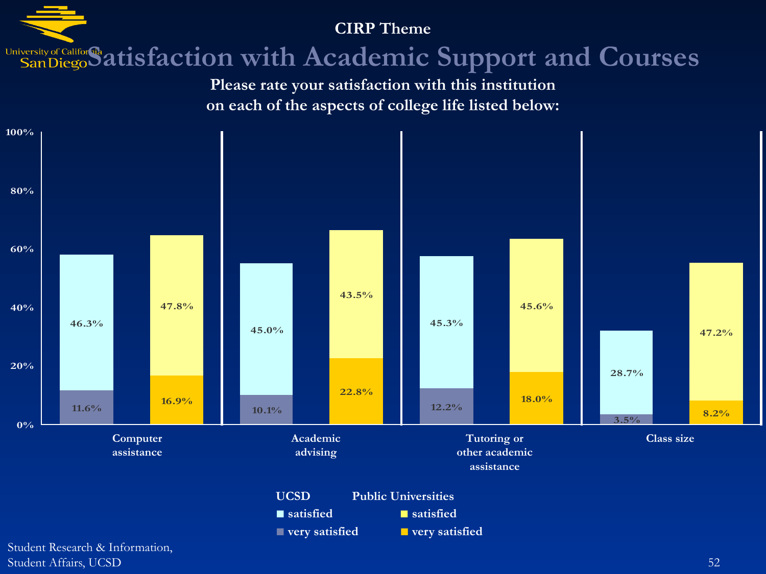CIRP Theme

# Satisfaction with Academic Support and Courses

**Please rate your satisfaction with this institution on each of the aspects of college life listed below:**

| Aspect | UCSD satisfied | UCSD very satisfied | Public Universities satisfied | Public Universities very satisfied |
|---|---|---|---|---|
| Computer assistance | 46.3% | 11.6% | 47.8% | 16.9% |
| Academic advising | 45.0% | 10.1% | 43.5% | 22.8% |
| Tutoring or other academic assistance | 45.3% | 12.2% | 45.6% | 18.0% |
| Class size | 28.7% | 3.5% | 47.2% | 8.2% |

Student Research & Information, Student Affairs, UCSD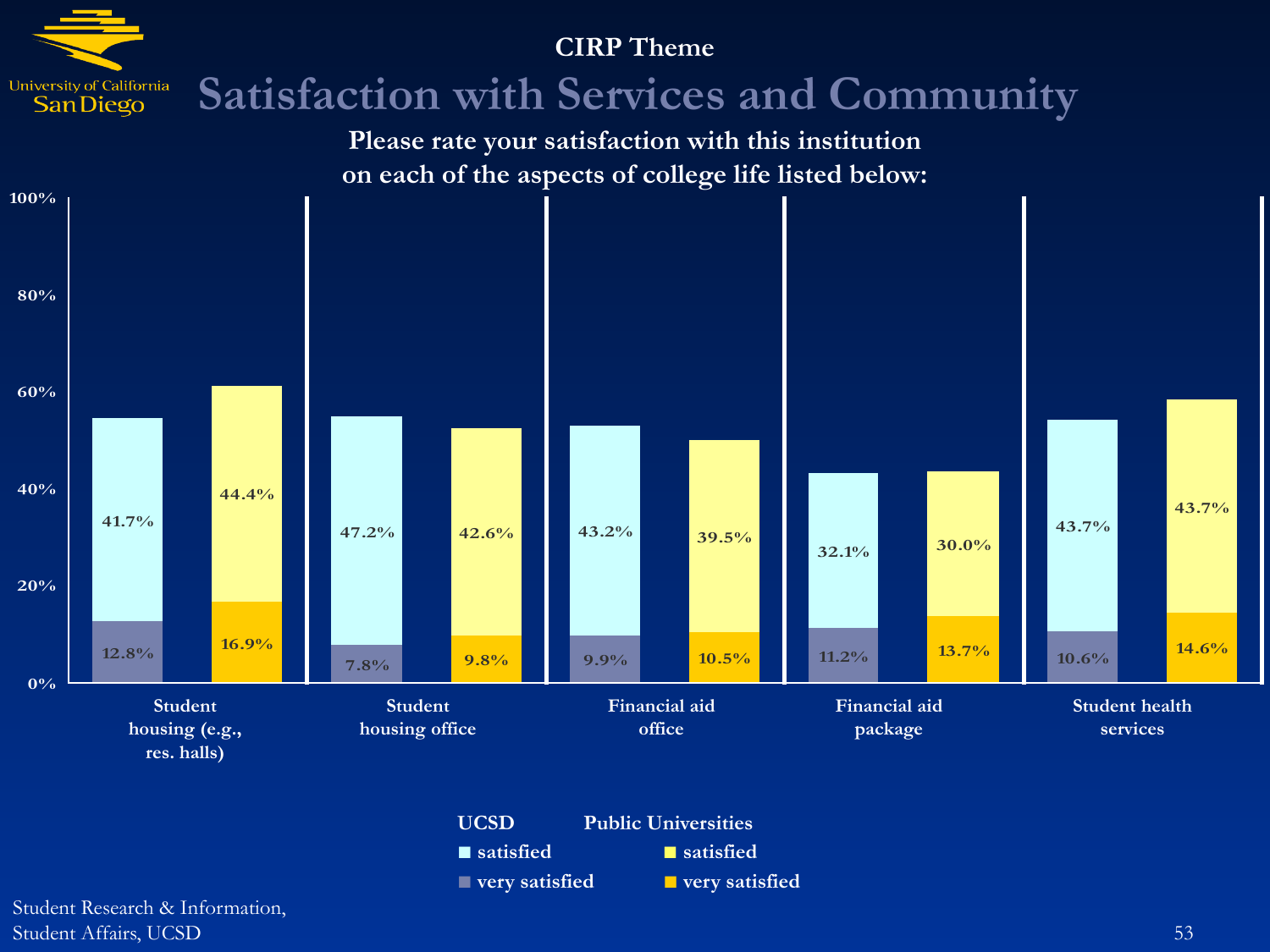CIRP Theme

# Satisfaction with Services and Community

**Please rate your satisfaction with this institution on each of the aspects of college life listed below:**

| | UCSD satisfied | UCSD very satisfied | Public Universities satisfied | Public Universities very satisfied |
|---|---|---|---|---|
| Student housing (e.g., res. halls) | 41.7% | 12.8% | 44.4% | 16.9% |
| Student housing office | 47.2% | 7.8% | 42.6% | 9.8% |
| Financial aid office | 43.2% | 9.9% | 39.5% | 10.5% |
| Financial aid package | 32.1% | 11.2% | 30.0% | 13.7% |
| Student health services | 43.7% | 10.6% | 43.7% | 14.6% |

Student Research & Information, Student Affairs, UCSD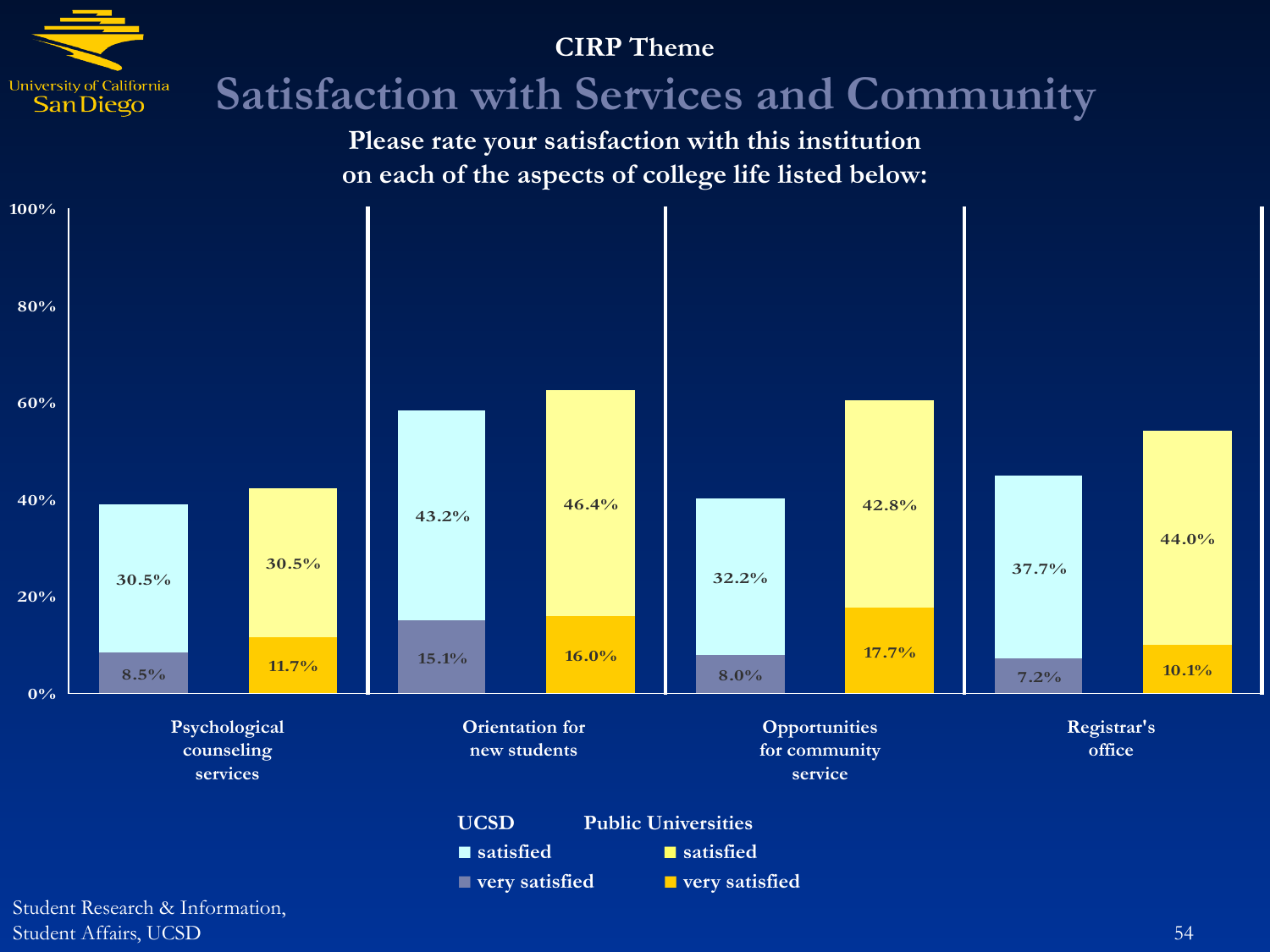CIRP Theme

# Satisfaction with Services and Community

**Please rate your satisfaction with this institution on each of the aspects of college life listed below:**

| Aspect | UCSD satisfied | UCSD very satisfied | Public Universities satisfied | Public Universities very satisfied |
|---|---|---|---|---|
| Psychological counseling services | 30.5% | 8.5% | 30.5% | 11.7% |
| Orientation for new students | 43.2% | 15.1% | 46.4% | 16.0% |
| Opportunities for community service | 32.2% | 8.0% | 42.8% | 17.7% |
| Registrar's office | 37.7% | 7.2% | 44.0% | 10.1% |

Student Research & Information, Student Affairs, UCSD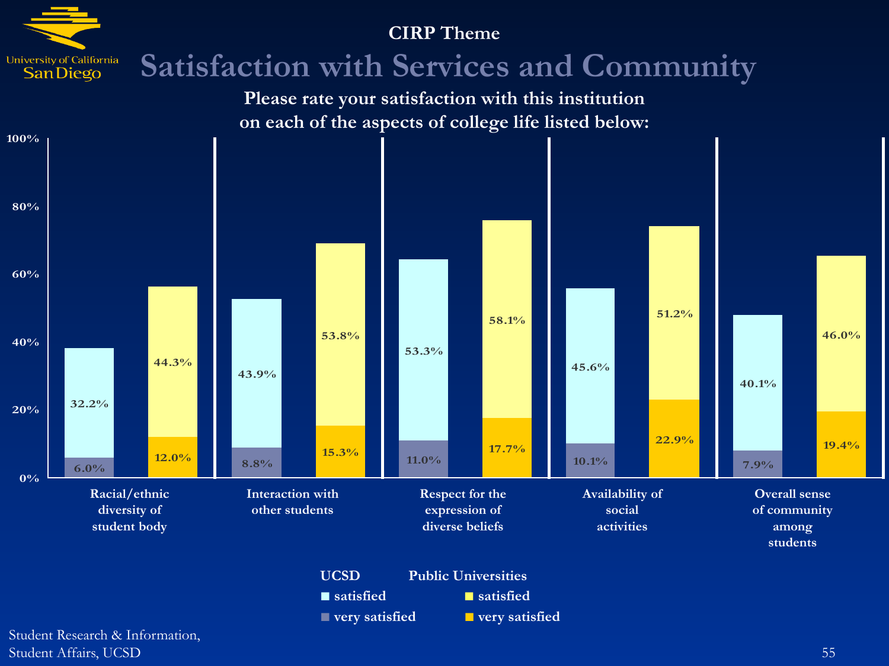CIRP Theme

# Satisfaction with Services and Community

**Please rate your satisfaction with this institution on each of the aspects of college life listed below:**

| Aspect | UCSD satisfied | UCSD very satisfied | Public Universities satisfied | Public Universities very satisfied |
|---|---|---|---|---|
| Racial/ethnic diversity of student body | 32.2% | 6.0% | 44.3% | 12.0% |
| Interaction with other students | 43.9% | 8.8% | 53.8% | 15.3% |
| Respect for the expression of diverse beliefs | 53.3% | 11.0% | 58.1% | 17.7% |
| Availability of social activities | 45.6% | 10.1% | 51.2% | 22.9% |
| Overall sense of community among students | 40.1% | 7.9% | 46.0% | 19.4% |

Student Research & Information, Student Affairs, UCSD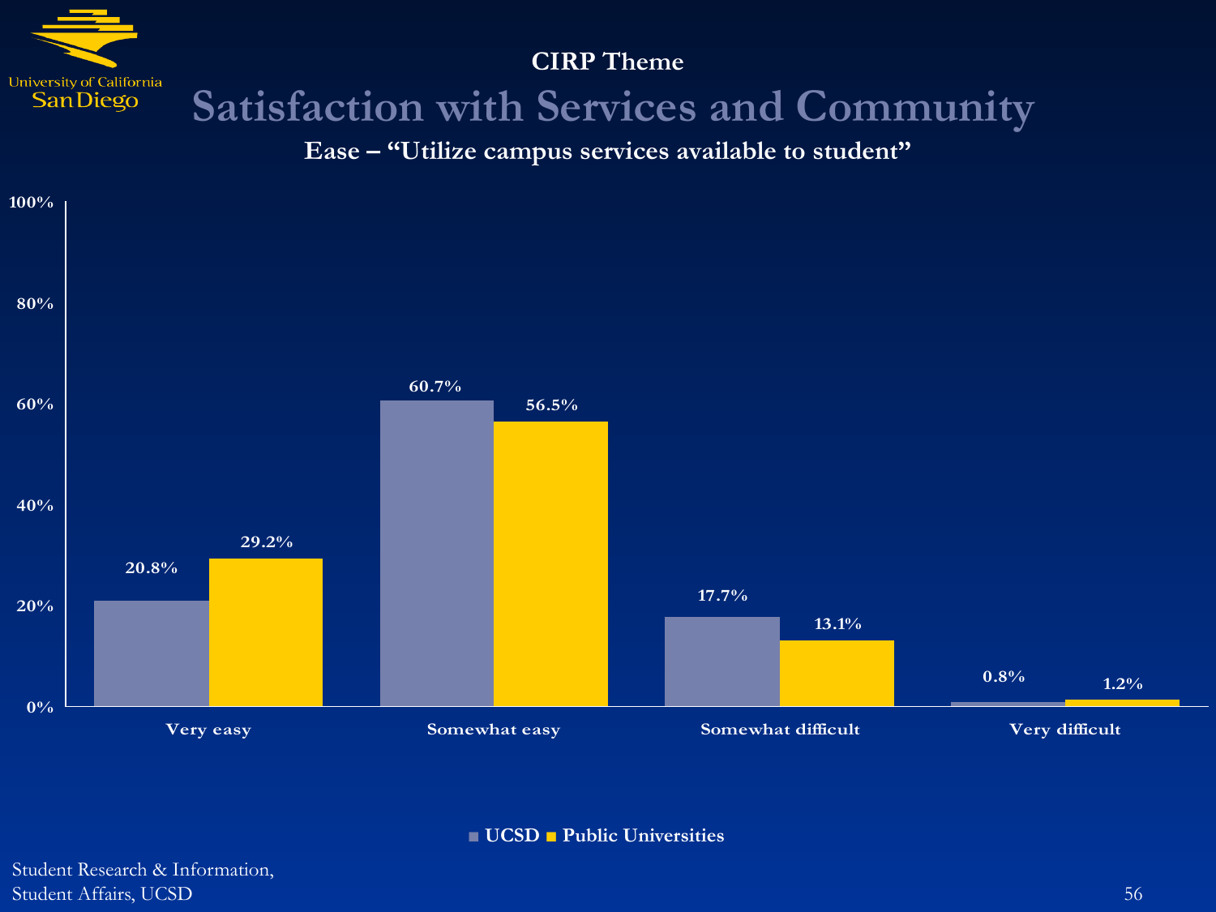CIRP Theme

# Satisfaction with Services and Community

**Ease – "Utilize campus services available to student"**

| | UCSD | Public Universities |
|---|---|---|
| Very easy | 20.8% | 29.2% |
| Somewhat easy | 60.7% | 56.5% |
| Somewhat difficult | 17.7% | 13.1% |
| Very difficult | 0.8% | 1.2% |

Student Research & Information,
Student Affairs, UCSD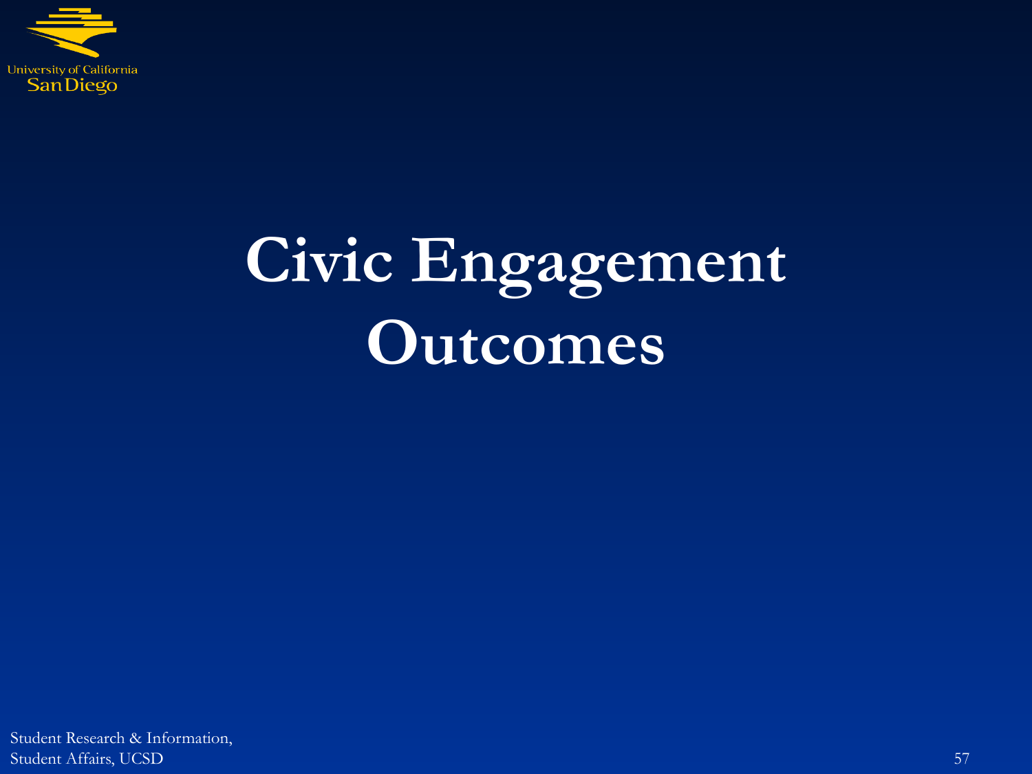# Civic Engagement Outcomes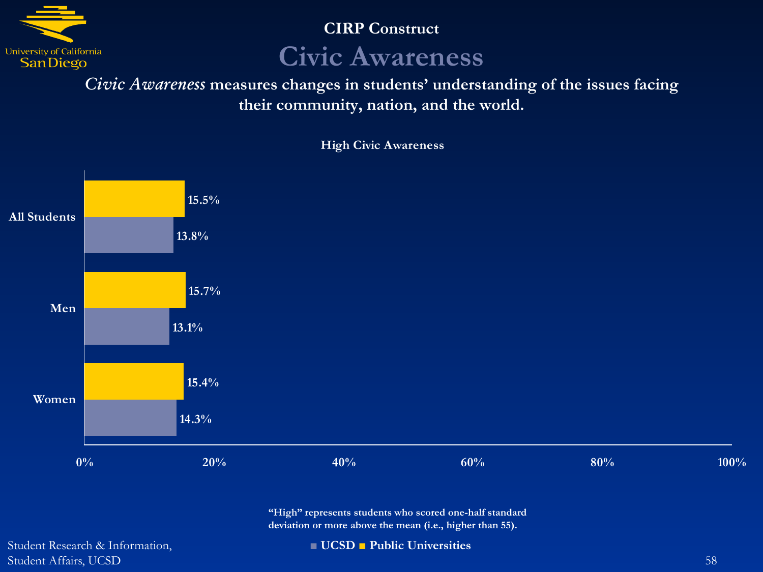## CIRP Construct

# Civic Awareness

***Civic Awareness*** **measures changes in students' understanding of the issues facing their community, nation, and the world.**

**High Civic Awareness**

| | UCSD | Public Universities |
|---|---|---|
| All Students | 13.8% | 15.5% |
| Men | 13.1% | 15.7% |
| Women | 14.3% | 15.4% |

**"High" represents students who scored one-half standard deviation or more above the mean (i.e., higher than 55).**

Student Research & Information,
Student Affairs, UCSD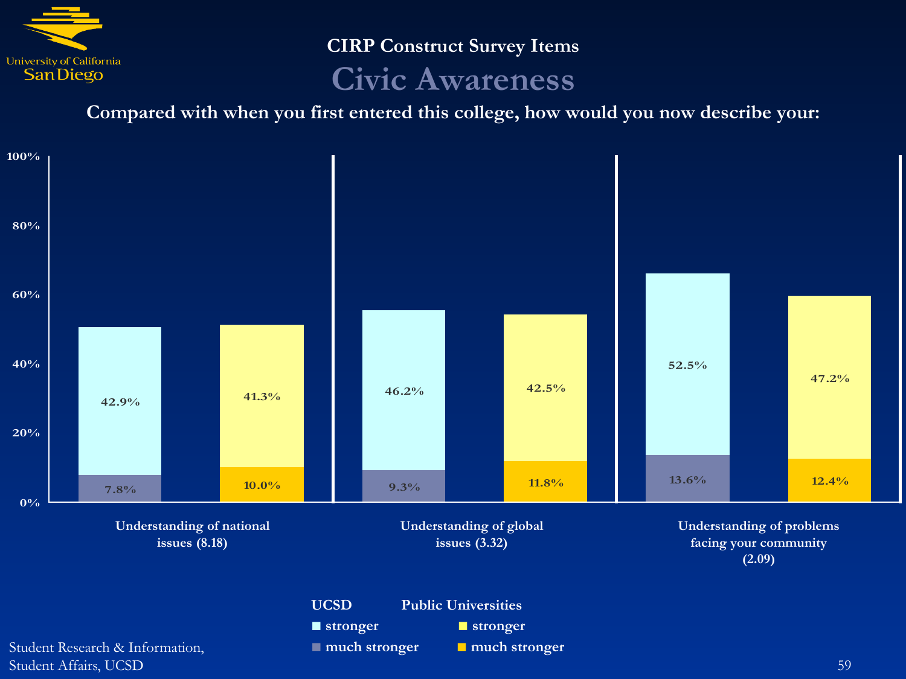## CIRP Construct Survey Items

# Civic Awareness

**Compared with when you first entered this college, how would you now describe your:**

| Item | UCSD stronger | UCSD much stronger | Public Universities stronger | Public Universities much stronger |
|---|---|---|---|---|
| Understanding of national issues (8.18) | 42.9% | 7.8% | 41.3% | 10.0% |
| Understanding of global issues (3.32) | 46.2% | 9.3% | 42.5% | 11.8% |
| Understanding of problems facing your community (2.09) | 52.5% | 13.6% | 47.2% | 12.4% |

Student Research & Information, Student Affairs, UCSD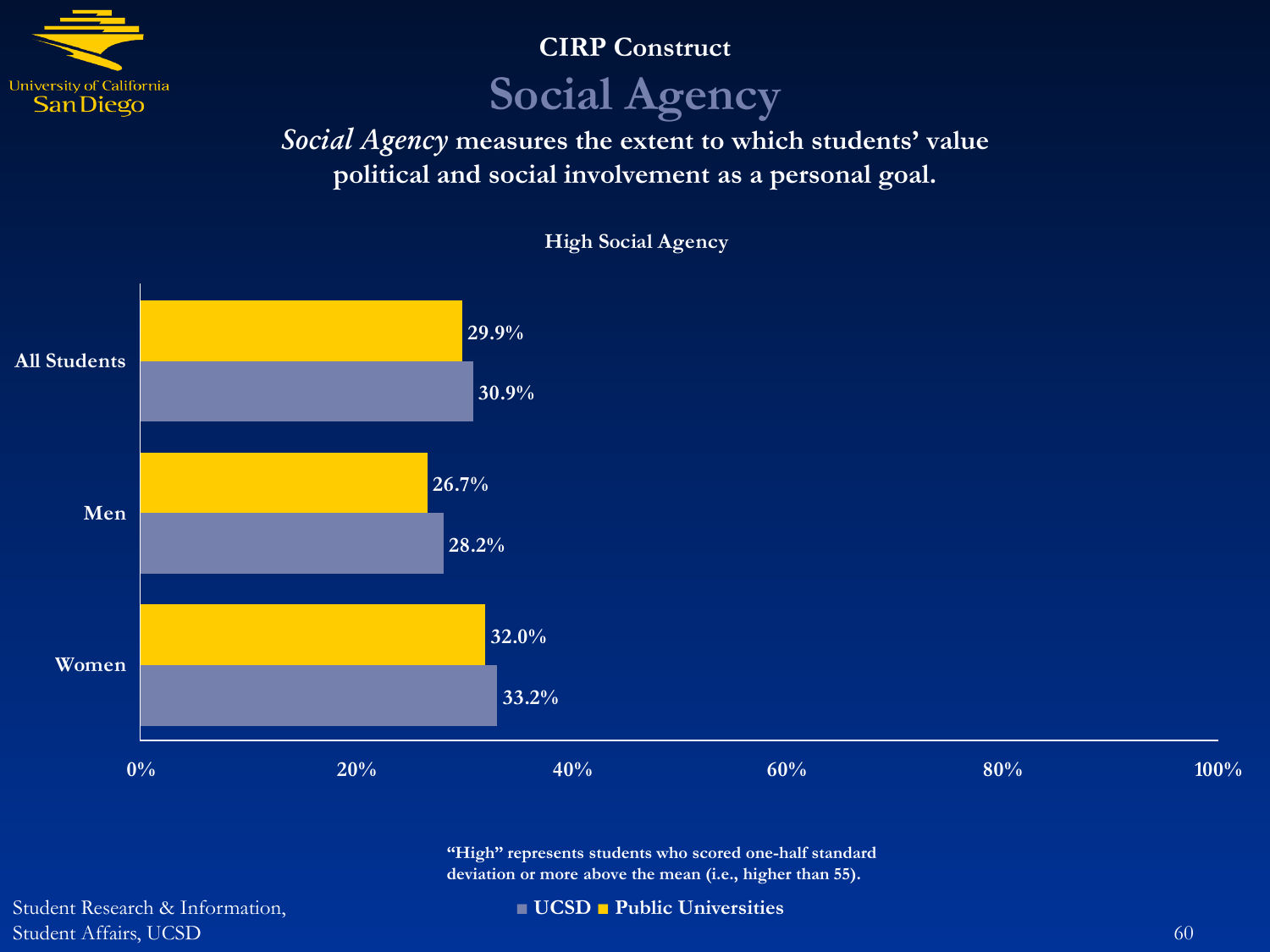## CIRP Construct

# Social Agency

***Social Agency*** **measures the extent to which students' value political and social involvement as a personal goal.**

**High Social Agency**

| | Public Universities | UCSD |
|---|---|---|
| All Students | 29.9% | 30.9% |
| Men | 26.7% | 28.2% |
| Women | 32.0% | 33.2% |

**"High" represents students who scored one-half standard deviation or more above the mean (i.e., higher than 55).**

Student Research & Information, Student Affairs, UCSD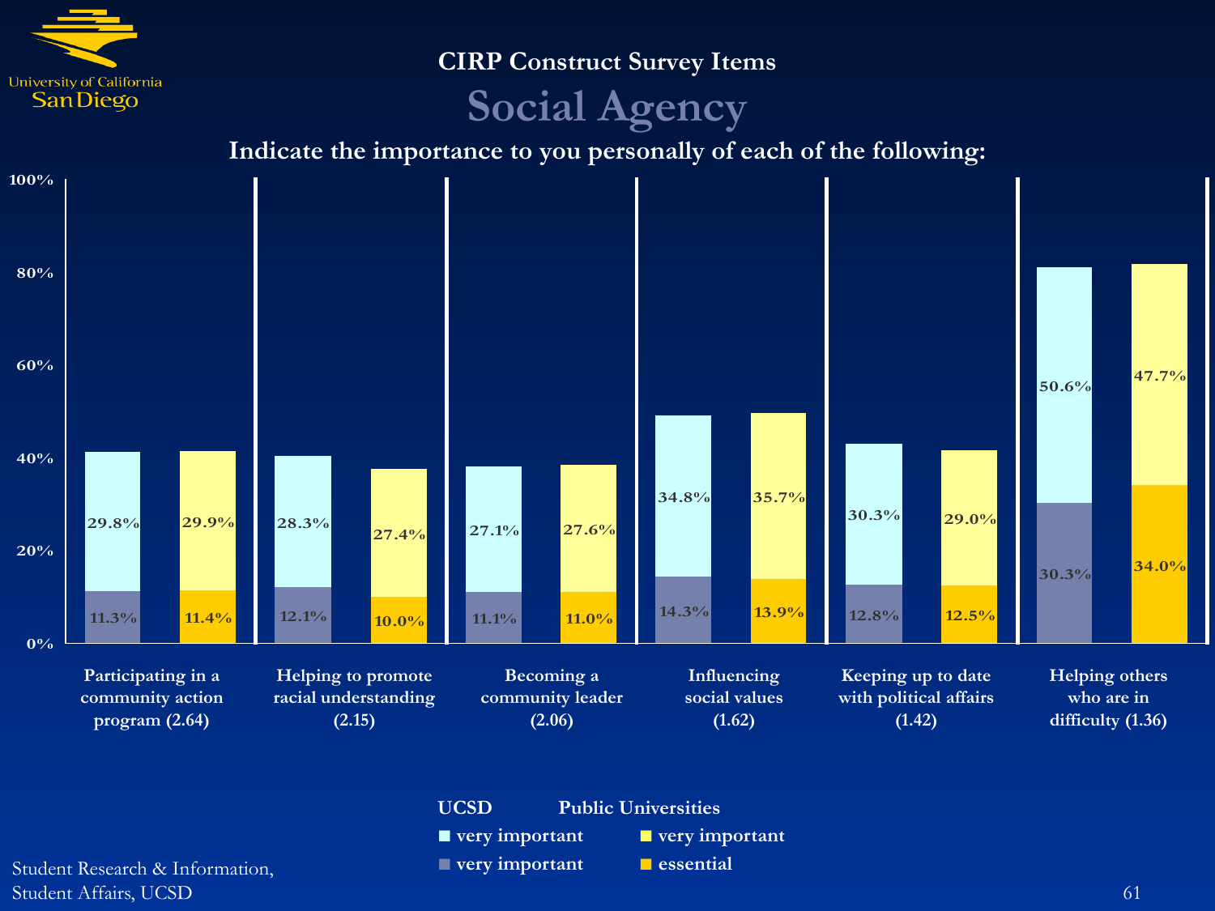# CIRP Construct Survey Items

## Social Agency

**Indicate the importance to you personally of each of the following:**

| Item | UCSD very important | UCSD very important (lower segment) | Public Universities very important | Public Universities essential |
|---|---|---|---|---|
| Participating in a community action program (2.64) | 29.8% | 11.3% | 29.9% | 11.4% |
| Helping to promote racial understanding (2.15) | 28.3% | 12.1% | 27.4% | 10.0% |
| Becoming a community leader (2.06) | 27.1% | 11.1% | 27.6% | 11.0% |
| Influencing social values (1.62) | 34.8% | 14.3% | 35.7% | 13.9% |
| Keeping up to date with political affairs (1.42) | 30.3% | 12.8% | 29.0% | 12.5% |
| Helping others who are in difficulty (1.36) | 50.6% | 30.3% | 47.7% | 34.0% |

**UCSD**
- very important
- very important

**Public Universities**
- very important
- essential

Student Research & Information, Student Affairs, UCSD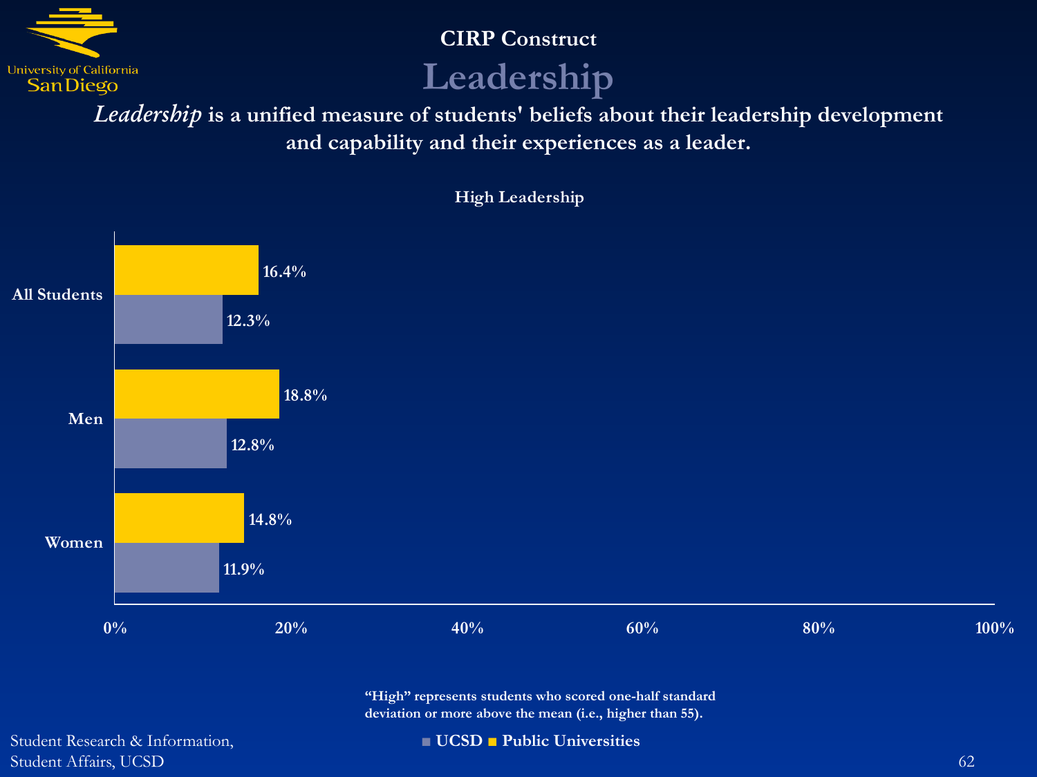## CIRP Construct

# Leadership

***Leadership*** **is a unified measure of students' beliefs about their leadership development and capability and their experiences as a leader.**

**High Leadership**

| | UCSD | Public Universities |
|---|---|---|
| All Students | 12.3% | 16.4% |
| Men | 12.8% | 18.8% |
| Women | 11.9% | 14.8% |

**"High" represents students who scored one-half standard deviation or more above the mean (i.e., higher than 55).**

Student Research & Information,
Student Affairs, UCSD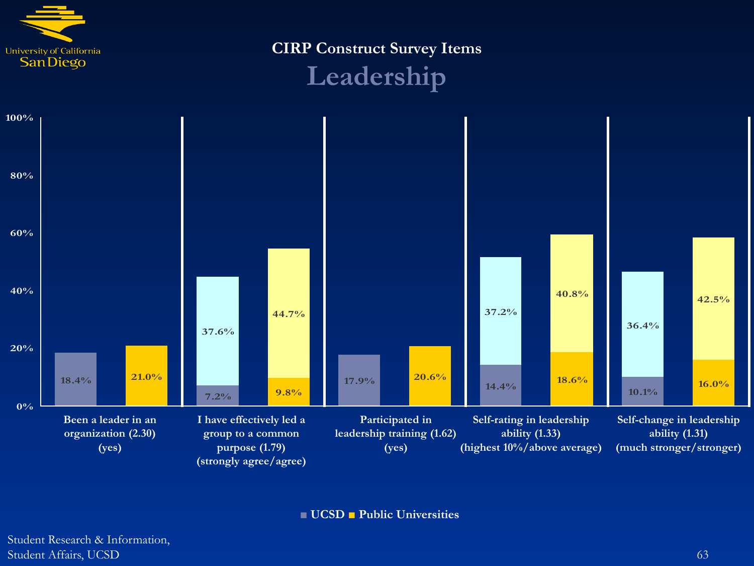CIRP Construct Survey Items

# Leadership

| Survey Item | UCSD | Public Universities |
| --- | --- | --- |
| Been a leader in an organization (2.30) (yes) | 18.4% | 21.0% |
| I have effectively led a group to a common purpose (1.79) (strongly agree/agree) | 7.2% / 37.6% | 9.8% / 44.7% |
| Participated in leadership training (1.62) (yes) | 17.9% | 20.6% |
| Self-rating in leadership ability (1.33) (highest 10%/above average) | 14.4% / 37.2% | 18.6% / 40.8% |
| Self-change in leadership ability (1.31) (much stronger/stronger) | 10.1% / 36.4% | 16.0% / 42.5% |

Student Research & Information, Student Affairs, UCSD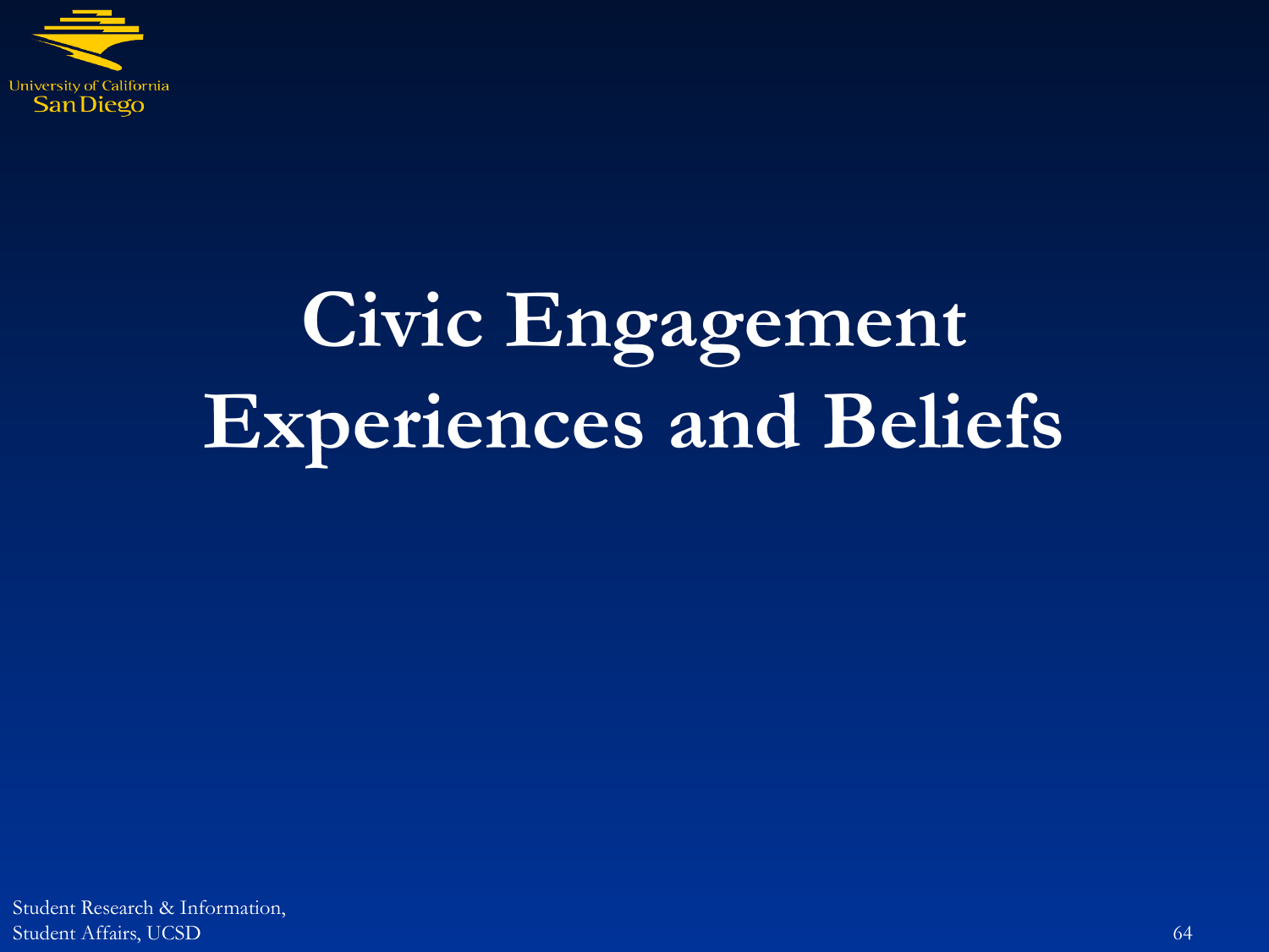# Civic Engagement Experiences and Beliefs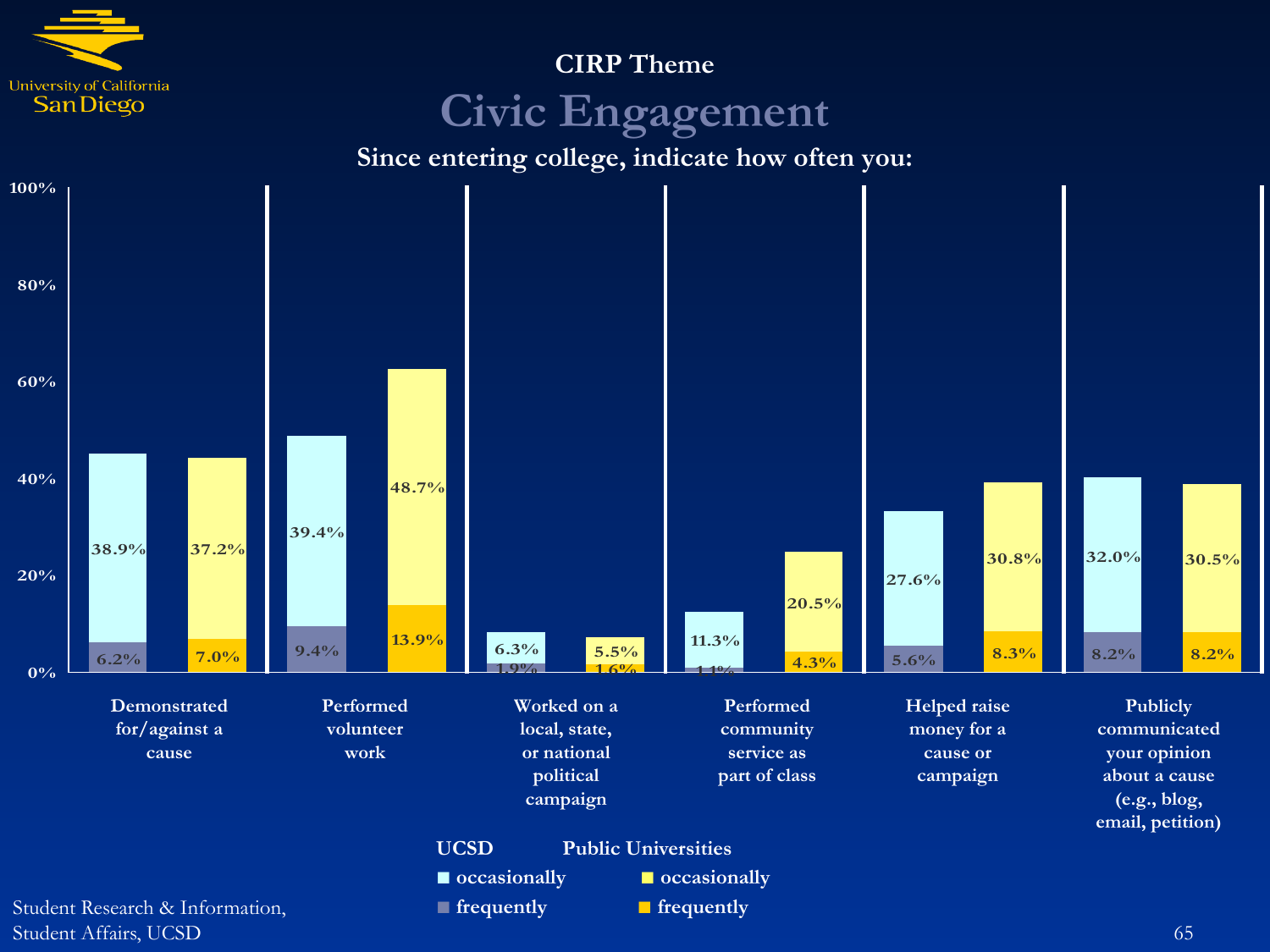CIRP Theme

# Civic Engagement

## Since entering college, indicate how often you:

| Item | UCSD occasionally | UCSD frequently | Public Universities occasionally | Public Universities frequently |
|---|---|---|---|---|
| Demonstrated for/against a cause | 38.9% | 6.2% | 37.2% | 7.0% |
| Performed volunteer work | 39.4% | 9.4% | 48.7% | 13.9% |
| Worked on a local, state, or national political campaign | 6.3% | 1.9% | 5.5% | 1.6% |
| Performed community service as part of class | 11.3% | 1.1% | 20.5% | 4.3% |
| Helped raise money for a cause or campaign | 27.6% | 5.6% | 30.8% | 8.3% |
| Publicly communicated your opinion about a cause (e.g., blog, email, petition) | 32.0% | 8.2% | 30.5% | 8.2% |

Student Research & Information, Student Affairs, UCSD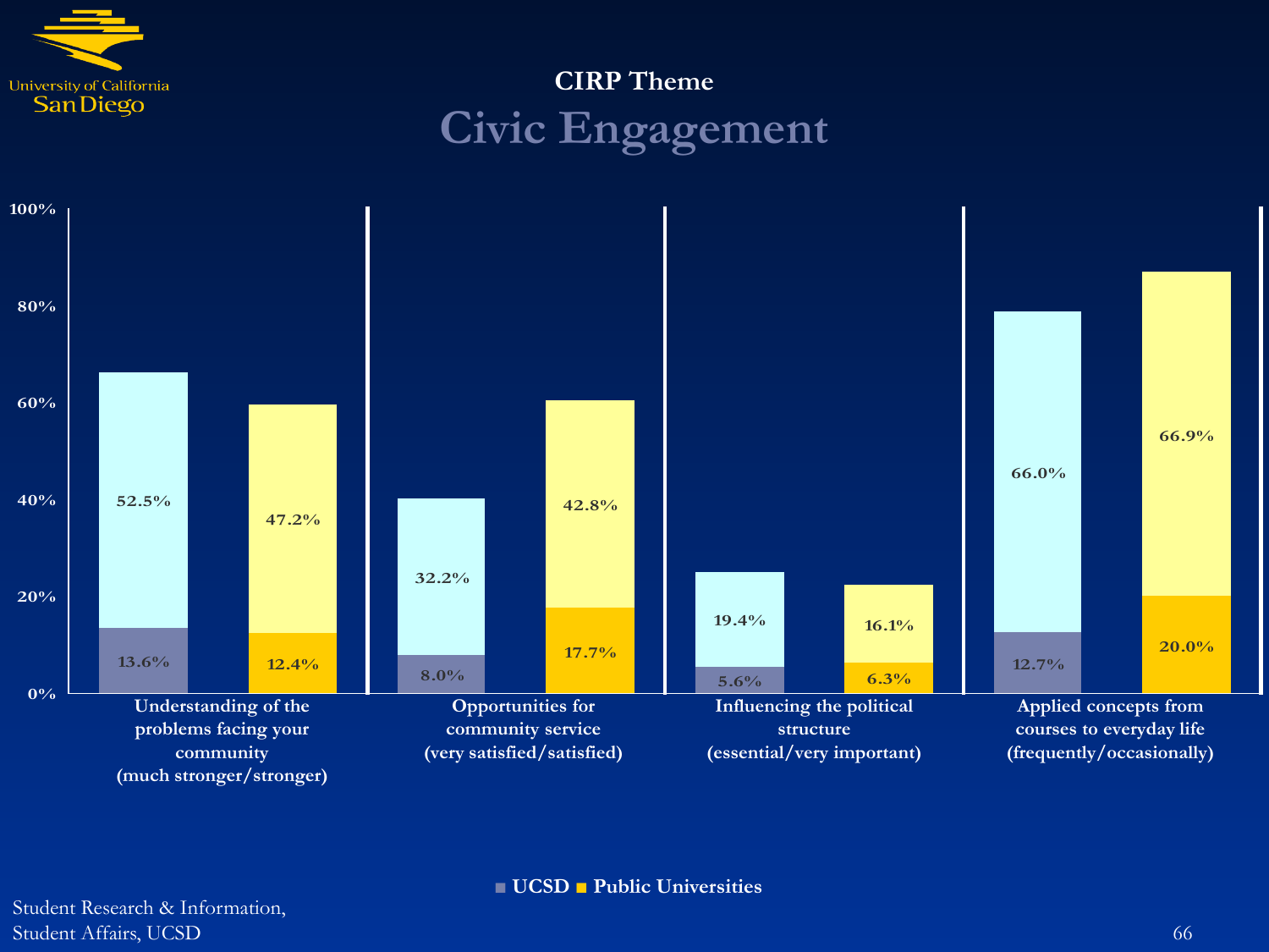CIRP Theme

# Civic Engagement

| | UCSD (lower) | UCSD (upper) | Public Universities (lower) | Public Universities (upper) |
|---|---|---|---|---|
| Understanding of the problems facing your community (much stronger/stronger) | 13.6% | 52.5% | 12.4% | 47.2% |
| Opportunities for community service (very satisfied/satisfied) | 8.0% | 32.2% | 17.7% | 42.8% |
| Influencing the political structure (essential/very important) | 5.6% | 19.4% | 6.3% | 16.1% |
| Applied concepts from courses to everyday life (frequently/occasionally) | 12.7% | 66.0% | 20.0% | 66.9% |

■ UCSD ■ Public Universities

Student Research & Information,
Student Affairs, UCSD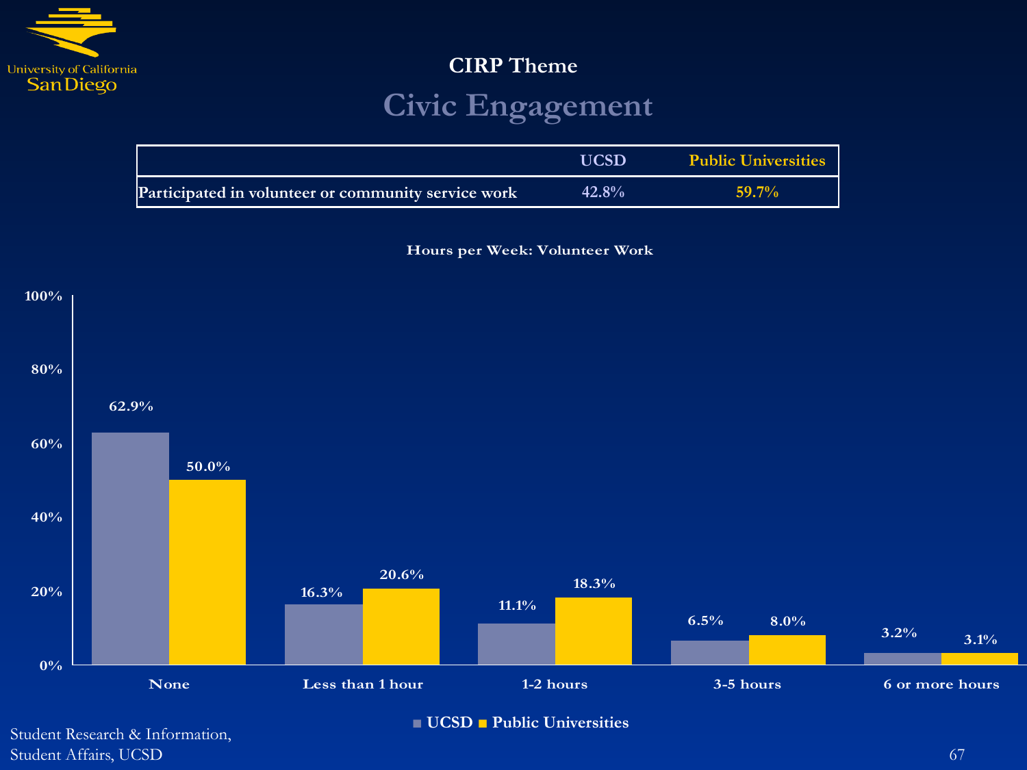# CIRP Theme

## Civic Engagement

| | UCSD | Public Universities |
|---|---|---|
| Participated in volunteer or community service work | 42.8% | 59.7% |

### Hours per Week: Volunteer Work

| | UCSD | Public Universities |
|---|---|---|
| None | 62.9% | 50.0% |
| Less than 1 hour | 16.3% | 20.6% |
| 1-2 hours | 11.1% | 18.3% |
| 3-5 hours | 6.5% | 8.0% |
| 6 or more hours | 3.2% | 3.1% |

Student Research & Information, Student Affairs, UCSD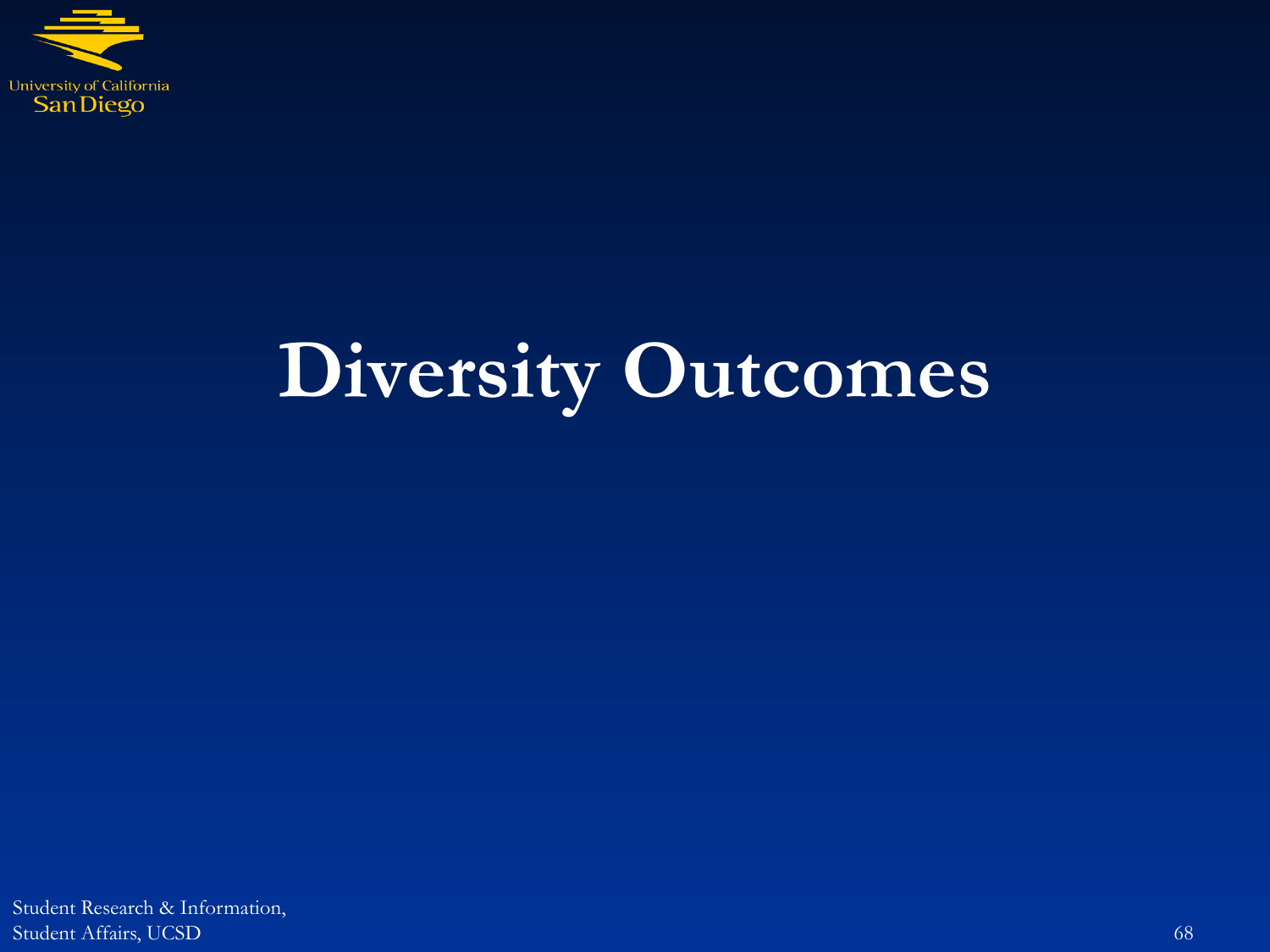# Diversity Outcomes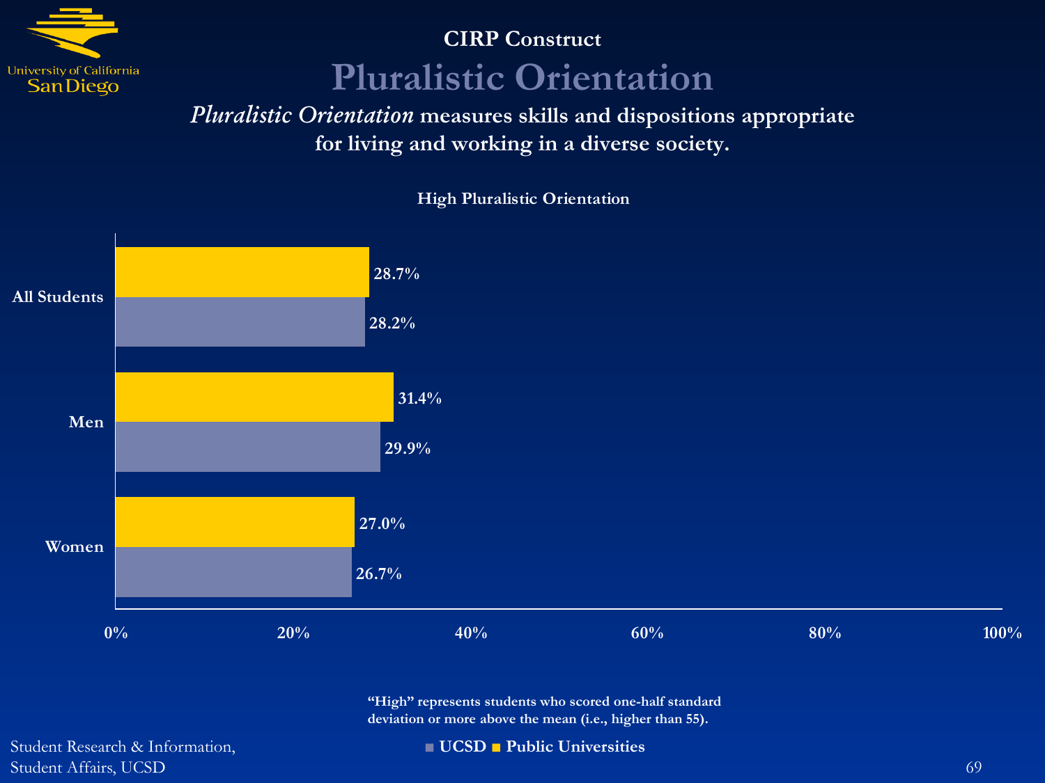CIRP Construct

# Pluralistic Orientation

***Pluralistic Orientation* measures skills and dispositions appropriate for living and working in a diverse society.**

**High Pluralistic Orientation**

| | UCSD | Public Universities |
|---|---|---|
| All Students | 28.2% | 28.7% |
| Men | 29.9% | 31.4% |
| Women | 26.7% | 27.0% |

**"High" represents students who scored one-half standard deviation or more above the mean (i.e., higher than 55).**

Student Research & Information,
Student Affairs, UCSD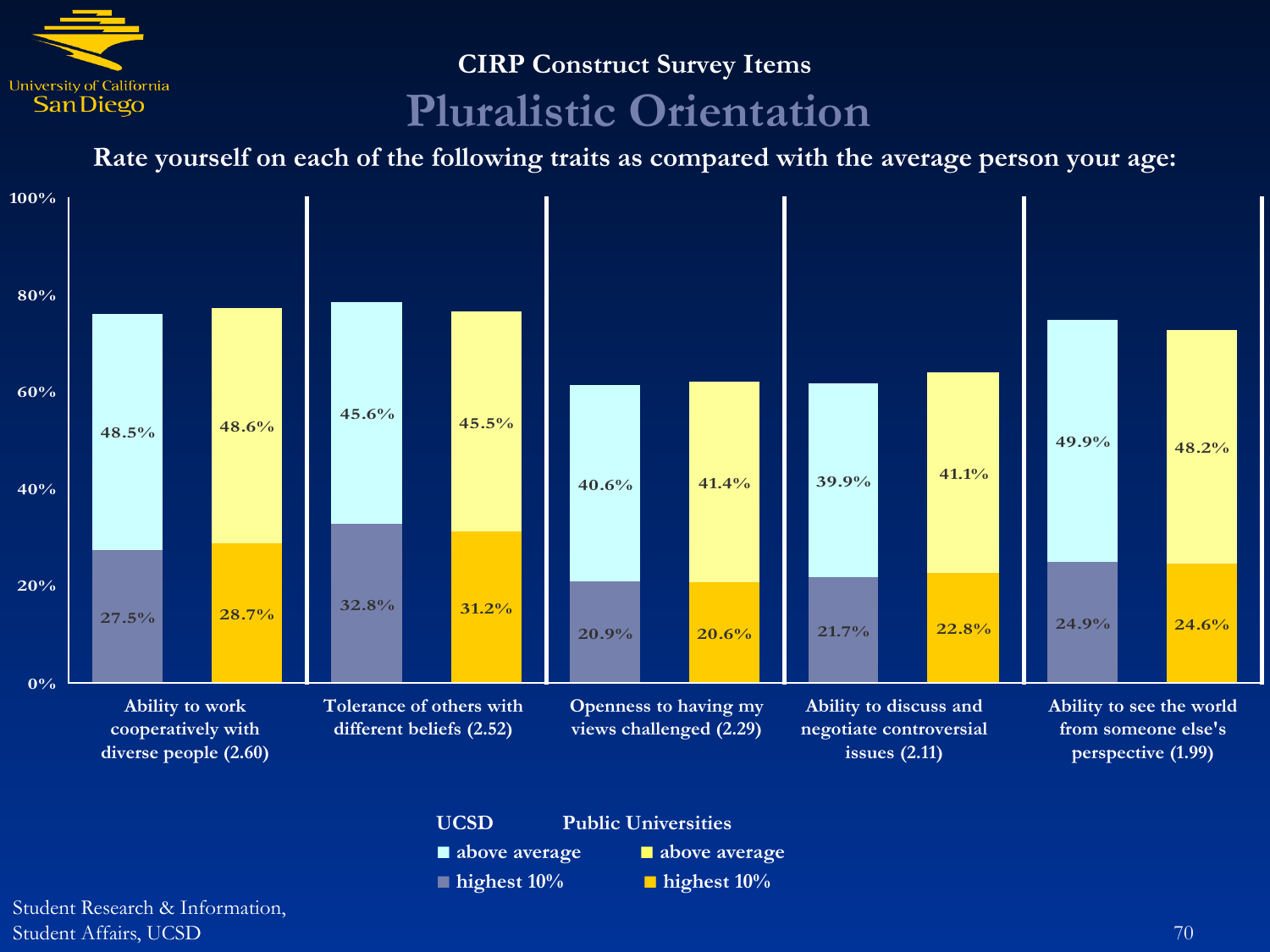CIRP Construct Survey Items

# Pluralistic Orientation

**Rate yourself on each of the following traits as compared with the average person your age:**

| Trait | UCSD above average | UCSD highest 10% | Public Universities above average | Public Universities highest 10% |
|---|---|---|---|---|
| Ability to work cooperatively with diverse people (2.60) | 48.5% | 27.5% | 48.6% | 28.7% |
| Tolerance of others with different beliefs (2.52) | 45.6% | 32.8% | 45.5% | 31.2% |
| Openness to having my views challenged (2.29) | 40.6% | 20.9% | 41.4% | 20.6% |
| Ability to discuss and negotiate controversial issues (2.11) | 39.9% | 21.7% | 41.1% | 22.8% |
| Ability to see the world from someone else's perspective (1.99) | 49.9% | 24.9% | 48.2% | 24.6% |

Student Research & Information, Student Affairs, UCSD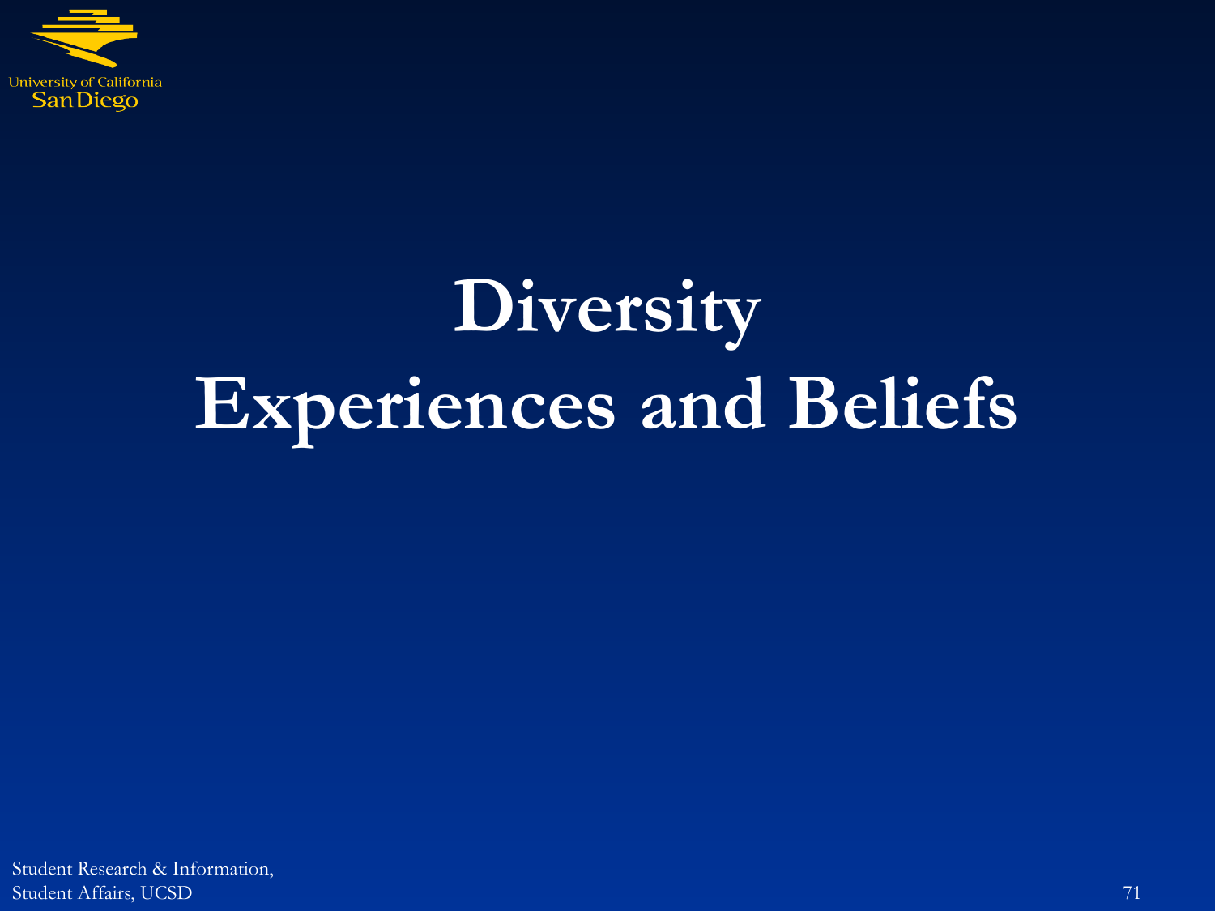# Diversity
# Experiences and Beliefs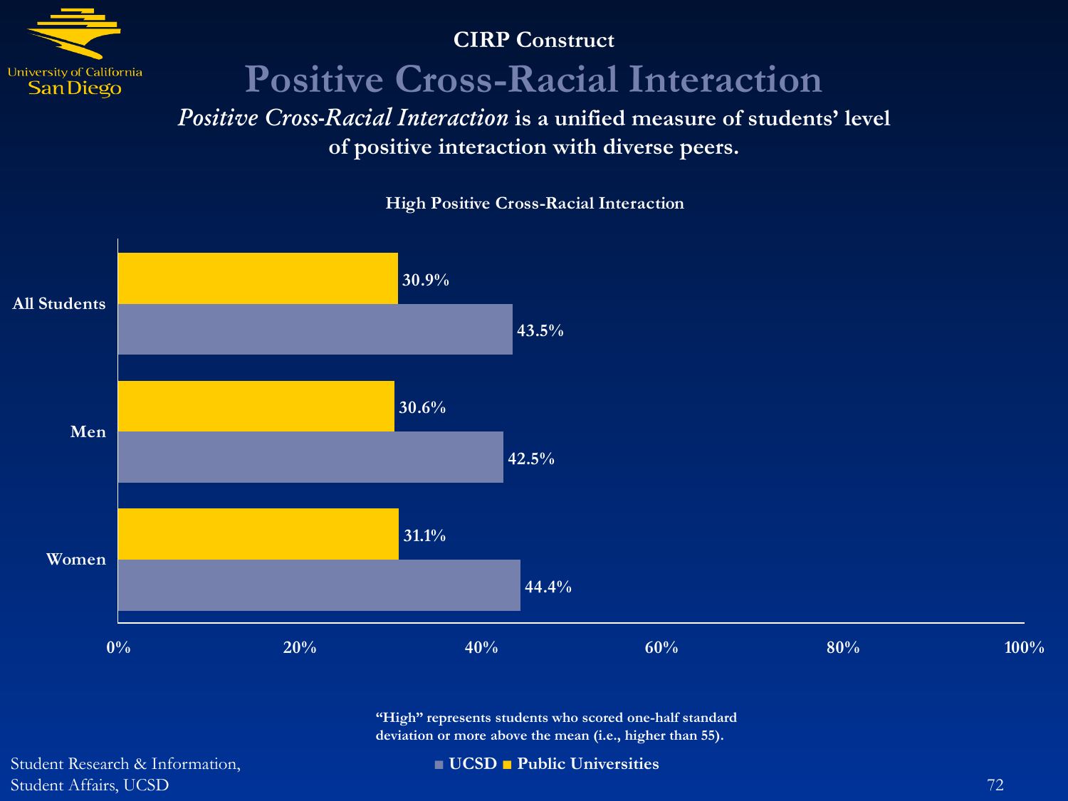University of California San Diego

**CIRP Construct**

# Positive Cross-Racial Interaction

***Positive Cross-Racial Interaction*** **is a unified measure of students' level of positive interaction with diverse peers.**

**High Positive Cross-Racial Interaction**

| | UCSD | Public Universities |
|---|---|---|
| All Students | 43.5% | 30.9% |
| Men | 42.5% | 30.6% |
| Women | 44.4% | 31.1% |

**"High" represents students who scored one-half standard deviation or more above the mean (i.e., higher than 55).**

Student Research & Information,
Student Affairs, UCSD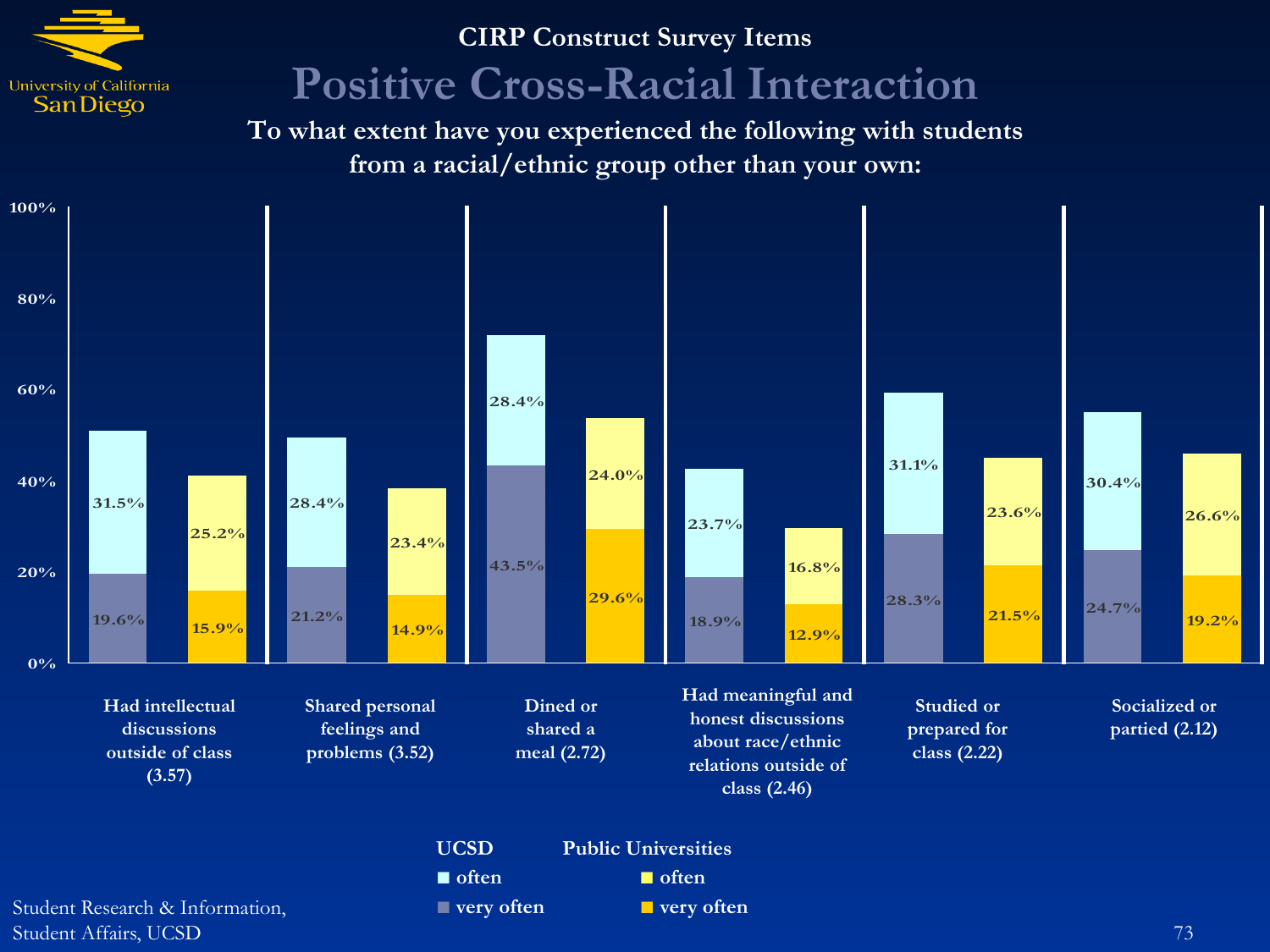CIRP Construct Survey Items

# Positive Cross-Racial Interaction

**To what extent have you experienced the following with students from a racial/ethnic group other than your own:**

| Item | UCSD often | UCSD very often | Public Universities often | Public Universities very often |
|---|---|---|---|---|
| Had intellectual discussions outside of class (3.57) | 31.5% | 19.6% | 25.2% | 15.9% |
| Shared personal feelings and problems (3.52) | 28.4% | 21.2% | 23.4% | 14.9% |
| Dined or shared a meal (2.72) | 28.4% | 43.5% | 24.0% | 29.6% |
| Had meaningful and honest discussions about race/ethnic relations outside of class (2.46) | 23.7% | 18.9% | 16.8% | 12.9% |
| Studied or prepared for class (2.22) | 31.1% | 28.3% | 23.6% | 21.5% |
| Socialized or partied (2.12) | 30.4% | 24.7% | 26.6% | 19.2% |

Student Research & Information, Student Affairs, UCSD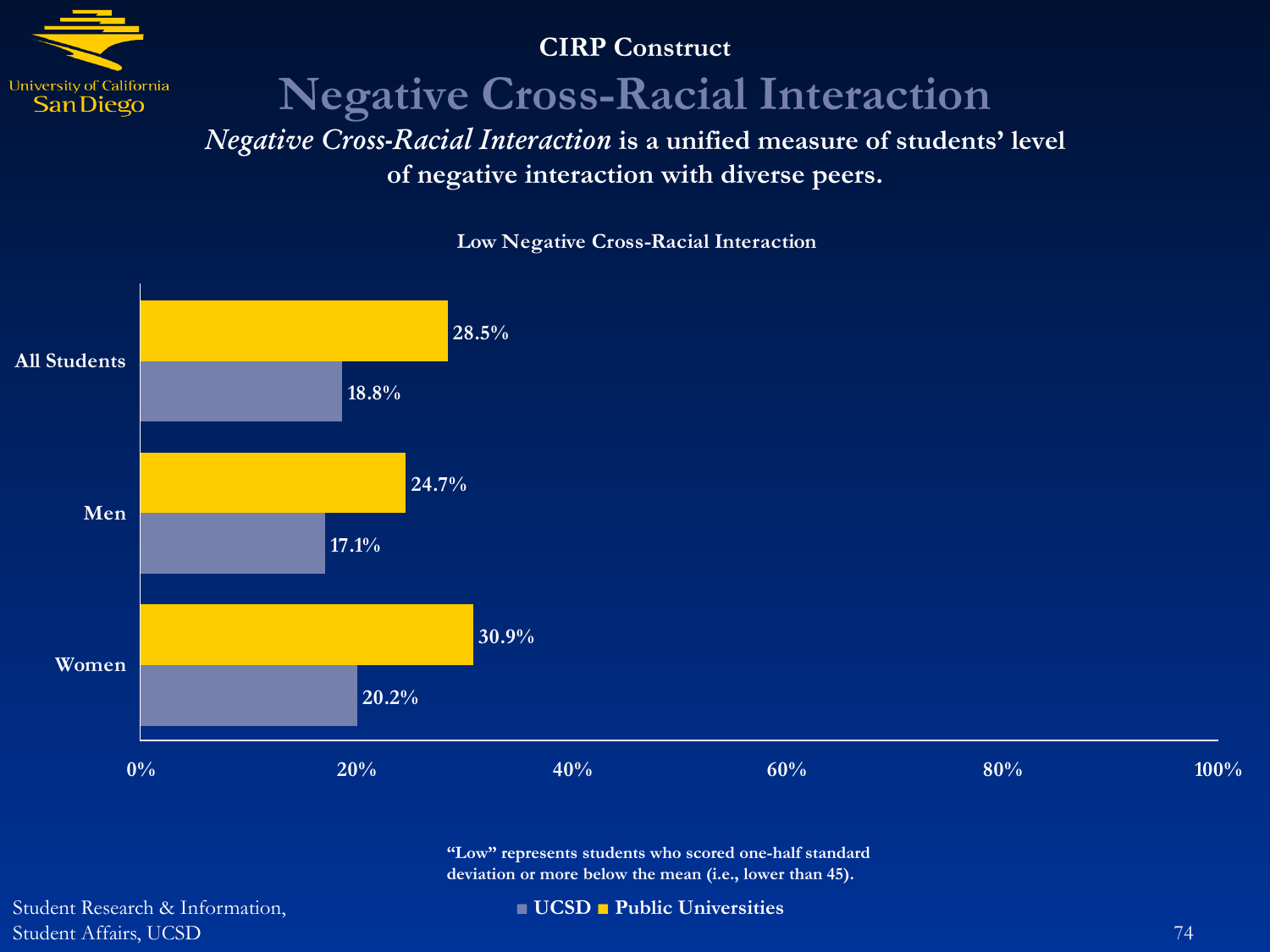CIRP Construct

# Negative Cross-Racial Interaction

***Negative Cross-Racial Interaction*** **is a unified measure of students' level of negative interaction with diverse peers.**

**Low Negative Cross-Racial Interaction**

| | UCSD | Public Universities |
|---|---|---|
| All Students | 18.8% | 28.5% |
| Men | 17.1% | 24.7% |
| Women | 20.2% | 30.9% |

"Low" represents students who scored one-half standard deviation or more below the mean (i.e., lower than 45).

Student Research & Information,
Student Affairs, UCSD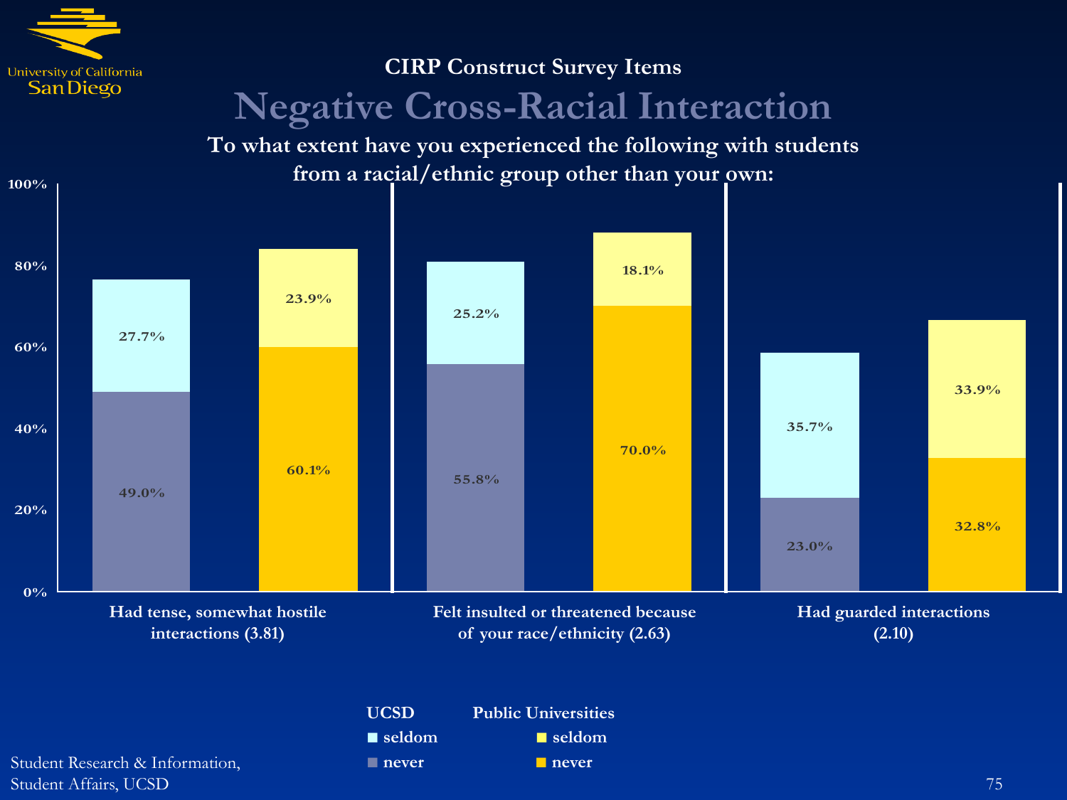CIRP Construct Survey Items

# Negative Cross-Racial Interaction

**To what extent have you experienced the following with students from a racial/ethnic group other than your own:**

| Item | UCSD seldom | UCSD never | Public Universities seldom | Public Universities never |
|---|---|---|---|---|
| Had tense, somewhat hostile interactions (3.81) | 27.7% | 49.0% | 23.9% | 60.1% |
| Felt insulted or threatened because of your race/ethnicity (2.63) | 25.2% | 55.8% | 18.1% | 70.0% |
| Had guarded interactions (2.10) | 35.7% | 23.0% | 33.9% | 32.8% |

Student Research & Information, Student Affairs, UCSD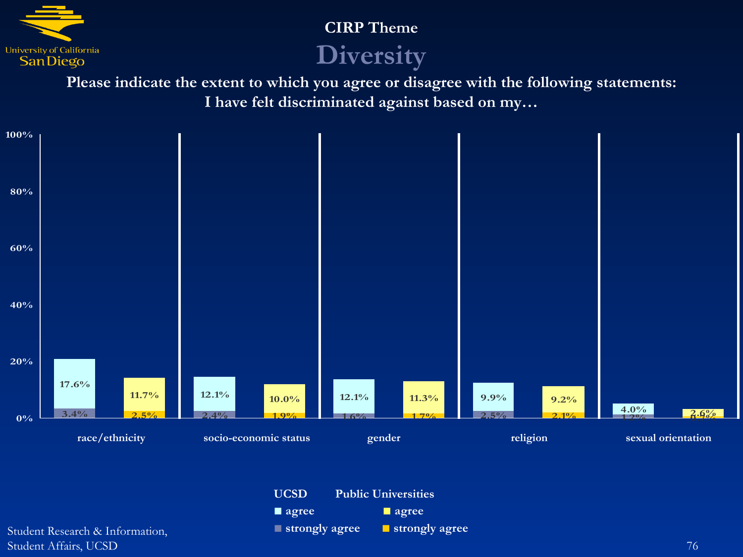## CIRP Theme

# Diversity

**Please indicate the extent to which you agree or disagree with the following statements:**
**I have felt discriminated against based on my…**

| | UCSD agree | UCSD strongly agree | Public Universities agree | Public Universities strongly agree |
|---|---|---|---|---|
| race/ethnicity | 17.6% | 3.4% | 11.7% | 2.5% |
| socio-economic status | 12.1% | 2.4% | 10.0% | 1.9% |
| gender | 12.1% | 1.6% | 11.3% | 1.7% |
| religion | 9.9% | 2.5% | 9.2% | 2.1% |
| sexual orientation | 4.0% | 1.2% | 2.6% | 0.7% |

Student Research & Information, Student Affairs, UCSD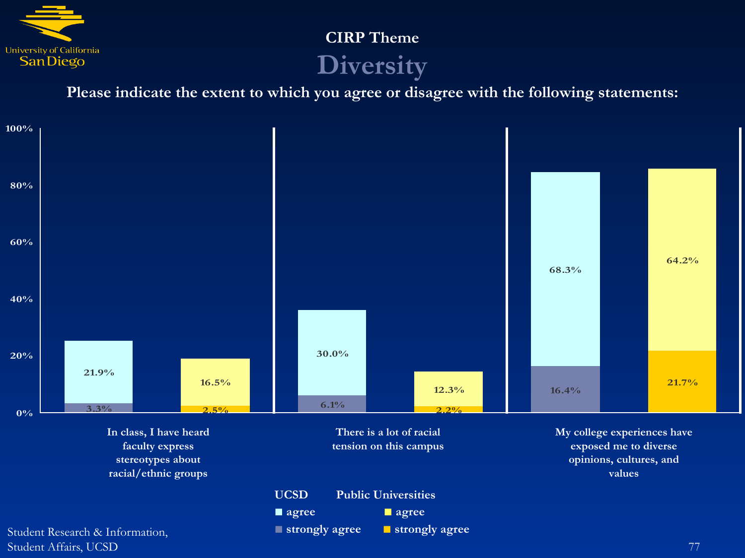## CIRP Theme

# Diversity

**Please indicate the extent to which you agree or disagree with the following statements:**

| Statement | UCSD strongly agree | UCSD agree | Public Universities strongly agree | Public Universities agree |
|---|---|---|---|---|
| In class, I have heard faculty express stereotypes about racial/ethnic groups | 3.3% | 21.9% | 2.5% | 16.5% |
| There is a lot of racial tension on this campus | 6.1% | 30.0% | 2.2% | 12.3% |
| My college experiences have exposed me to diverse opinions, cultures, and values | 16.4% | 68.3% | 21.7% | 64.2% |

Student Research & Information, Student Affairs, UCSD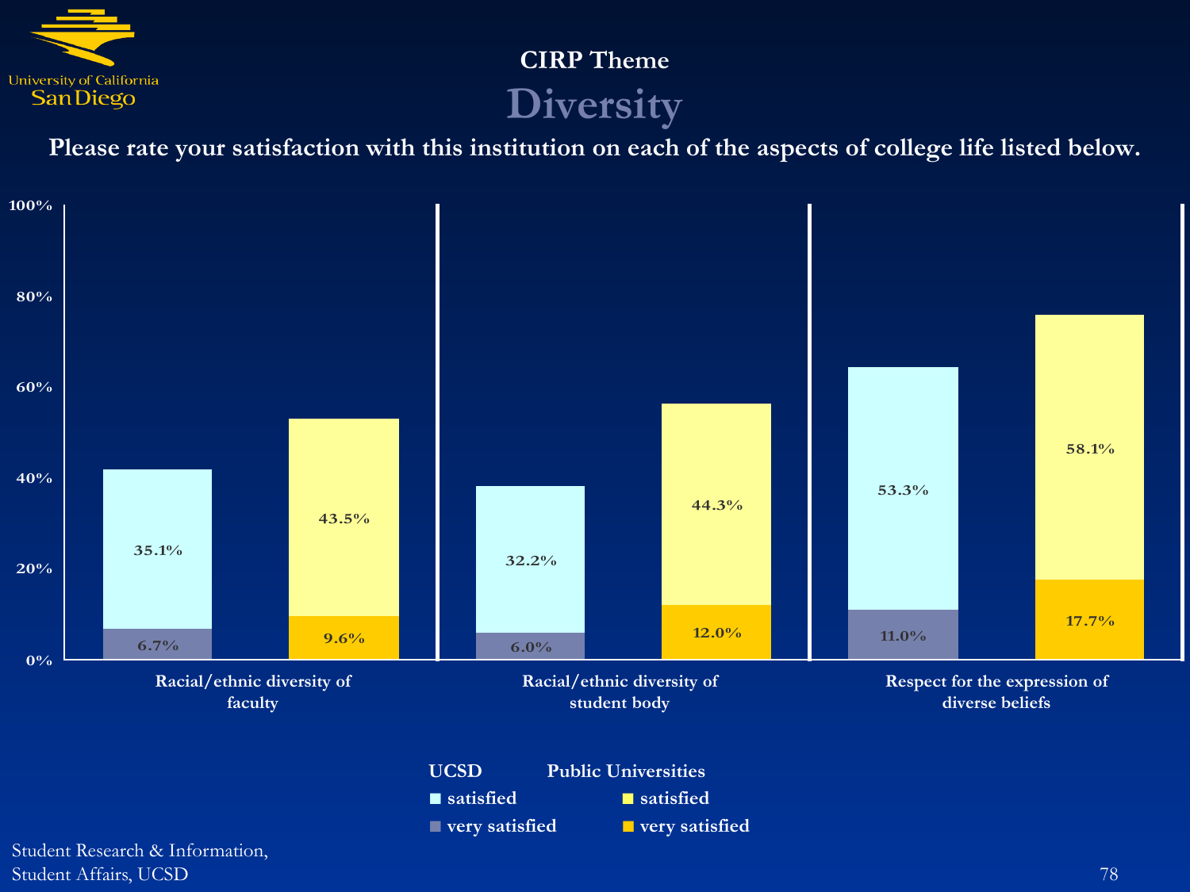## CIRP Theme

# Diversity

**Please rate your satisfaction with this institution on each of the aspects of college life listed below.**

| | UCSD satisfied | UCSD very satisfied | Public Universities satisfied | Public Universities very satisfied |
|---|---|---|---|---|
| Racial/ethnic diversity of faculty | 35.1% | 6.7% | 43.5% | 9.6% |
| Racial/ethnic diversity of student body | 32.2% | 6.0% | 44.3% | 12.0% |
| Respect for the expression of diverse beliefs | 53.3% | 11.0% | 58.1% | 17.7% |

Student Research & Information,
Student Affairs, UCSD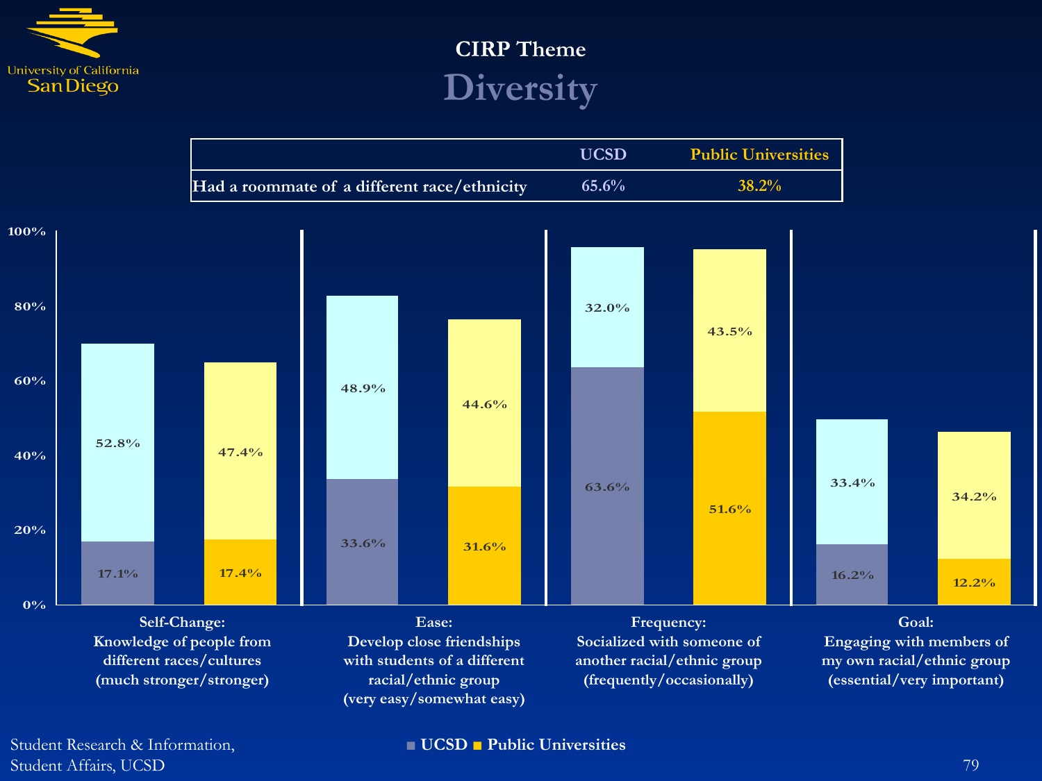## CIRP Theme

# Diversity

| | UCSD | Public Universities |
|---|---|---|
| Had a roommate of a different race/ethnicity | 65.6% | 38.2% |

| | UCSD | Public Universities |
|---|---|---|
| **Self-Change:** Knowledge of people from different races/cultures (much stronger/stronger) | 17.1% / 52.8% | 17.4% / 47.4% |
| **Ease:** Develop close friendships with students of a different racial/ethnic group (very easy/somewhat easy) | 33.6% / 48.9% | 31.6% / 44.6% |
| **Frequency:** Socialized with someone of another racial/ethnic group (frequently/occasionally) | 63.6% / 32.0% | 51.6% / 43.5% |
| **Goal:** Engaging with members of my own racial/ethnic group (essential/very important) | 16.2% / 33.4% | 12.2% / 34.2% |

■ UCSD ■ Public Universities

Student Research & Information,
Student Affairs, UCSD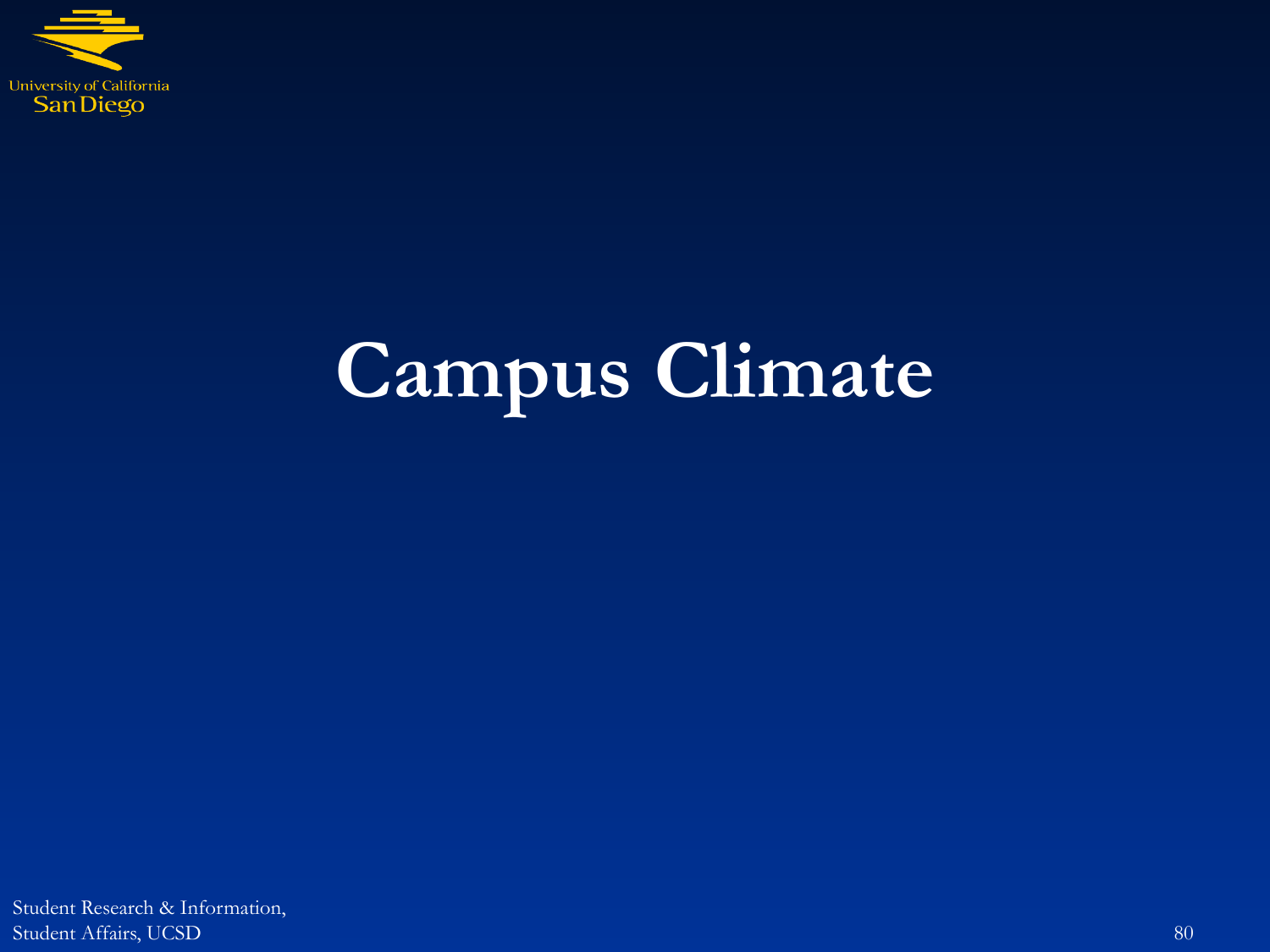# Campus Climate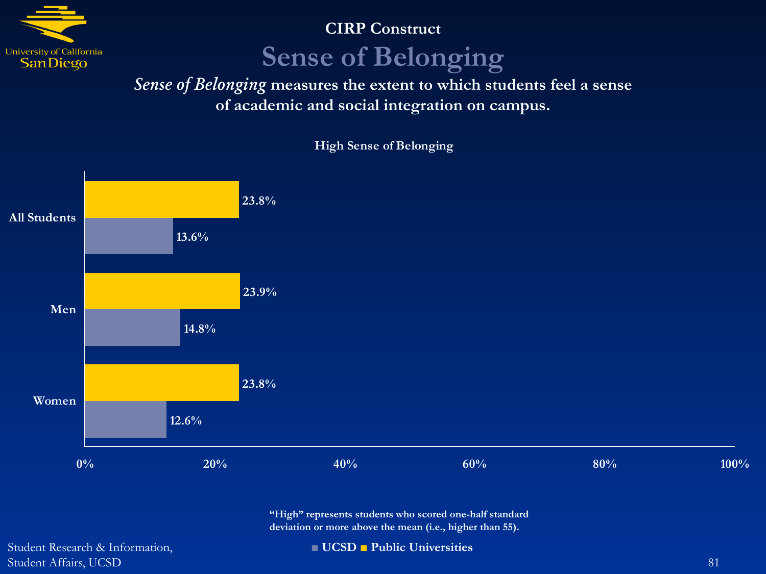University of California San Diego

## CIRP Construct

# Sense of Belonging

***Sense of Belonging*** **measures the extent to which students feel a sense of academic and social integration on campus.**

**High Sense of Belonging**

| | UCSD | Public Universities |
|---|---|---|
| All Students | 13.6% | 23.8% |
| Men | 14.8% | 23.9% |
| Women | 12.6% | 23.8% |

**"High" represents students who scored one-half standard deviation or more above the mean (i.e., higher than 55).**

Student Research & Information,
Student Affairs, UCSD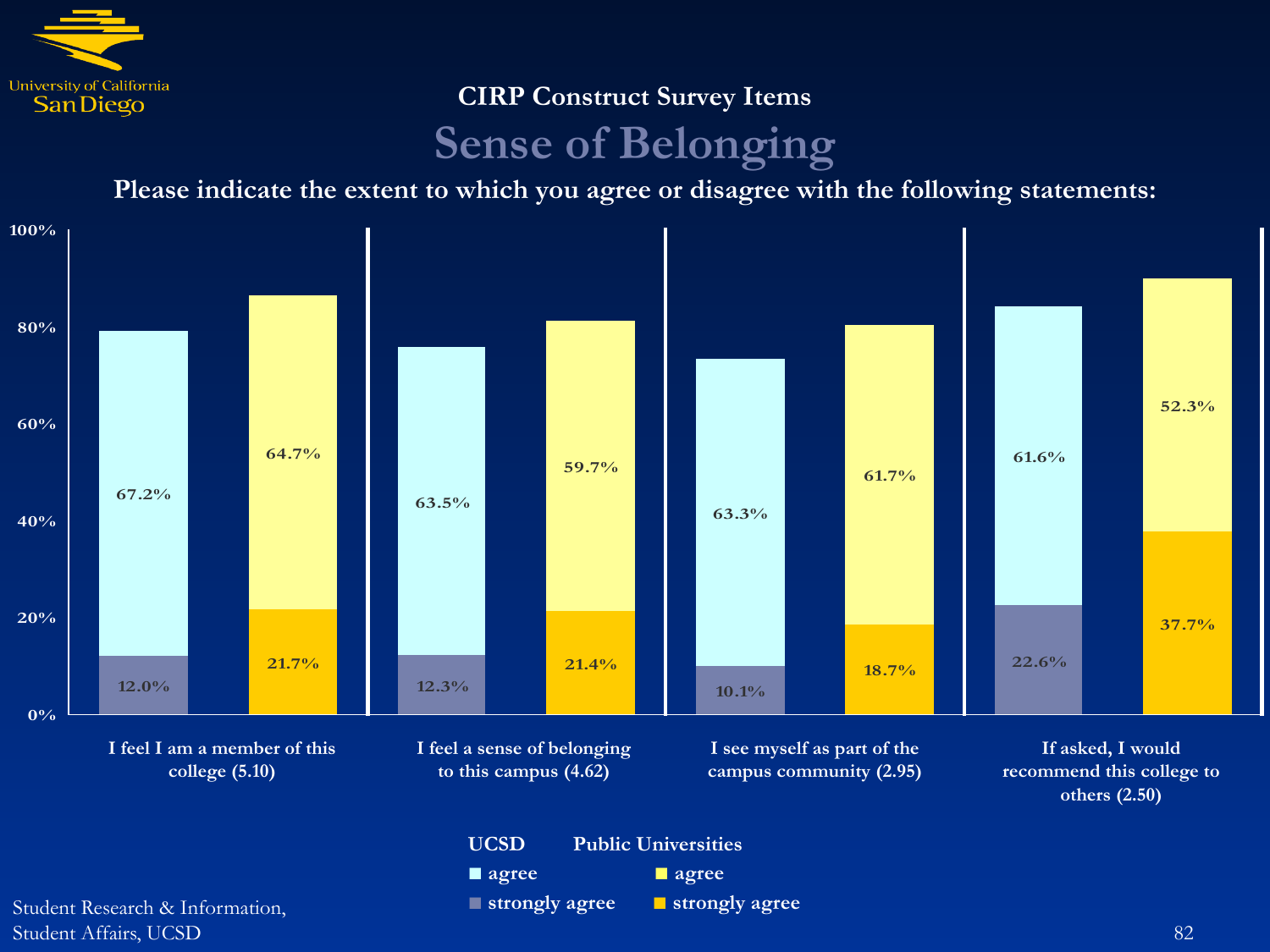CIRP Construct Survey Items

# Sense of Belonging

**Please indicate the extent to which you agree or disagree with the following statements:**

| Statement | UCSD agree | UCSD strongly agree | Public Universities agree | Public Universities strongly agree |
|---|---|---|---|---|
| I feel I am a member of this college (5.10) | 67.2% | 12.0% | 64.7% | 21.7% |
| I feel a sense of belonging to this campus (4.62) | 63.5% | 12.3% | 59.7% | 21.4% |
| I see myself as part of the campus community (2.95) | 63.3% | 10.1% | 61.7% | 18.7% |
| If asked, I would recommend this college to others (2.50) | 61.6% | 22.6% | 52.3% | 37.7% |

Student Research & Information, Student Affairs, UCSD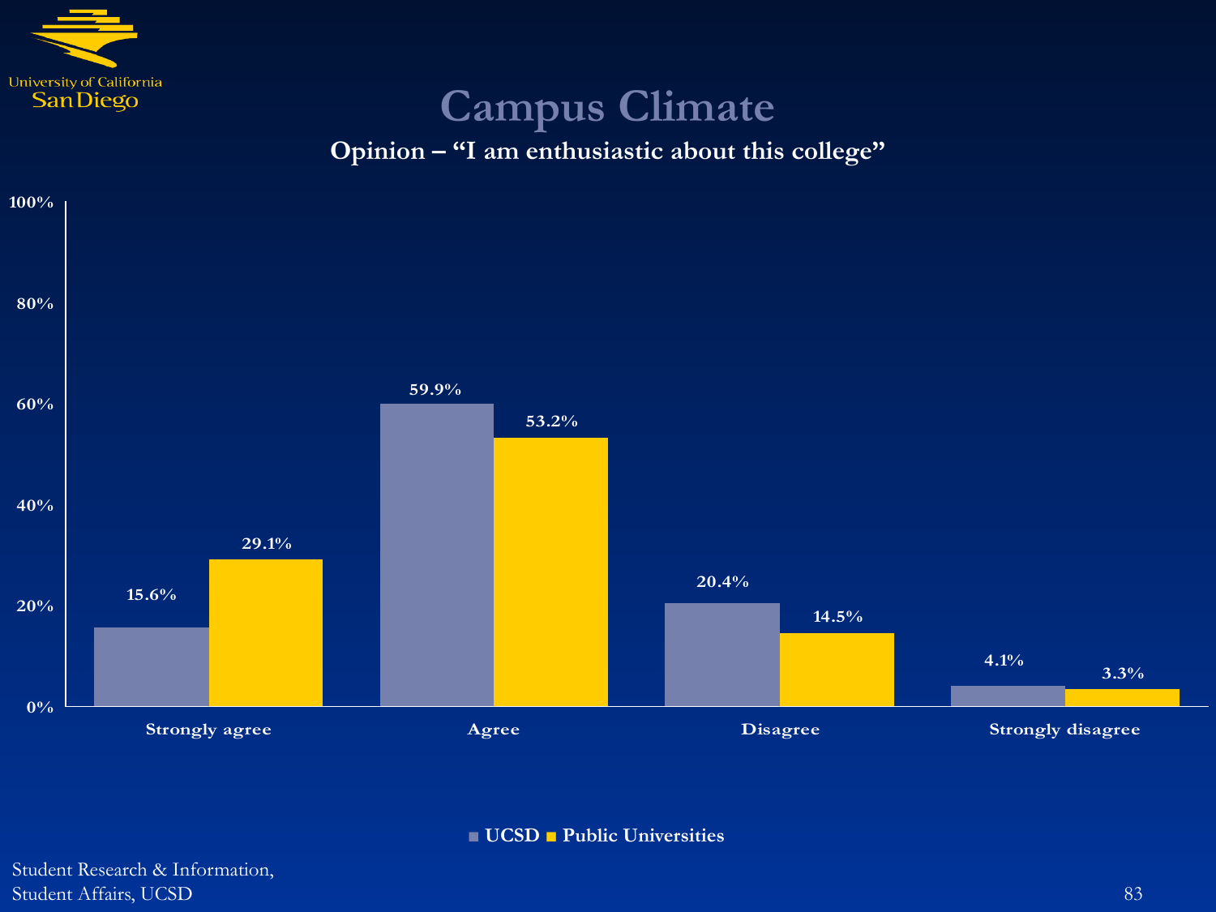# Campus Climate

**Opinion – "I am enthusiastic about this college"**

| | UCSD | Public Universities |
|---|---|---|
| Strongly agree | 15.6% | 29.1% |
| Agree | 59.9% | 53.2% |
| Disagree | 20.4% | 14.5% |
| Strongly disagree | 4.1% | 3.3% |

Student Research & Information,
Student Affairs, UCSD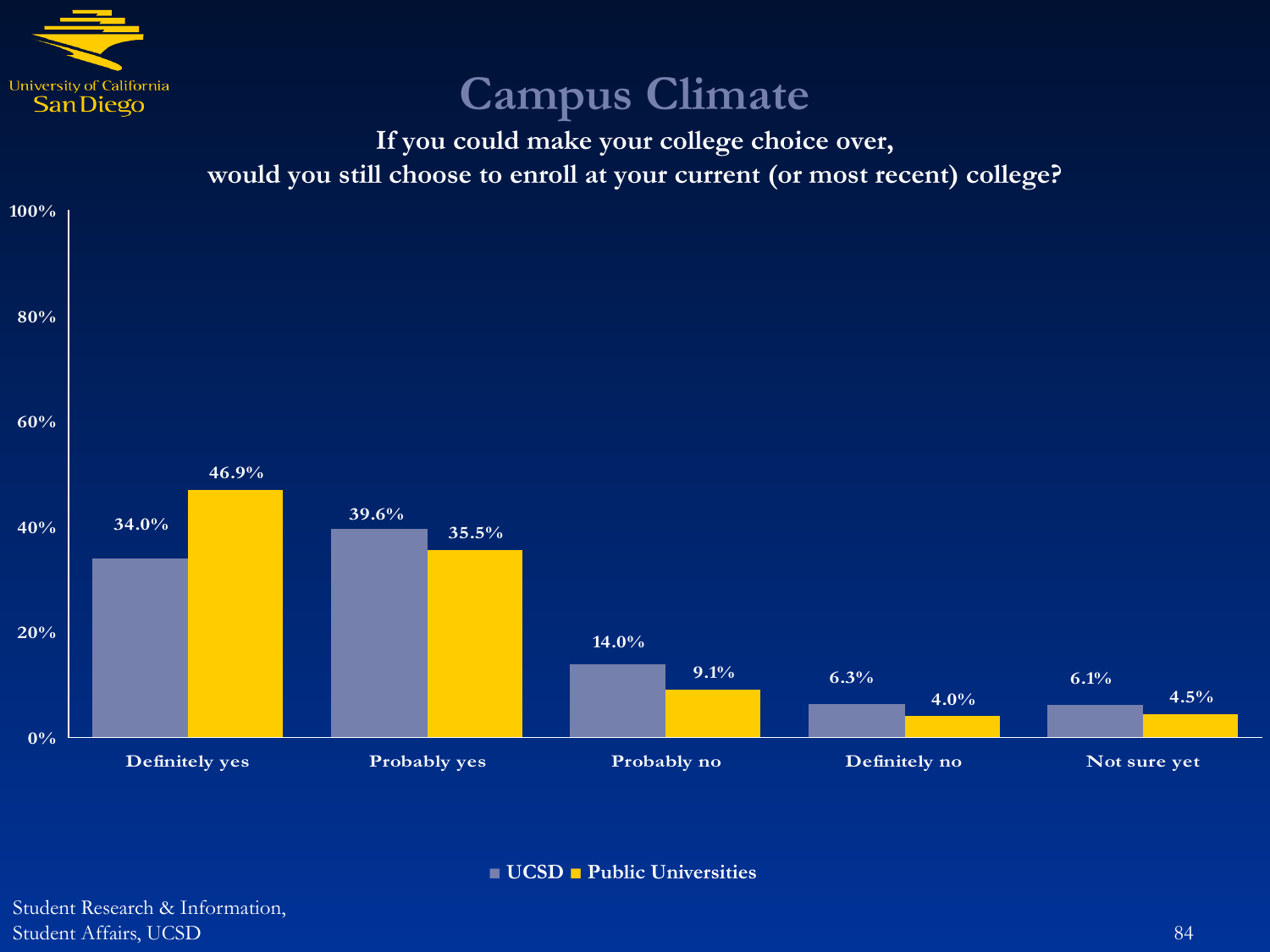# Campus Climate

**If you could make your college choice over, would you still choose to enroll at your current (or most recent) college?**

| Response | UCSD | Public Universities |
| --- | --- | --- |
| Definitely yes | 34.0% | 46.9% |
| Probably yes | 39.6% | 35.5% |
| Probably no | 14.0% | 9.1% |
| Definitely no | 6.3% | 4.0% |
| Not sure yet | 6.1% | 4.5% |

Student Research & Information,
Student Affairs, UCSD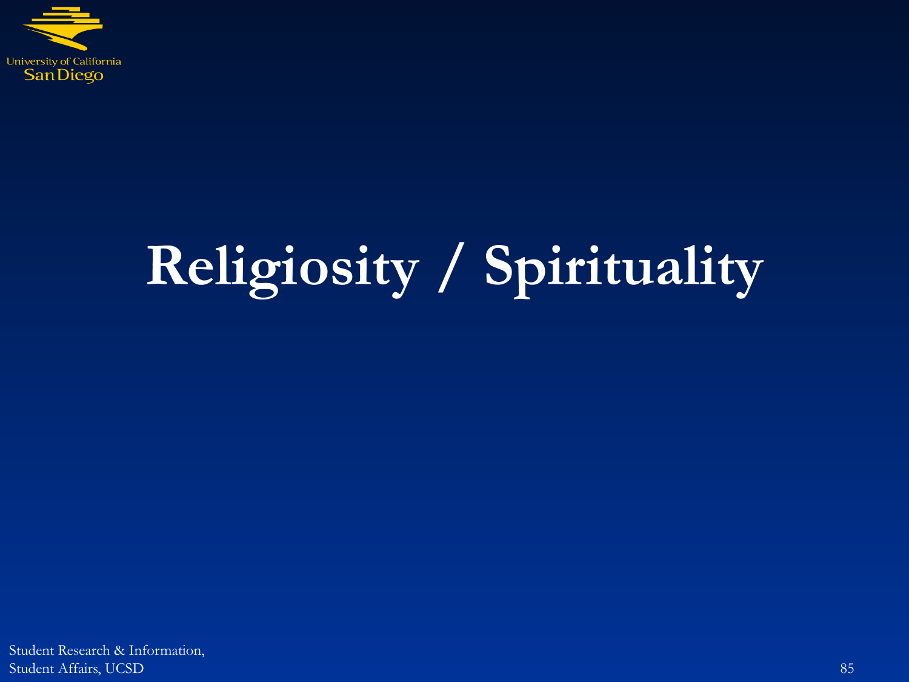# Religiosity / Spirituality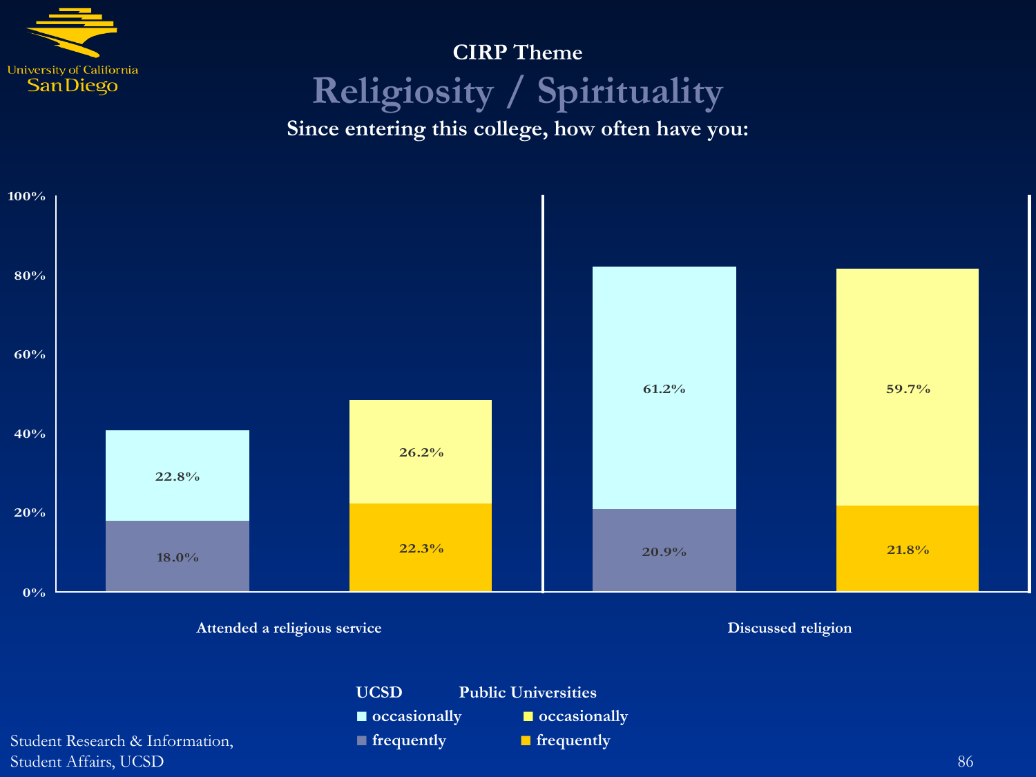CIRP Theme

# Religiosity / Spirituality

**Since entering this college, how often have you:**

| | UCSD occasionally | UCSD frequently | Public Universities occasionally | Public Universities frequently |
|---|---|---|---|---|
| Attended a religious service | 22.8% | 18.0% | 26.2% | 22.3% |
| Discussed religion | 61.2% | 20.9% | 59.7% | 21.8% |

Student Research & Information, Student Affairs, UCSD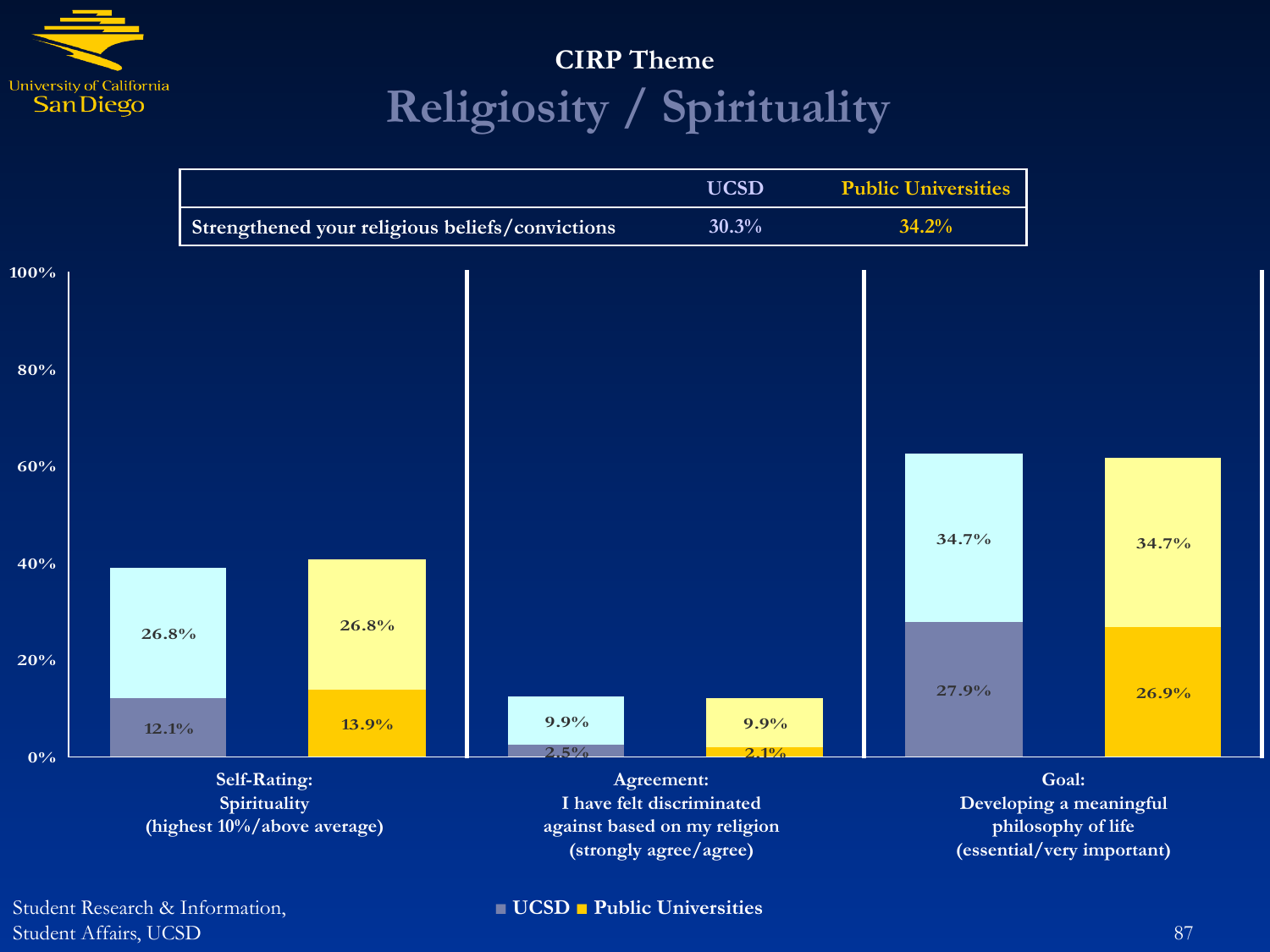## CIRP Theme

# Religiosity / Spirituality

| | UCSD | Public Universities |
|---|---|---|
| Strengthened your religious beliefs/convictions | 30.3% | 34.2% |

| | UCSD | | Public Universities | |
|---|---|---|---|---|
| | Bottom segment | Top segment | Bottom segment | Top segment |
| Self-Rating: Spirituality (highest 10%/above average) | 12.1% | 26.8% | 13.9% | 26.8% |
| Agreement: I have felt discriminated against based on my religion (strongly agree/agree) | 2.5% | 9.9% | 2.1% | 9.9% |
| Goal: Developing a meaningful philosophy of life (essential/very important) | 27.9% | 34.7% | 26.9% | 34.7% |

■ UCSD ■ Public Universities

Student Research & Information,
Student Affairs, UCSD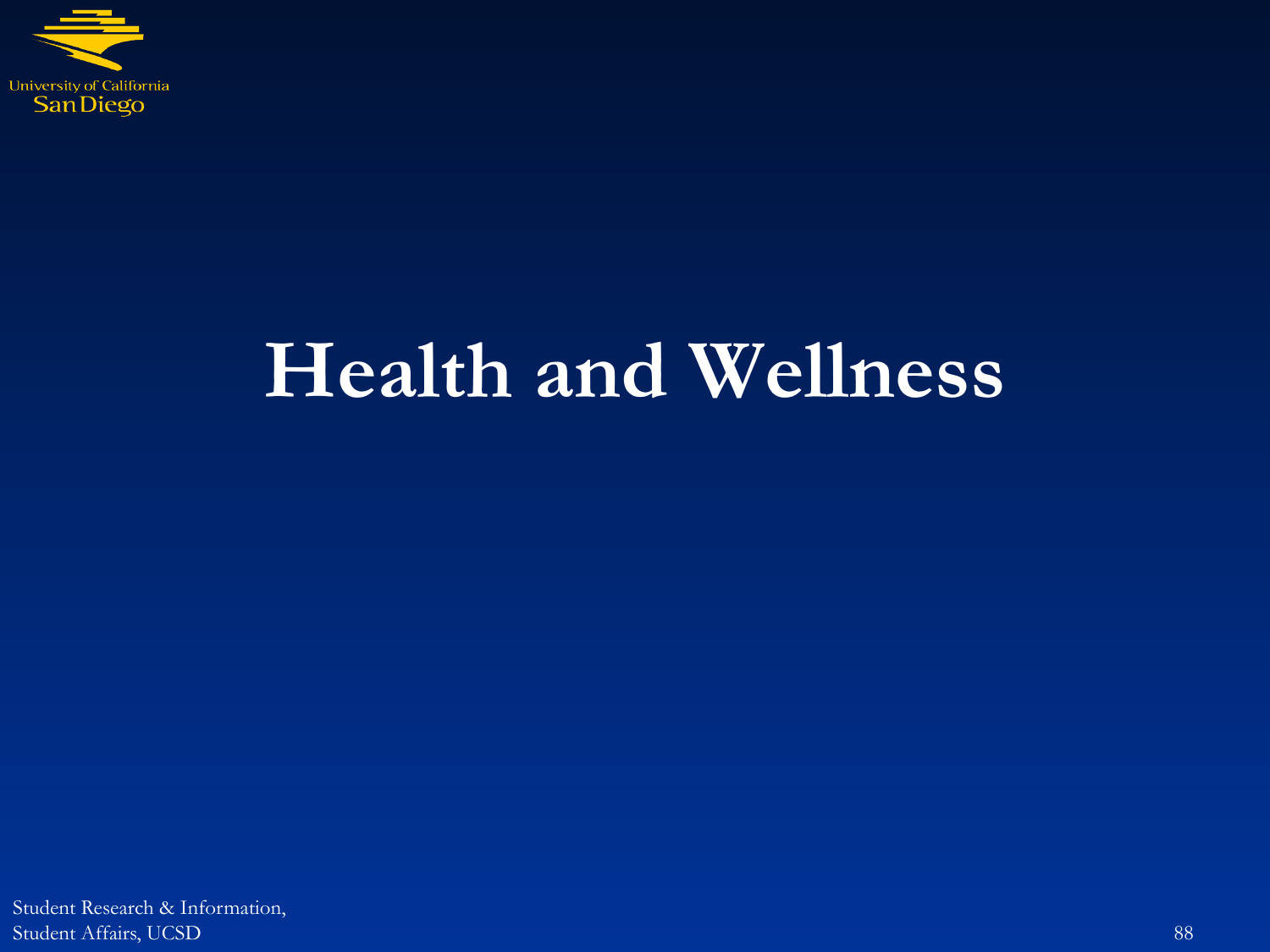# Health and Wellness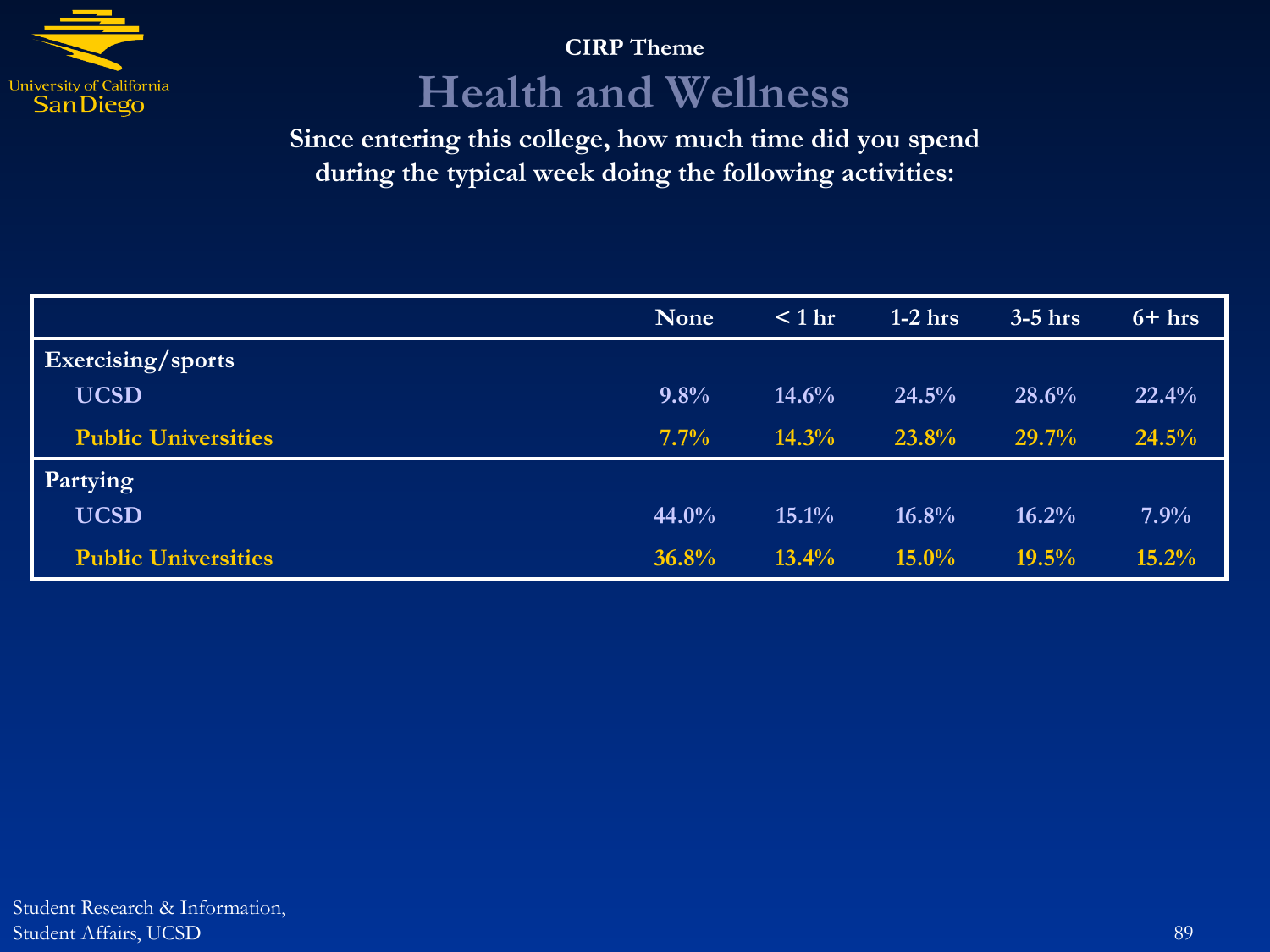CIRP Theme

# Health and Wellness

**Since entering this college, how much time did you spend during the typical week doing the following activities:**

| | None | < 1 hr | 1-2 hrs | 3-5 hrs | 6+ hrs |
|---|---|---|---|---|---|
| **Exercising/sports** | | | | | |
| UCSD | 9.8% | 14.6% | 24.5% | 28.6% | 22.4% |
| Public Universities | 7.7% | 14.3% | 23.8% | 29.7% | 24.5% |
| **Partying** | | | | | |
| UCSD | 44.0% | 15.1% | 16.8% | 16.2% | 7.9% |
| Public Universities | 36.8% | 13.4% | 15.0% | 19.5% | 15.2% |

Student Research & Information,
Student Affairs, UCSD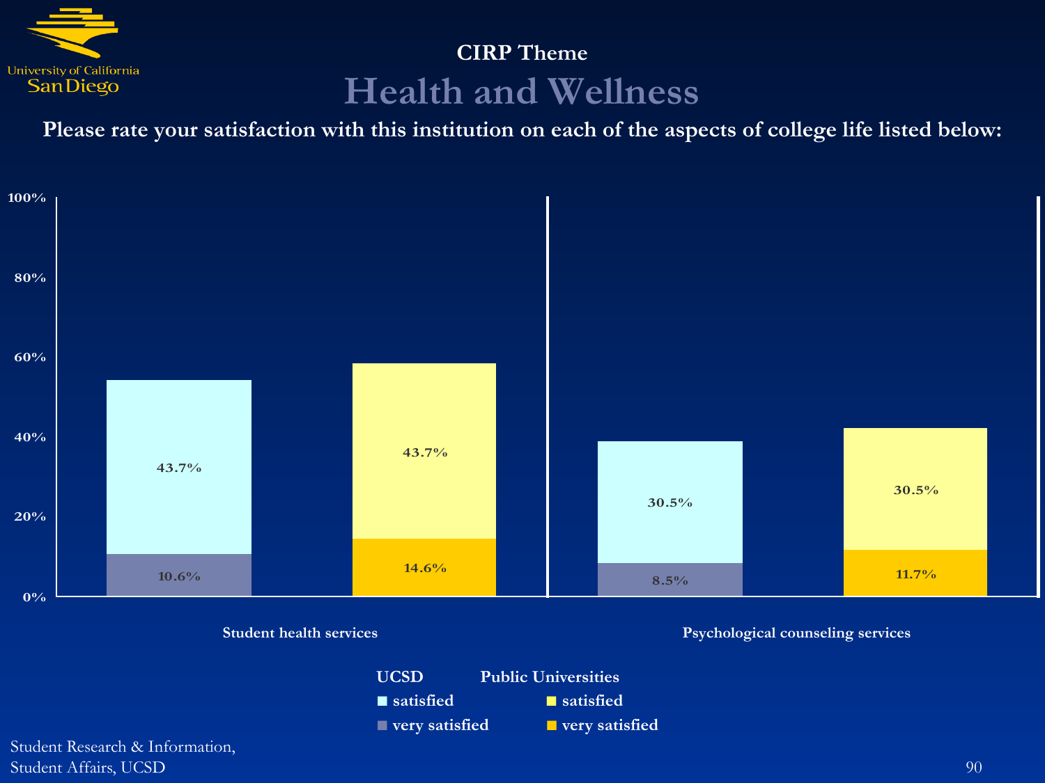## CIRP Theme

# Health and Wellness

**Please rate your satisfaction with this institution on each of the aspects of college life listed below:**

| | UCSD satisfied | UCSD very satisfied | Public Universities satisfied | Public Universities very satisfied |
|---|---|---|---|---|
| Student health services | 43.7% | 10.6% | 43.7% | 14.6% |
| Psychological counseling services | 30.5% | 8.5% | 30.5% | 11.7% |

Student Research & Information,
Student Affairs, UCSD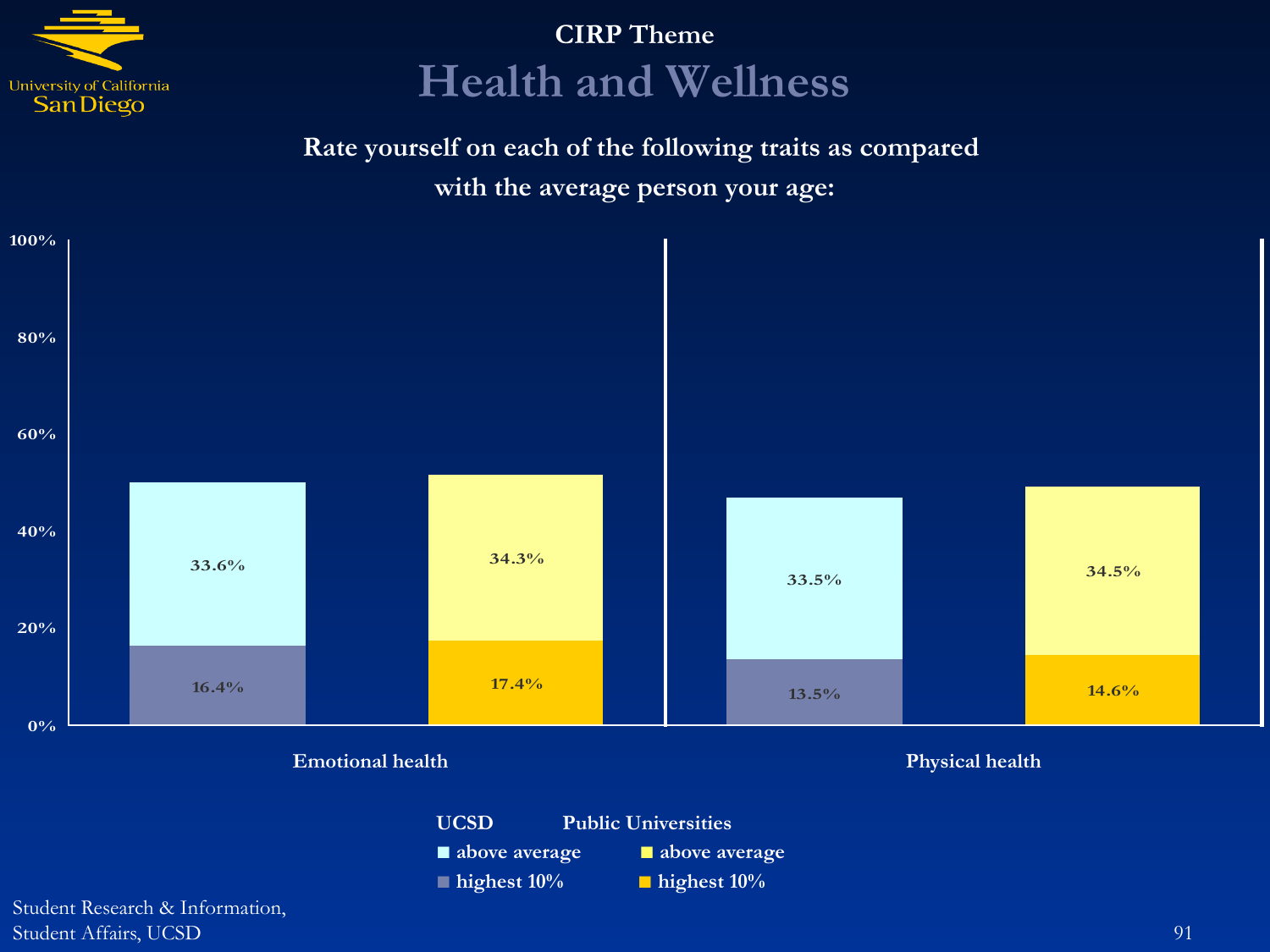CIRP Theme

# Health and Wellness

**Rate yourself on each of the following traits as compared with the average person your age:**

| | UCSD above average | UCSD highest 10% | Public Universities above average | Public Universities highest 10% |
|---|---|---|---|---|
| Emotional health | 33.6% | 16.4% | 34.3% | 17.4% |
| Physical health | 33.5% | 13.5% | 34.5% | 14.6% |

Student Research & Information, Student Affairs, UCSD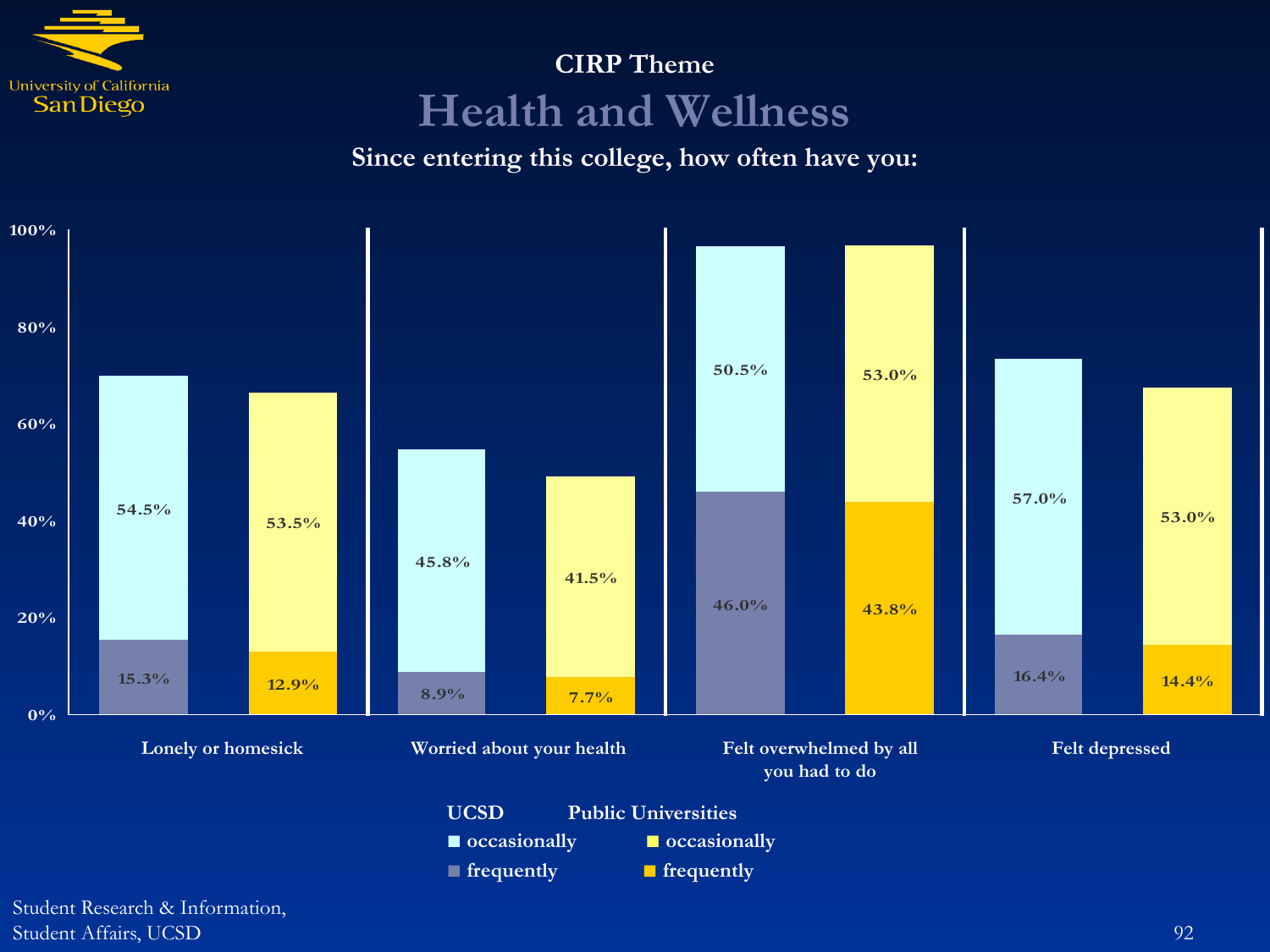CIRP Theme

# Health and Wellness

**Since entering this college, how often have you:**

| | UCSD occasionally | UCSD frequently | Public Universities occasionally | Public Universities frequently |
|---|---|---|---|---|
| Lonely or homesick | 54.5% | 15.3% | 53.5% | 12.9% |
| Worried about your health | 45.8% | 8.9% | 41.5% | 7.7% |
| Felt overwhelmed by all you had to do | 50.5% | 46.0% | 53.0% | 43.8% |
| Felt depressed | 57.0% | 16.4% | 53.0% | 14.4% |

Student Research & Information, Student Affairs, UCSD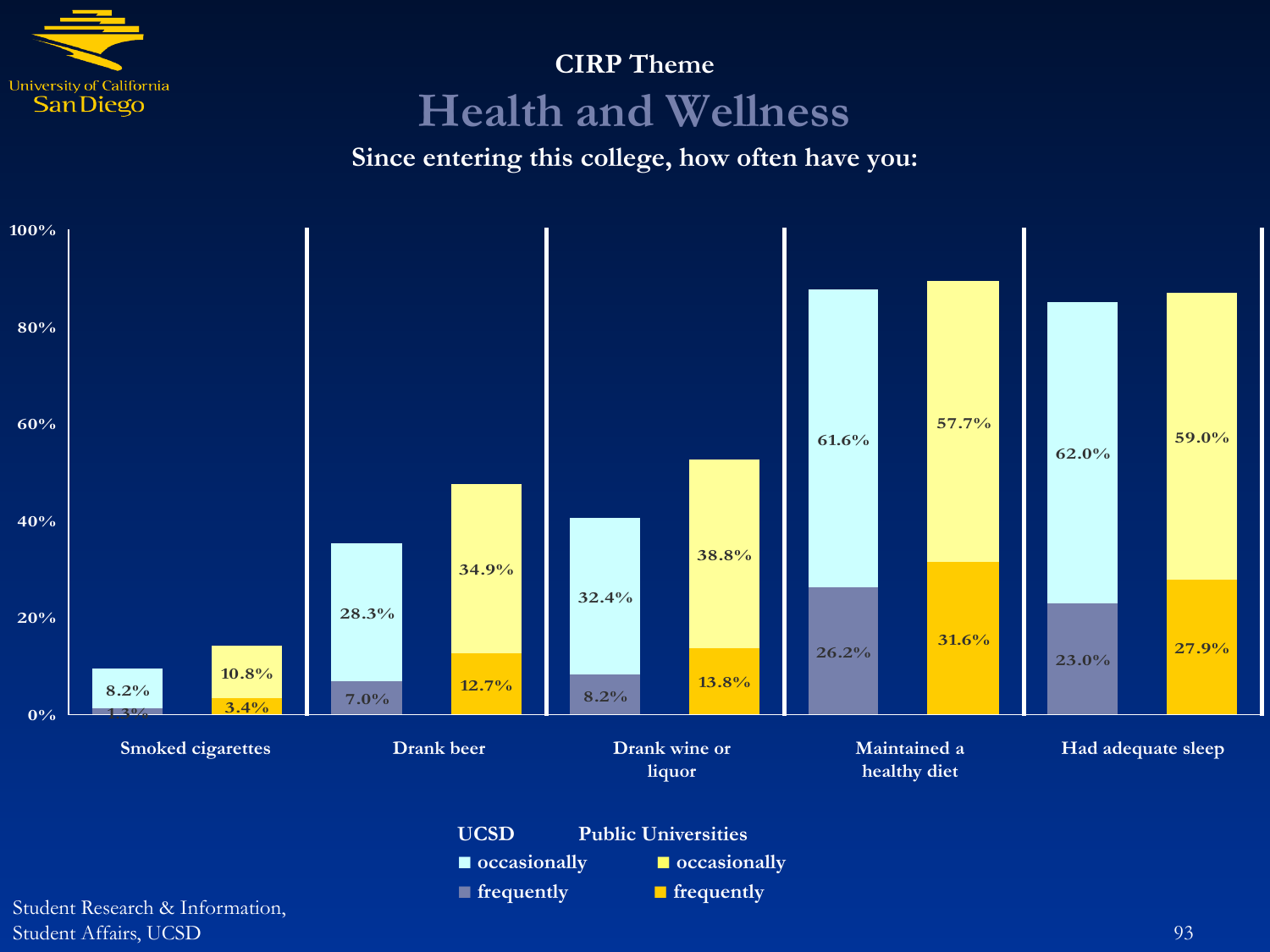CIRP Theme

# Health and Wellness

**Since entering this college, how often have you:**

| | UCSD occasionally | UCSD frequently | Public Universities occasionally | Public Universities frequently |
|---|---|---|---|---|
| Smoked cigarettes | 8.2% | 1.3% | 10.8% | 3.4% |
| Drank beer | 28.3% | 7.0% | 34.9% | 12.7% |
| Drank wine or liquor | 32.4% | 8.2% | 38.8% | 13.8% |
| Maintained a healthy diet | 61.6% | 26.2% | 57.7% | 31.6% |
| Had adequate sleep | 62.0% | 23.0% | 59.0% | 27.9% |

Student Research & Information, Student Affairs, UCSD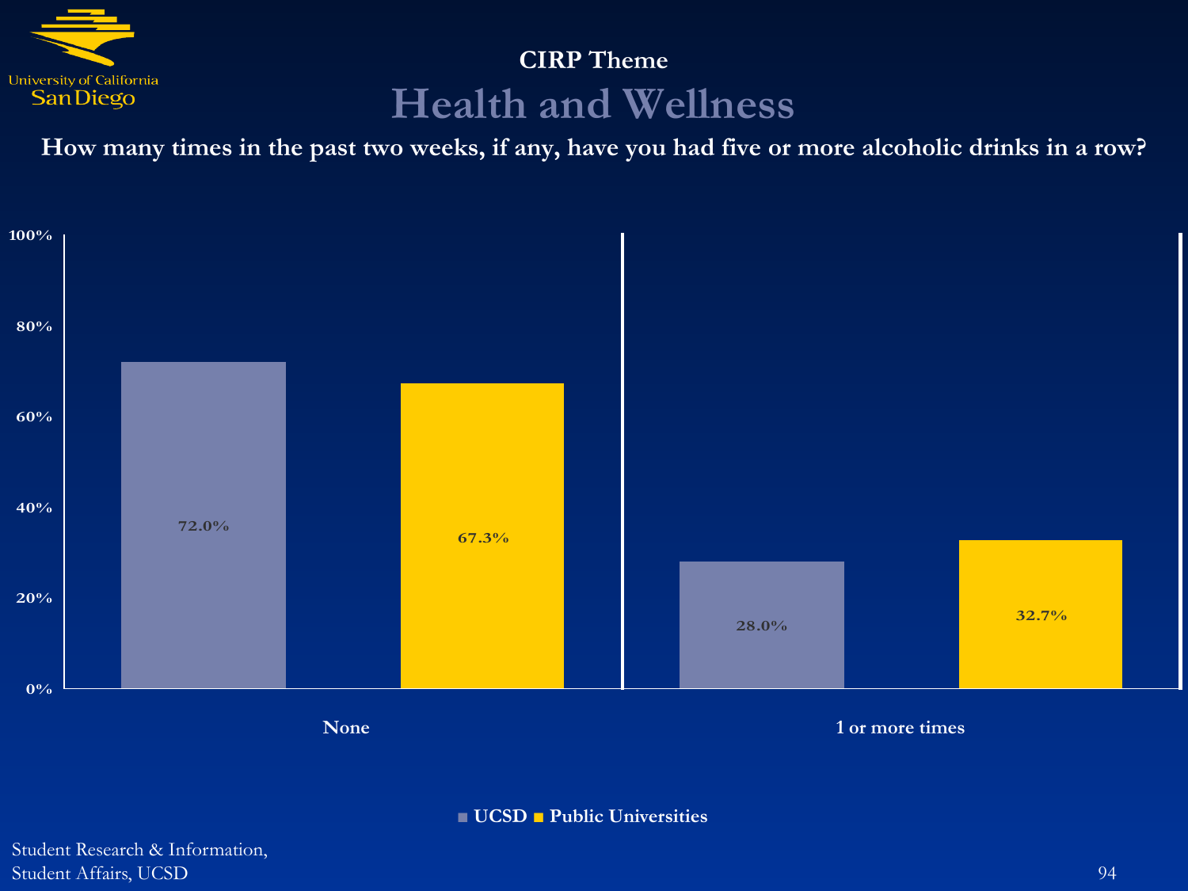## CIRP Theme

# Health and Wellness

**How many times in the past two weeks, if any, have you had five or more alcoholic drinks in a row?**

| | UCSD | Public Universities |
|---|---|---|
| None | 72.0% | 67.3% |
| 1 or more times | 28.0% | 32.7% |

Student Research & Information,
Student Affairs, UCSD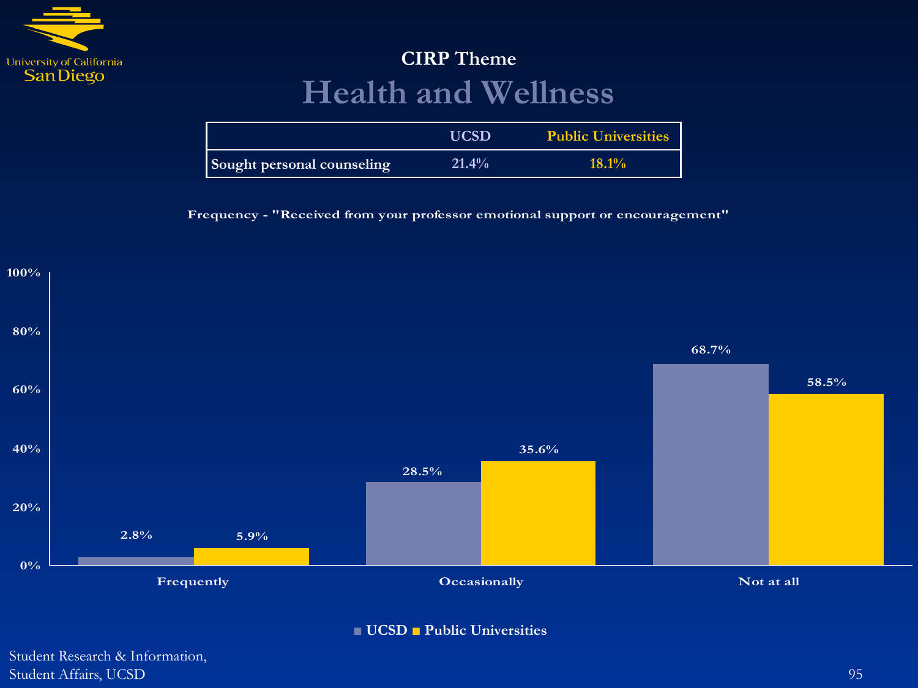## CIRP Theme

# Health and Wellness

| | UCSD | Public Universities |
|---|---|---|
| Sought personal counseling | 21.4% | 18.1% |

**Frequency - "Received from your professor emotional support or encouragement"**

| | UCSD | Public Universities |
|---|---|---|
| Frequently | 2.8% | 5.9% |
| Occasionally | 28.5% | 35.6% |
| Not at all | 68.7% | 58.5% |

Student Research & Information,
Student Affairs, UCSD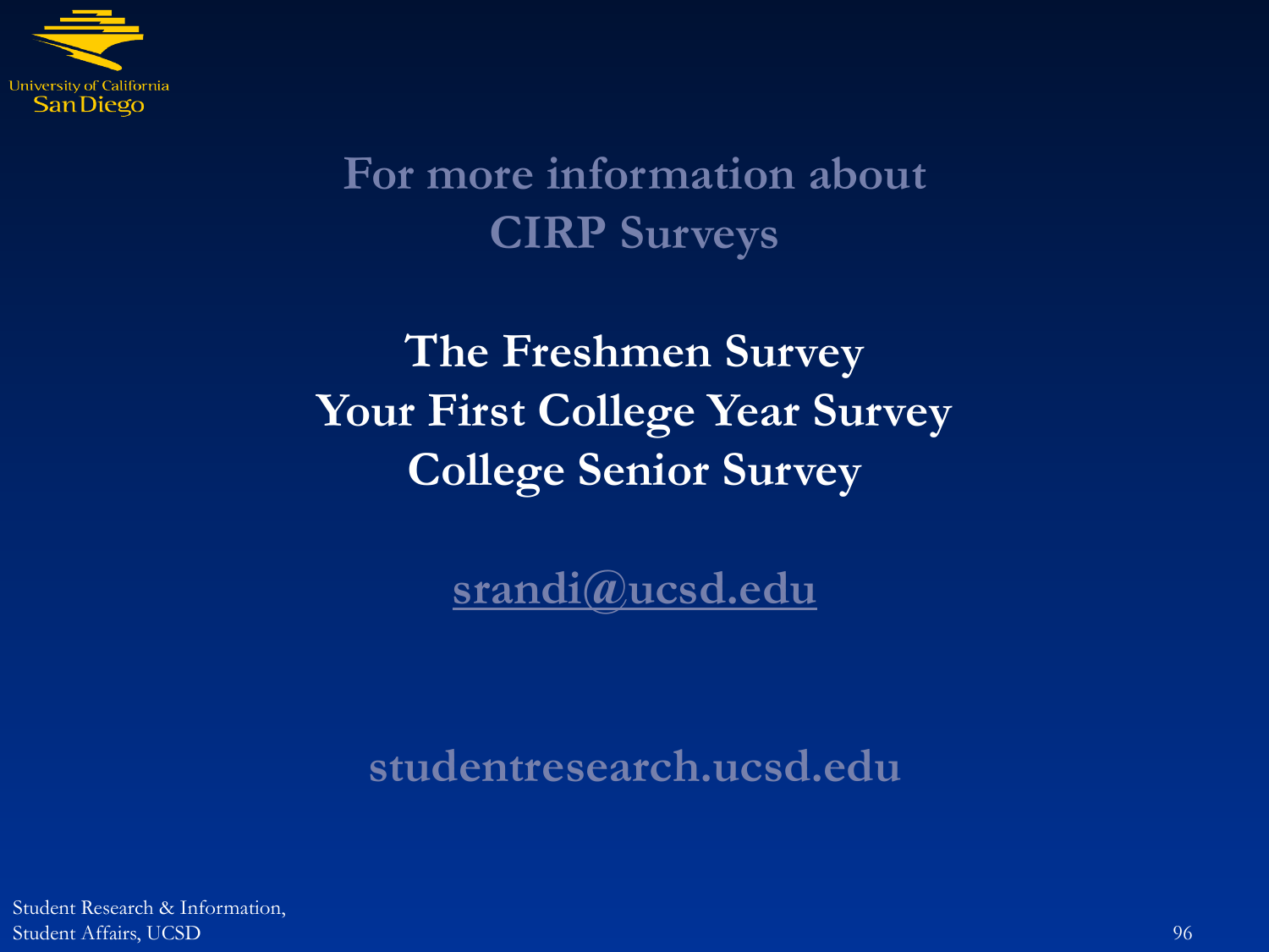# For more information about CIRP Surveys

**The Freshmen Survey**
**Your First College Year Survey**
**College Senior Survey**

srandi@ucsd.edu

studentresearch.ucsd.edu